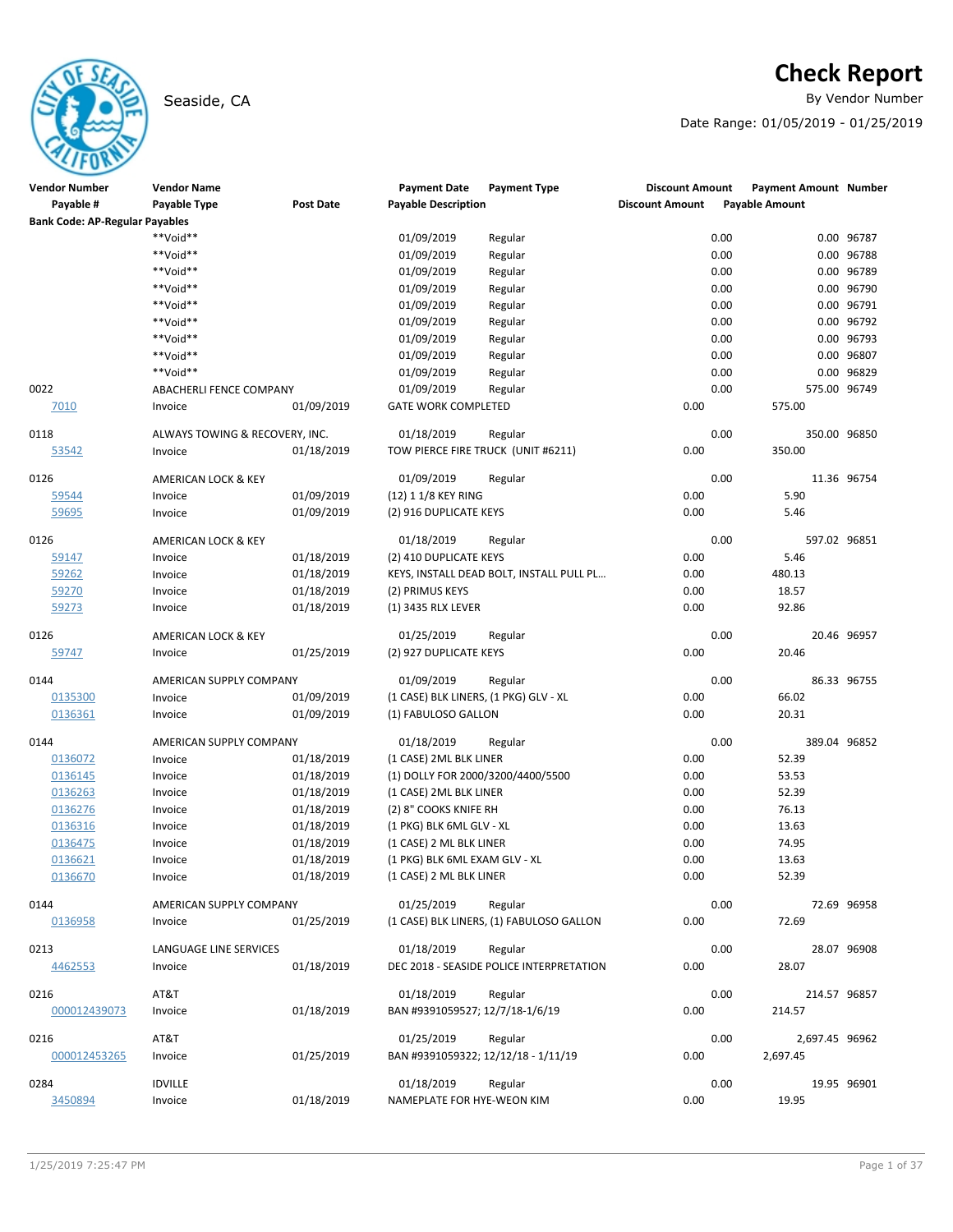# Check Report

Seaside, CA

By Vendor Number

Date Range: 01/05/2019 - 01/25/2019

| Vendor Number | Vendor Name | | Payment Date | Payment Type | Discount Amount | Payment Amount | Number |
|---|---|---|---|---|---|---|---|
| Payable # | Payable Type | Post Date | Payable Description | | Discount Amount | Payable Amount | |
| **Bank Code: AP-Regular Payables** | | | | | | | |
| | **Void** | | 01/09/2019 | Regular | 0.00 | 0.00 | 96787 |
| | **Void** | | 01/09/2019 | Regular | 0.00 | 0.00 | 96788 |
| | **Void** | | 01/09/2019 | Regular | 0.00 | 0.00 | 96789 |
| | **Void** | | 01/09/2019 | Regular | 0.00 | 0.00 | 96790 |
| | **Void** | | 01/09/2019 | Regular | 0.00 | 0.00 | 96791 |
| | **Void** | | 01/09/2019 | Regular | 0.00 | 0.00 | 96792 |
| | **Void** | | 01/09/2019 | Regular | 0.00 | 0.00 | 96793 |
| | **Void** | | 01/09/2019 | Regular | 0.00 | 0.00 | 96807 |
| | **Void** | | 01/09/2019 | Regular | 0.00 | 0.00 | 96829 |
| 0022 | ABACHERLI FENCE COMPANY | | 01/09/2019 | Regular | 0.00 | 575.00 | 96749 |
| 7010 | Invoice | 01/09/2019 | GATE WORK COMPLETED | | 0.00 | 575.00 | |
| 0118 | ALWAYS TOWING & RECOVERY, INC. | | 01/18/2019 | Regular | 0.00 | 350.00 | 96850 |
| 53542 | Invoice | 01/18/2019 | TOW PIERCE FIRE TRUCK (UNIT #6211) | | 0.00 | 350.00 | |
| 0126 | AMERICAN LOCK & KEY | | 01/09/2019 | Regular | 0.00 | 11.36 | 96754 |
| 59544 | Invoice | 01/09/2019 | (12) 1 1/8 KEY RING | | 0.00 | 5.90 | |
| 59695 | Invoice | 01/09/2019 | (2) 916 DUPLICATE KEYS | | 0.00 | 5.46 | |
| 0126 | AMERICAN LOCK & KEY | | 01/18/2019 | Regular | 0.00 | 597.02 | 96851 |
| 59147 | Invoice | 01/18/2019 | (2) 410 DUPLICATE KEYS | | 0.00 | 5.46 | |
| 59262 | Invoice | 01/18/2019 | KEYS, INSTALL DEAD BOLT, INSTALL PULL PL... | | 0.00 | 480.13 | |
| 59270 | Invoice | 01/18/2019 | (2) PRIMUS KEYS | | 0.00 | 18.57 | |
| 59273 | Invoice | 01/18/2019 | (1) 3435 RLX LEVER | | 0.00 | 92.86 | |
| 0126 | AMERICAN LOCK & KEY | | 01/25/2019 | Regular | 0.00 | 20.46 | 96957 |
| 59747 | Invoice | 01/25/2019 | (2) 927 DUPLICATE KEYS | | 0.00 | 20.46 | |
| 0144 | AMERICAN SUPPLY COMPANY | | 01/09/2019 | Regular | 0.00 | 86.33 | 96755 |
| 0135300 | Invoice | 01/09/2019 | (1 CASE) BLK LINERS, (1 PKG) GLV - XL | | 0.00 | 66.02 | |
| 0136361 | Invoice | 01/09/2019 | (1) FABULOSO GALLON | | 0.00 | 20.31 | |
| 0144 | AMERICAN SUPPLY COMPANY | | 01/18/2019 | Regular | 0.00 | 389.04 | 96852 |
| 0136072 | Invoice | 01/18/2019 | (1 CASE) 2ML BLK LINER | | 0.00 | 52.39 | |
| 0136145 | Invoice | 01/18/2019 | (1) DOLLY FOR 2000/3200/4400/5500 | | 0.00 | 53.53 | |
| 0136263 | Invoice | 01/18/2019 | (1 CASE) 2ML BLK LINER | | 0.00 | 52.39 | |
| 0136276 | Invoice | 01/18/2019 | (2) 8" COOKS KNIFE RH | | 0.00 | 76.13 | |
| 0136316 | Invoice | 01/18/2019 | (1 PKG) BLK 6ML GLV - XL | | 0.00 | 13.63 | |
| 0136475 | Invoice | 01/18/2019 | (1 CASE) 2 ML BLK LINER | | 0.00 | 74.95 | |
| 0136621 | Invoice | 01/18/2019 | (1 PKG) BLK 6ML EXAM GLV - XL | | 0.00 | 13.63 | |
| 0136670 | Invoice | 01/18/2019 | (1 CASE) 2 ML BLK LINER | | 0.00 | 52.39 | |
| 0144 | AMERICAN SUPPLY COMPANY | | 01/25/2019 | Regular | 0.00 | 72.69 | 96958 |
| 0136958 | Invoice | 01/25/2019 | (1 CASE) BLK LINERS, (1) FABULOSO GALLON | | 0.00 | 72.69 | |
| 0213 | LANGUAGE LINE SERVICES | | 01/18/2019 | Regular | 0.00 | 28.07 | 96908 |
| 4462553 | Invoice | 01/18/2019 | DEC 2018 - SEASIDE POLICE INTERPRETATION | | 0.00 | 28.07 | |
| 0216 | AT&T | | 01/18/2019 | Regular | 0.00 | 214.57 | 96857 |
| 000012439073 | Invoice | 01/18/2019 | BAN #9391059527; 12/7/18-1/6/19 | | 0.00 | 214.57 | |
| 0216 | AT&T | | 01/25/2019 | Regular | 0.00 | 2,697.45 | 96962 |
| 000012453265 | Invoice | 01/25/2019 | BAN #9391059322; 12/12/18 - 1/11/19 | | 0.00 | 2,697.45 | |
| 0284 | IDVILLE | | 01/18/2019 | Regular | 0.00 | 19.95 | 96901 |
| 3450894 | Invoice | 01/18/2019 | NAMEPLATE FOR HYE-WEON KIM | | 0.00 | 19.95 | |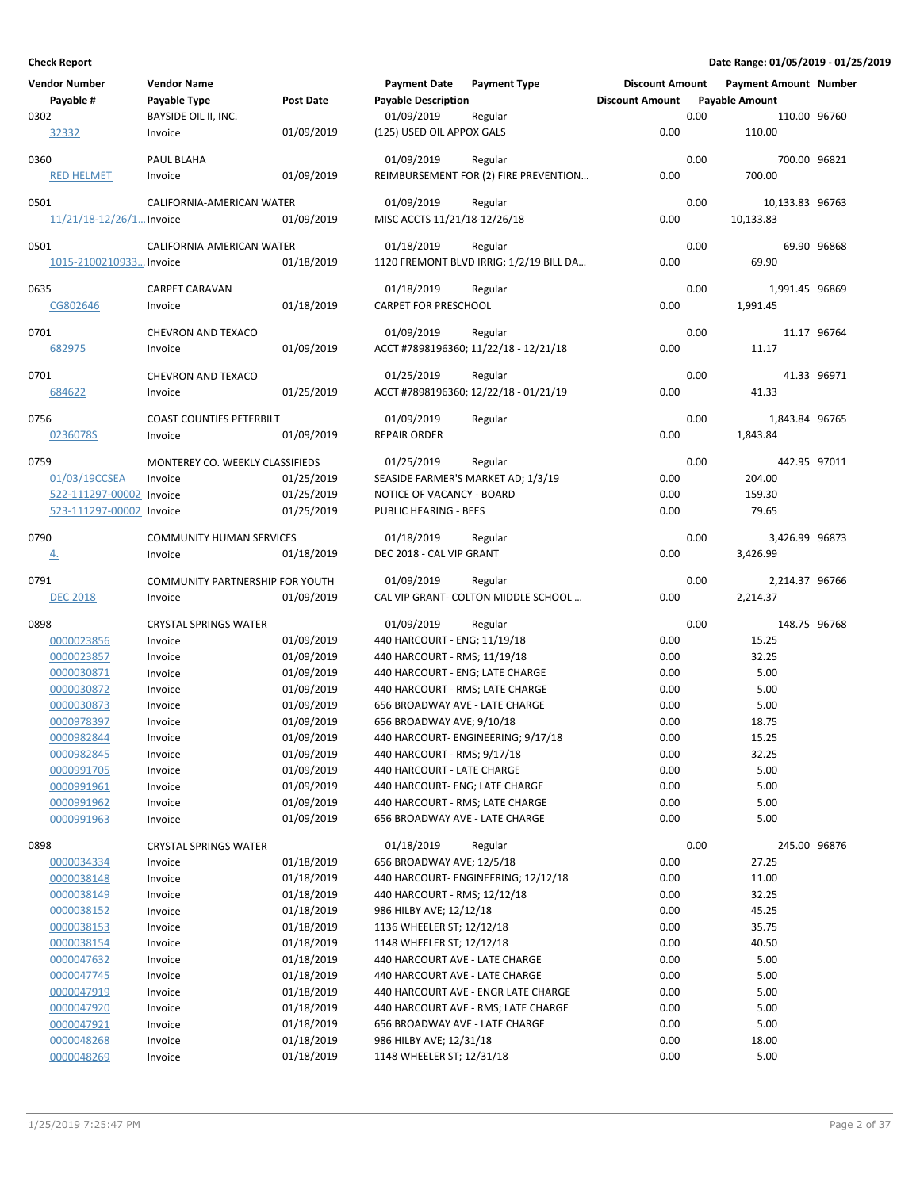**Check Report** — Date Range: 01/05/2019 - 01/25/2019

| Vendor Number | Vendor Name | | Payment Date | Payment Type | Discount Amount | Payment Amount | Number |
|---|---|---|---|---|---|---|---|
| Payable # | Payable Type | Post Date | Payable Description | | Discount Amount | Payable Amount | |
| 0302 | BAYSIDE OIL II, INC. | | 01/09/2019 | Regular | 0.00 | 110.00 | 96760 |
| 32332 | Invoice | 01/09/2019 | (125) USED OIL APPOX GALS | | 0.00 | 110.00 | |
| 0360 | PAUL BLAHA | | 01/09/2019 | Regular | 0.00 | 700.00 | 96821 |
| RED HELMET | Invoice | 01/09/2019 | REIMBURSEMENT FOR (2) FIRE PREVENTION… | | 0.00 | 700.00 | |
| 0501 | CALIFORNIA-AMERICAN WATER | | 01/09/2019 | Regular | 0.00 | 10,133.83 | 96763 |
| 11/21/18-12/26/1… | Invoice | 01/09/2019 | MISC ACCTS 11/21/18-12/26/18 | | 0.00 | 10,133.83 | |
| 0501 | CALIFORNIA-AMERICAN WATER | | 01/18/2019 | Regular | 0.00 | 69.90 | 96868 |
| 1015-2100210933… | Invoice | 01/18/2019 | 1120 FREMONT BLVD IRRIG; 1/2/19 BILL DA… | | 0.00 | 69.90 | |
| 0635 | CARPET CARAVAN | | 01/18/2019 | Regular | 0.00 | 1,991.45 | 96869 |
| CG802646 | Invoice | 01/18/2019 | CARPET FOR PRESCHOOL | | 0.00 | 1,991.45 | |
| 0701 | CHEVRON AND TEXACO | | 01/09/2019 | Regular | 0.00 | 11.17 | 96764 |
| 682975 | Invoice | 01/09/2019 | ACCT #7898196360; 11/22/18 - 12/21/18 | | 0.00 | 11.17 | |
| 0701 | CHEVRON AND TEXACO | | 01/25/2019 | Regular | 0.00 | 41.33 | 96971 |
| 684622 | Invoice | 01/25/2019 | ACCT #7898196360; 12/22/18 - 01/21/19 | | 0.00 | 41.33 | |
| 0756 | COAST COUNTIES PETERBILT | | 01/09/2019 | Regular | 0.00 | 1,843.84 | 96765 |
| 0236078S | Invoice | 01/09/2019 | REPAIR ORDER | | 0.00 | 1,843.84 | |
| 0759 | MONTEREY CO. WEEKLY CLASSIFIEDS | | 01/25/2019 | Regular | 0.00 | 442.95 | 97011 |
| 01/03/19CCSEA | Invoice | 01/25/2019 | SEASIDE FARMER'S MARKET AD; 1/3/19 | | 0.00 | 204.00 | |
| 522-111297-00002 | Invoice | 01/25/2019 | NOTICE OF VACANCY - BOARD | | 0.00 | 159.30 | |
| 523-111297-00002 | Invoice | 01/25/2019 | PUBLIC HEARING - BEES | | 0.00 | 79.65 | |
| 0790 | COMMUNITY HUMAN SERVICES | | 01/18/2019 | Regular | 0.00 | 3,426.99 | 96873 |
| 4. | Invoice | 01/18/2019 | DEC 2018 - CAL VIP GRANT | | 0.00 | 3,426.99 | |
| 0791 | COMMUNITY PARTNERSHIP FOR YOUTH | | 01/09/2019 | Regular | 0.00 | 2,214.37 | 96766 |
| DEC 2018 | Invoice | 01/09/2019 | CAL VIP GRANT- COLTON MIDDLE SCHOOL … | | 0.00 | 2,214.37 | |
| 0898 | CRYSTAL SPRINGS WATER | | 01/09/2019 | Regular | 0.00 | 148.75 | 96768 |
| 0000023856 | Invoice | 01/09/2019 | 440 HARCOURT - ENG; 11/19/18 | | 0.00 | 15.25 | |
| 0000023857 | Invoice | 01/09/2019 | 440 HARCOURT - RMS; 11/19/18 | | 0.00 | 32.25 | |
| 0000030871 | Invoice | 01/09/2019 | 440 HARCOURT - ENG; LATE CHARGE | | 0.00 | 5.00 | |
| 0000030872 | Invoice | 01/09/2019 | 440 HARCOURT - RMS; LATE CHARGE | | 0.00 | 5.00 | |
| 0000030873 | Invoice | 01/09/2019 | 656 BROADWAY AVE - LATE CHARGE | | 0.00 | 5.00 | |
| 0000978397 | Invoice | 01/09/2019 | 656 BROADWAY AVE; 9/10/18 | | 0.00 | 18.75 | |
| 0000982844 | Invoice | 01/09/2019 | 440 HARCOURT- ENGINEERING; 9/17/18 | | 0.00 | 15.25 | |
| 0000982845 | Invoice | 01/09/2019 | 440 HARCOURT - RMS; 9/17/18 | | 0.00 | 32.25 | |
| 0000991705 | Invoice | 01/09/2019 | 440 HARCOURT - LATE CHARGE | | 0.00 | 5.00 | |
| 0000991961 | Invoice | 01/09/2019 | 440 HARCOURT- ENG; LATE CHARGE | | 0.00 | 5.00 | |
| 0000991962 | Invoice | 01/09/2019 | 440 HARCOURT - RMS; LATE CHARGE | | 0.00 | 5.00 | |
| 0000991963 | Invoice | 01/09/2019 | 656 BROADWAY AVE - LATE CHARGE | | 0.00 | 5.00 | |
| 0898 | CRYSTAL SPRINGS WATER | | 01/18/2019 | Regular | 0.00 | 245.00 | 96876 |
| 0000034334 | Invoice | 01/18/2019 | 656 BROADWAY AVE; 12/5/18 | | 0.00 | 27.25 | |
| 0000038148 | Invoice | 01/18/2019 | 440 HARCOURT- ENGINEERING; 12/12/18 | | 0.00 | 11.00 | |
| 0000038149 | Invoice | 01/18/2019 | 440 HARCOURT - RMS; 12/12/18 | | 0.00 | 32.25 | |
| 0000038152 | Invoice | 01/18/2019 | 986 HILBY AVE; 12/12/18 | | 0.00 | 45.25 | |
| 0000038153 | Invoice | 01/18/2019 | 1136 WHEELER ST; 12/12/18 | | 0.00 | 35.75 | |
| 0000038154 | Invoice | 01/18/2019 | 1148 WHEELER ST; 12/12/18 | | 0.00 | 40.50 | |
| 0000047632 | Invoice | 01/18/2019 | 440 HARCOURT AVE - LATE CHARGE | | 0.00 | 5.00 | |
| 0000047745 | Invoice | 01/18/2019 | 440 HARCOURT AVE - LATE CHARGE | | 0.00 | 5.00 | |
| 0000047919 | Invoice | 01/18/2019 | 440 HARCOURT AVE - ENGR LATE CHARGE | | 0.00 | 5.00 | |
| 0000047920 | Invoice | 01/18/2019 | 440 HARCOURT AVE - RMS; LATE CHARGE | | 0.00 | 5.00 | |
| 0000047921 | Invoice | 01/18/2019 | 656 BROADWAY AVE - LATE CHARGE | | 0.00 | 5.00 | |
| 0000048268 | Invoice | 01/18/2019 | 986 HILBY AVE; 12/31/18 | | 0.00 | 18.00 | |
| 0000048269 | Invoice | 01/18/2019 | 1148 WHEELER ST; 12/31/18 | | 0.00 | 5.00 | |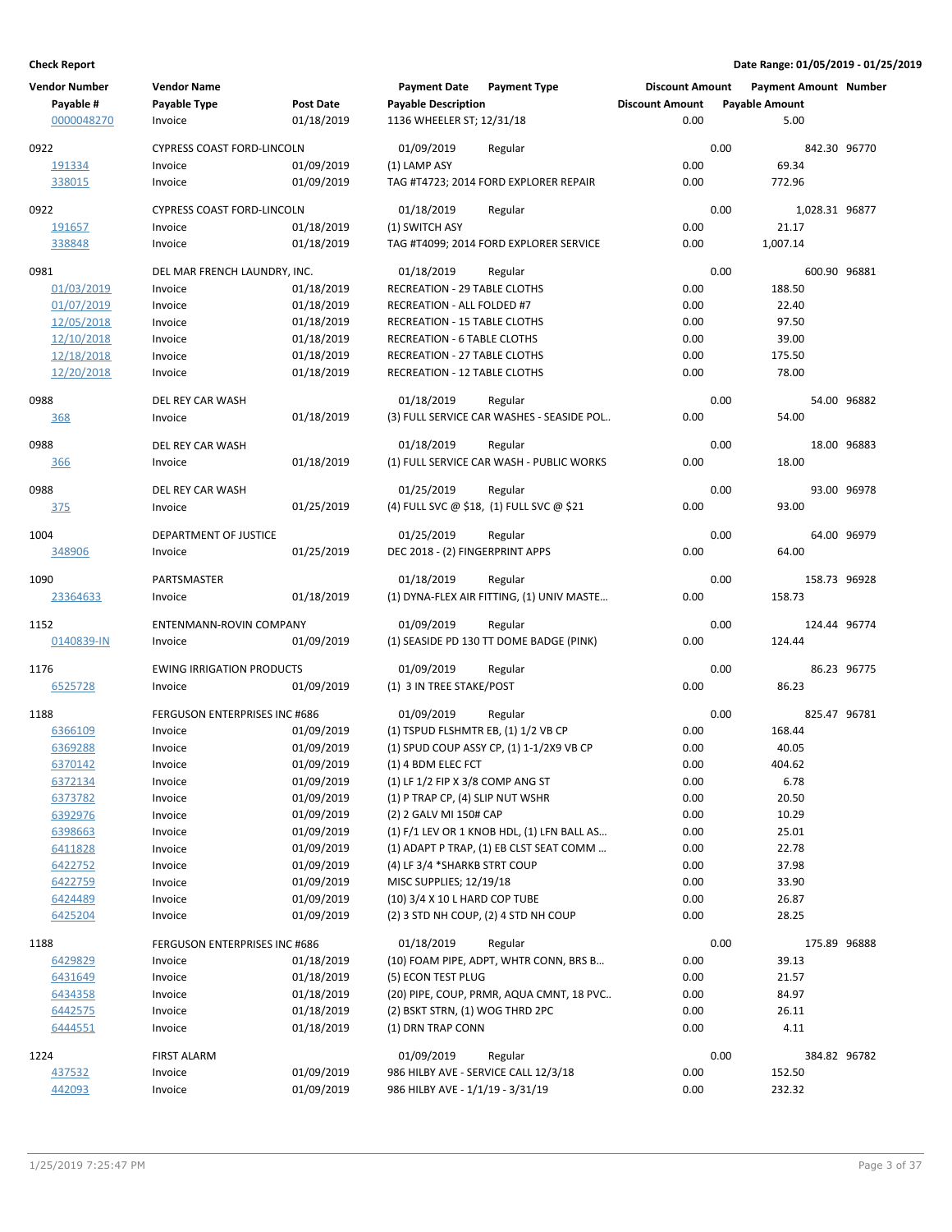**Check Report** | **Date Range: 01/05/2019 - 01/25/2019**

| Vendor Number | Vendor Name | | Payment Date | Payment Type | Discount Amount | Payment Amount | Number |
|---|---|---|---|---|---|---|---|
| Payable # | Payable Type | Post Date | Payable Description | | Discount Amount | Payable Amount | |
| 0000048270 | Invoice | 01/18/2019 | 1136 WHEELER ST; 12/31/18 | | 0.00 | 5.00 | |
| 0922 | CYPRESS COAST FORD-LINCOLN | | 01/09/2019 | Regular | 0.00 | 842.30 | 96770 |
| 191334 | Invoice | 01/09/2019 | (1) LAMP ASY | | 0.00 | 69.34 | |
| 338015 | Invoice | 01/09/2019 | TAG #T4723; 2014 FORD EXPLORER REPAIR | | 0.00 | 772.96 | |
| 0922 | CYPRESS COAST FORD-LINCOLN | | 01/18/2019 | Regular | 0.00 | 1,028.31 | 96877 |
| 191657 | Invoice | 01/18/2019 | (1) SWITCH ASY | | 0.00 | 21.17 | |
| 338848 | Invoice | 01/18/2019 | TAG #T4099; 2014 FORD EXPLORER SERVICE | | 0.00 | 1,007.14 | |
| 0981 | DEL MAR FRENCH LAUNDRY, INC. | | 01/18/2019 | Regular | 0.00 | 600.90 | 96881 |
| 01/03/2019 | Invoice | 01/18/2019 | RECREATION - 29 TABLE CLOTHS | | 0.00 | 188.50 | |
| 01/07/2019 | Invoice | 01/18/2019 | RECREATION - ALL FOLDED #7 | | 0.00 | 22.40 | |
| 12/05/2018 | Invoice | 01/18/2019 | RECREATION - 15 TABLE CLOTHS | | 0.00 | 97.50 | |
| 12/10/2018 | Invoice | 01/18/2019 | RECREATION - 6 TABLE CLOTHS | | 0.00 | 39.00 | |
| 12/18/2018 | Invoice | 01/18/2019 | RECREATION - 27 TABLE CLOTHS | | 0.00 | 175.50 | |
| 12/20/2018 | Invoice | 01/18/2019 | RECREATION - 12 TABLE CLOTHS | | 0.00 | 78.00 | |
| 0988 | DEL REY CAR WASH | | 01/18/2019 | Regular | 0.00 | 54.00 | 96882 |
| 368 | Invoice | 01/18/2019 | (3) FULL SERVICE CAR WASHES - SEASIDE POL.. | | 0.00 | 54.00 | |
| 0988 | DEL REY CAR WASH | | 01/18/2019 | Regular | 0.00 | 18.00 | 96883 |
| 366 | Invoice | 01/18/2019 | (1) FULL SERVICE CAR WASH - PUBLIC WORKS | | 0.00 | 18.00 | |
| 0988 | DEL REY CAR WASH | | 01/25/2019 | Regular | 0.00 | 93.00 | 96978 |
| 375 | Invoice | 01/25/2019 | (4) FULL SVC @ $18, (1) FULL SVC @ $21 | | 0.00 | 93.00 | |
| 1004 | DEPARTMENT OF JUSTICE | | 01/25/2019 | Regular | 0.00 | 64.00 | 96979 |
| 348906 | Invoice | 01/25/2019 | DEC 2018 - (2) FINGERPRINT APPS | | 0.00 | 64.00 | |
| 1090 | PARTSMASTER | | 01/18/2019 | Regular | 0.00 | 158.73 | 96928 |
| 23364633 | Invoice | 01/18/2019 | (1) DYNA-FLEX AIR FITTING, (1) UNIV MASTE… | | 0.00 | 158.73 | |
| 1152 | ENTENMANN-ROVIN COMPANY | | 01/09/2019 | Regular | 0.00 | 124.44 | 96774 |
| 0140839-IN | Invoice | 01/09/2019 | (1) SEASIDE PD 130 TT DOME BADGE (PINK) | | 0.00 | 124.44 | |
| 1176 | EWING IRRIGATION PRODUCTS | | 01/09/2019 | Regular | 0.00 | 86.23 | 96775 |
| 6525728 | Invoice | 01/09/2019 | (1) 3 IN TREE STAKE/POST | | 0.00 | 86.23 | |
| 1188 | FERGUSON ENTERPRISES INC #686 | | 01/09/2019 | Regular | 0.00 | 825.47 | 96781 |
| 6366109 | Invoice | 01/09/2019 | (1) TSPUD FLSHMTR EB, (1) 1/2 VB CP | | 0.00 | 168.44 | |
| 6369288 | Invoice | 01/09/2019 | (1) SPUD COUP ASSY CP, (1) 1-1/2X9 VB CP | | 0.00 | 40.05 | |
| 6370142 | Invoice | 01/09/2019 | (1) 4 BDM ELEC FCT | | 0.00 | 404.62 | |
| 6372134 | Invoice | 01/09/2019 | (1) LF 1/2 FIP X 3/8 COMP ANG ST | | 0.00 | 6.78 | |
| 6373782 | Invoice | 01/09/2019 | (1) P TRAP CP, (4) SLIP NUT WSHR | | 0.00 | 20.50 | |
| 6392976 | Invoice | 01/09/2019 | (2) 2 GALV MI 150# CAP | | 0.00 | 10.29 | |
| 6398663 | Invoice | 01/09/2019 | (1) F/1 LEV OR 1 KNOB HDL, (1) LFN BALL AS… | | 0.00 | 25.01 | |
| 6411828 | Invoice | 01/09/2019 | (1) ADAPT P TRAP, (1) EB CLST SEAT COMM … | | 0.00 | 22.78 | |
| 6422752 | Invoice | 01/09/2019 | (4) LF 3/4 *SHARKB STRT COUP | | 0.00 | 37.98 | |
| 6422759 | Invoice | 01/09/2019 | MISC SUPPLIES; 12/19/18 | | 0.00 | 33.90 | |
| 6424489 | Invoice | 01/09/2019 | (10) 3/4 X 10 L HARD COP TUBE | | 0.00 | 26.87 | |
| 6425204 | Invoice | 01/09/2019 | (2) 3 STD NH COUP, (2) 4 STD NH COUP | | 0.00 | 28.25 | |
| 1188 | FERGUSON ENTERPRISES INC #686 | | 01/18/2019 | Regular | 0.00 | 175.89 | 96888 |
| 6429829 | Invoice | 01/18/2019 | (10) FOAM PIPE, ADPT, WHTR CONN, BRS B… | | 0.00 | 39.13 | |
| 6431649 | Invoice | 01/18/2019 | (5) ECON TEST PLUG | | 0.00 | 21.57 | |
| 6434358 | Invoice | 01/18/2019 | (20) PIPE, COUP, PRMR, AQUA CMNT, 18 PVC.. | | 0.00 | 84.97 | |
| 6442575 | Invoice | 01/18/2019 | (2) BSKT STRN, (1) WOG THRD 2PC | | 0.00 | 26.11 | |
| 6444551 | Invoice | 01/18/2019 | (1) DRN TRAP CONN | | 0.00 | 4.11 | |
| 1224 | FIRST ALARM | | 01/09/2019 | Regular | 0.00 | 384.82 | 96782 |
| 437532 | Invoice | 01/09/2019 | 986 HILBY AVE - SERVICE CALL 12/3/18 | | 0.00 | 152.50 | |
| 442093 | Invoice | 01/09/2019 | 986 HILBY AVE - 1/1/19 - 3/31/19 | | 0.00 | 232.32 | |

1/25/2019 7:25:47 PM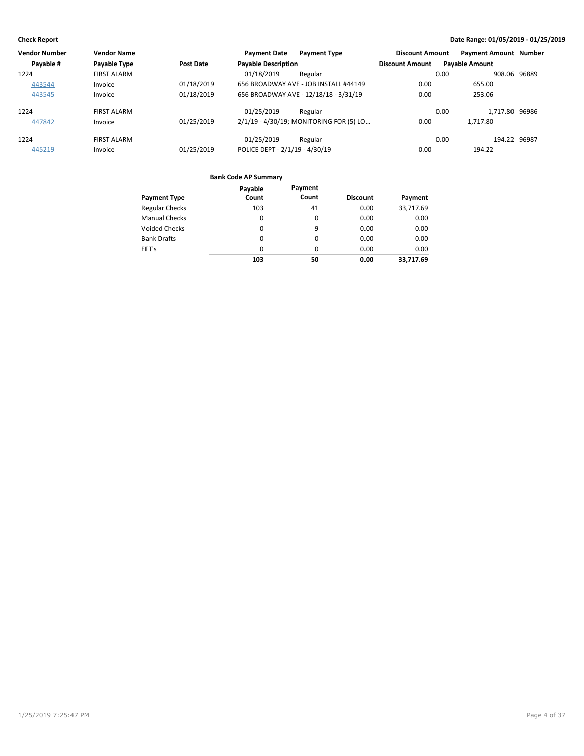| Vendor Number | Vendor Name | | Payment Date | Payment Type | Discount Amount | Payment Amount | Number |
|---|---|---|---|---|---|---|---|
| Payable # | Payable Type | Post Date | Payable Description | | Discount Amount | Payable Amount | |
| 1224 | FIRST ALARM | | 01/18/2019 | Regular | 0.00 | 908.06 | 96889 |
| 443544 | Invoice | 01/18/2019 | 656 BROADWAY AVE - JOB INSTALL #44149 | | 0.00 | 655.00 | |
| 443545 | Invoice | 01/18/2019 | 656 BROADWAY AVE - 12/18/18 - 3/31/19 | | 0.00 | 253.06 | |
| 1224 | FIRST ALARM | | 01/25/2019 | Regular | 0.00 | 1,717.80 | 96986 |
| 447842 | Invoice | 01/25/2019 | 2/1/19 - 4/30/19; MONITORING FOR (5) LO… | | 0.00 | 1,717.80 | |
| 1224 | FIRST ALARM | | 01/25/2019 | Regular | 0.00 | 194.22 | 96987 |
| 445219 | Invoice | 01/25/2019 | POLICE DEPT - 2/1/19 - 4/30/19 | | 0.00 | 194.22 | |

**Bank Code AP Summary**

| Payment Type | Payable Count | Payment Count | Discount | Payment |
|---|---|---|---|---|
| Regular Checks | 103 | 41 | 0.00 | 33,717.69 |
| Manual Checks | 0 | 0 | 0.00 | 0.00 |
| Voided Checks | 0 | 9 | 0.00 | 0.00 |
| Bank Drafts | 0 | 0 | 0.00 | 0.00 |
| EFT's | 0 | 0 | 0.00 | 0.00 |
| | **103** | **50** | **0.00** | **33,717.69** |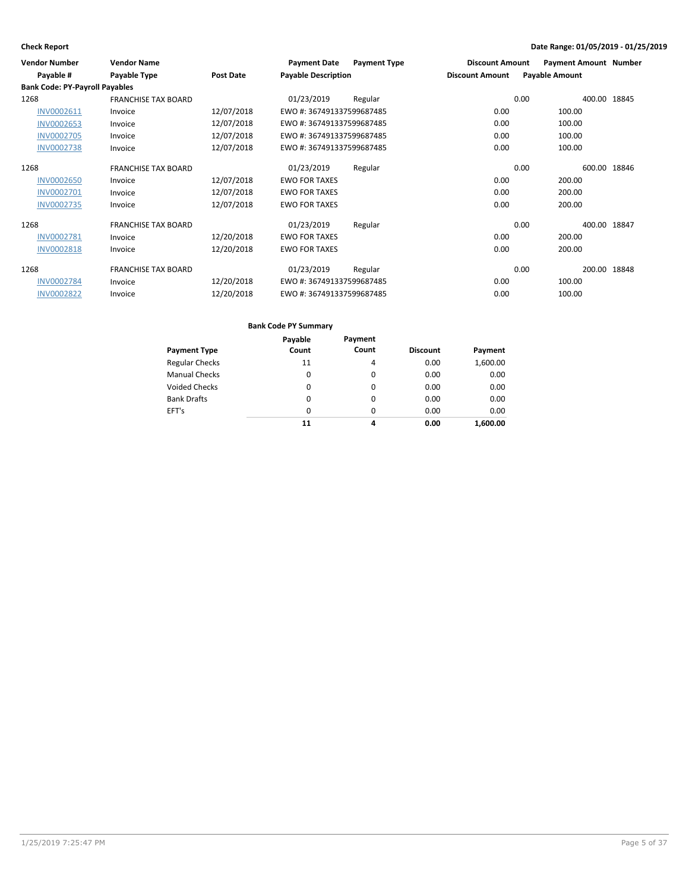**Check Report**

**Date Range: 01/05/2019 - 01/25/2019**

| Vendor Number | Vendor Name | | Payment Date | Payment Type | Discount Amount | Payment Amount | Number |
|---|---|---|---|---|---|---|---|
| **Payable #** | **Payable Type** | **Post Date** | **Payable Description** | | **Discount Amount** | **Payable Amount** | |
| **Bank Code: PY-Payroll Payables** | | | | | | | |
| 1268 | FRANCHISE TAX BOARD | | 01/23/2019 | Regular | 0.00 | 400.00 | 18845 |
| INV0002611 | Invoice | 12/07/2018 | EWO #: 367491337599687485 | | 0.00 | 100.00 | |
| INV0002653 | Invoice | 12/07/2018 | EWO #: 367491337599687485 | | 0.00 | 100.00 | |
| INV0002705 | Invoice | 12/07/2018 | EWO #: 367491337599687485 | | 0.00 | 100.00 | |
| INV0002738 | Invoice | 12/07/2018 | EWO #: 367491337599687485 | | 0.00 | 100.00 | |
| 1268 | FRANCHISE TAX BOARD | | 01/23/2019 | Regular | 0.00 | 600.00 | 18846 |
| INV0002650 | Invoice | 12/07/2018 | EWO FOR TAXES | | 0.00 | 200.00 | |
| INV0002701 | Invoice | 12/07/2018 | EWO FOR TAXES | | 0.00 | 200.00 | |
| INV0002735 | Invoice | 12/07/2018 | EWO FOR TAXES | | 0.00 | 200.00 | |
| 1268 | FRANCHISE TAX BOARD | | 01/23/2019 | Regular | 0.00 | 400.00 | 18847 |
| INV0002781 | Invoice | 12/20/2018 | EWO FOR TAXES | | 0.00 | 200.00 | |
| INV0002818 | Invoice | 12/20/2018 | EWO FOR TAXES | | 0.00 | 200.00 | |
| 1268 | FRANCHISE TAX BOARD | | 01/23/2019 | Regular | 0.00 | 200.00 | 18848 |
| INV0002784 | Invoice | 12/20/2018 | EWO #: 367491337599687485 | | 0.00 | 100.00 | |
| INV0002822 | Invoice | 12/20/2018 | EWO #: 367491337599687485 | | 0.00 | 100.00 | |

**Bank Code PY Summary**

| Payment Type | Payable Count | Payment Count | Discount | Payment |
|---|---|---|---|---|
| Regular Checks | 11 | 4 | 0.00 | 1,600.00 |
| Manual Checks | 0 | 0 | 0.00 | 0.00 |
| Voided Checks | 0 | 0 | 0.00 | 0.00 |
| Bank Drafts | 0 | 0 | 0.00 | 0.00 |
| EFT's | 0 | 0 | 0.00 | 0.00 |
| | **11** | **4** | **0.00** | **1,600.00** |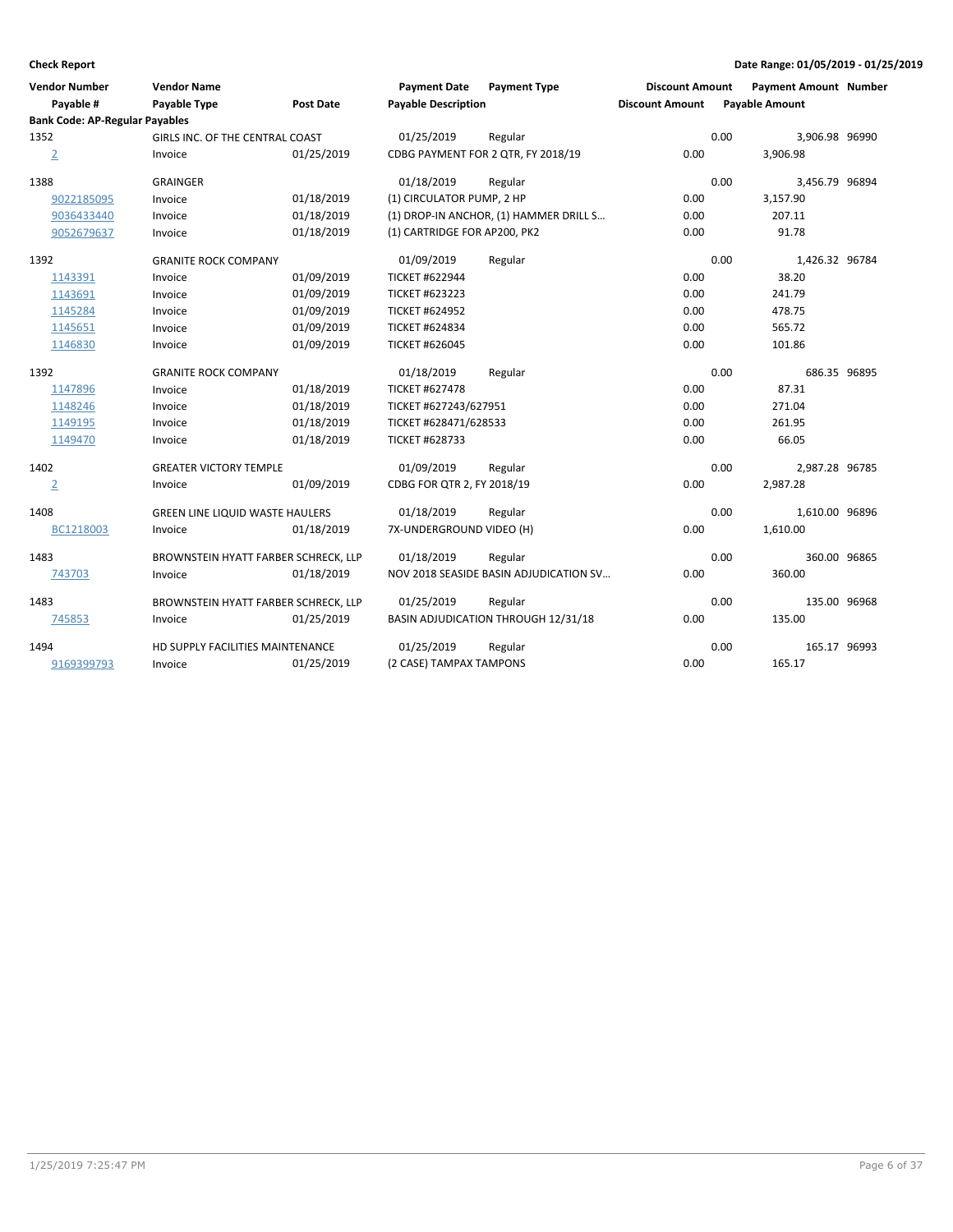**Check Report**

**Date Range: 01/05/2019 - 01/25/2019**

| Vendor Number | Vendor Name | | Payment Date | Payment Type | Discount Amount | Payment Amount | Number |
|---|---|---|---|---|---|---|---|
| Payable # | Payable Type | Post Date | Payable Description | | Discount Amount | Payable Amount | |
| **Bank Code: AP-Regular Payables** | | | | | | | |
| 1352 | GIRLS INC. OF THE CENTRAL COAST | | 01/25/2019 | Regular | 0.00 | 3,906.98 | 96990 |
| 2 | Invoice | 01/25/2019 | CDBG PAYMENT FOR 2 QTR, FY 2018/19 | | 0.00 | 3,906.98 | |
| 1388 | GRAINGER | | 01/18/2019 | Regular | 0.00 | 3,456.79 | 96894 |
| 9022185095 | Invoice | 01/18/2019 | (1) CIRCULATOR PUMP, 2 HP | | 0.00 | 3,157.90 | |
| 9036433440 | Invoice | 01/18/2019 | (1) DROP-IN ANCHOR, (1) HAMMER DRILL S… | | 0.00 | 207.11 | |
| 9052679637 | Invoice | 01/18/2019 | (1) CARTRIDGE FOR AP200, PK2 | | 0.00 | 91.78 | |
| 1392 | GRANITE ROCK COMPANY | | 01/09/2019 | Regular | 0.00 | 1,426.32 | 96784 |
| 1143391 | Invoice | 01/09/2019 | TICKET #622944 | | 0.00 | 38.20 | |
| 1143691 | Invoice | 01/09/2019 | TICKET #623223 | | 0.00 | 241.79 | |
| 1145284 | Invoice | 01/09/2019 | TICKET #624952 | | 0.00 | 478.75 | |
| 1145651 | Invoice | 01/09/2019 | TICKET #624834 | | 0.00 | 565.72 | |
| 1146830 | Invoice | 01/09/2019 | TICKET #626045 | | 0.00 | 101.86 | |
| 1392 | GRANITE ROCK COMPANY | | 01/18/2019 | Regular | 0.00 | 686.35 | 96895 |
| 1147896 | Invoice | 01/18/2019 | TICKET #627478 | | 0.00 | 87.31 | |
| 1148246 | Invoice | 01/18/2019 | TICKET #627243/627951 | | 0.00 | 271.04 | |
| 1149195 | Invoice | 01/18/2019 | TICKET #628471/628533 | | 0.00 | 261.95 | |
| 1149470 | Invoice | 01/18/2019 | TICKET #628733 | | 0.00 | 66.05 | |
| 1402 | GREATER VICTORY TEMPLE | | 01/09/2019 | Regular | 0.00 | 2,987.28 | 96785 |
| 2 | Invoice | 01/09/2019 | CDBG FOR QTR 2, FY 2018/19 | | 0.00 | 2,987.28 | |
| 1408 | GREEN LINE LIQUID WASTE HAULERS | | 01/18/2019 | Regular | 0.00 | 1,610.00 | 96896 |
| BC1218003 | Invoice | 01/18/2019 | 7X-UNDERGROUND VIDEO (H) | | 0.00 | 1,610.00 | |
| 1483 | BROWNSTEIN HYATT FARBER SCHRECK, LLP | | 01/18/2019 | Regular | 0.00 | 360.00 | 96865 |
| 743703 | Invoice | 01/18/2019 | NOV 2018 SEASIDE BASIN ADJUDICATION SV… | | 0.00 | 360.00 | |
| 1483 | BROWNSTEIN HYATT FARBER SCHRECK, LLP | | 01/25/2019 | Regular | 0.00 | 135.00 | 96968 |
| 745853 | Invoice | 01/25/2019 | BASIN ADJUDICATION THROUGH 12/31/18 | | 0.00 | 135.00 | |
| 1494 | HD SUPPLY FACILITIES MAINTENANCE | | 01/25/2019 | Regular | 0.00 | 165.17 | 96993 |
| 9169399793 | Invoice | 01/25/2019 | (2 CASE) TAMPAX TAMPONS | | 0.00 | 165.17 | |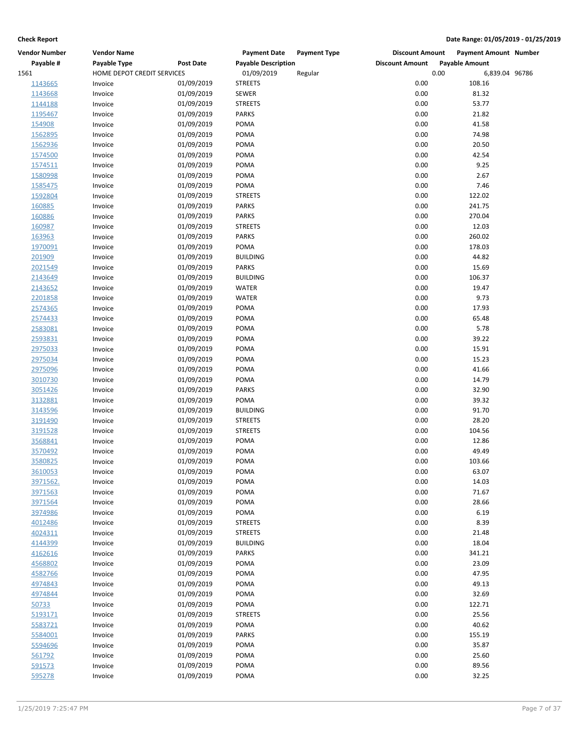**Check Report**

**Date Range: 01/05/2019 - 01/25/2019**

| Vendor Number | Vendor Name | | Payment Date | Payment Type | Discount Amount | Payment Amount | Number |
|---|---|---|---|---|---|---|---|
| Payable # | Payable Type | Post Date | Payable Description | | Discount Amount | Payable Amount | |
| 1561 | HOME DEPOT CREDIT SERVICES | | 01/09/2019 | Regular | 0.00 | 6,839.04 | 96786 |
| 1143665 | Invoice | 01/09/2019 | STREETS | | 0.00 | 108.16 | |
| 1143668 | Invoice | 01/09/2019 | SEWER | | 0.00 | 81.32 | |
| 1144188 | Invoice | 01/09/2019 | STREETS | | 0.00 | 53.77 | |
| 1195467 | Invoice | 01/09/2019 | PARKS | | 0.00 | 21.82 | |
| 154908 | Invoice | 01/09/2019 | POMA | | 0.00 | 41.58 | |
| 1562895 | Invoice | 01/09/2019 | POMA | | 0.00 | 74.98 | |
| 1562936 | Invoice | 01/09/2019 | POMA | | 0.00 | 20.50 | |
| 1574500 | Invoice | 01/09/2019 | POMA | | 0.00 | 42.54 | |
| 1574511 | Invoice | 01/09/2019 | POMA | | 0.00 | 9.25 | |
| 1580998 | Invoice | 01/09/2019 | POMA | | 0.00 | 2.67 | |
| 1585475 | Invoice | 01/09/2019 | POMA | | 0.00 | 7.46 | |
| 1592804 | Invoice | 01/09/2019 | STREETS | | 0.00 | 122.02 | |
| 160885 | Invoice | 01/09/2019 | PARKS | | 0.00 | 241.75 | |
| 160886 | Invoice | 01/09/2019 | PARKS | | 0.00 | 270.04 | |
| 160987 | Invoice | 01/09/2019 | STREETS | | 0.00 | 12.03 | |
| 163963 | Invoice | 01/09/2019 | PARKS | | 0.00 | 260.02 | |
| 1970091 | Invoice | 01/09/2019 | POMA | | 0.00 | 178.03 | |
| 201909 | Invoice | 01/09/2019 | BUILDING | | 0.00 | 44.82 | |
| 2021549 | Invoice | 01/09/2019 | PARKS | | 0.00 | 15.69 | |
| 2143649 | Invoice | 01/09/2019 | BUILDING | | 0.00 | 106.37 | |
| 2143652 | Invoice | 01/09/2019 | WATER | | 0.00 | 19.47 | |
| 2201858 | Invoice | 01/09/2019 | WATER | | 0.00 | 9.73 | |
| 2574365 | Invoice | 01/09/2019 | POMA | | 0.00 | 17.93 | |
| 2574433 | Invoice | 01/09/2019 | POMA | | 0.00 | 65.48 | |
| 2583081 | Invoice | 01/09/2019 | POMA | | 0.00 | 5.78 | |
| 2593831 | Invoice | 01/09/2019 | POMA | | 0.00 | 39.22 | |
| 2975033 | Invoice | 01/09/2019 | POMA | | 0.00 | 15.91 | |
| 2975034 | Invoice | 01/09/2019 | POMA | | 0.00 | 15.23 | |
| 2975096 | Invoice | 01/09/2019 | POMA | | 0.00 | 41.66 | |
| 3010730 | Invoice | 01/09/2019 | POMA | | 0.00 | 14.79 | |
| 3051426 | Invoice | 01/09/2019 | PARKS | | 0.00 | 32.90 | |
| 3132881 | Invoice | 01/09/2019 | POMA | | 0.00 | 39.32 | |
| 3143596 | Invoice | 01/09/2019 | BUILDING | | 0.00 | 91.70 | |
| 3191490 | Invoice | 01/09/2019 | STREETS | | 0.00 | 28.20 | |
| 3191528 | Invoice | 01/09/2019 | STREETS | | 0.00 | 104.56 | |
| 3568841 | Invoice | 01/09/2019 | POMA | | 0.00 | 12.86 | |
| 3570492 | Invoice | 01/09/2019 | POMA | | 0.00 | 49.49 | |
| 3580825 | Invoice | 01/09/2019 | POMA | | 0.00 | 103.66 | |
| 3610053 | Invoice | 01/09/2019 | POMA | | 0.00 | 63.07 | |
| 3971562. | Invoice | 01/09/2019 | POMA | | 0.00 | 14.03 | |
| 3971563 | Invoice | 01/09/2019 | POMA | | 0.00 | 71.67 | |
| 3971564 | Invoice | 01/09/2019 | POMA | | 0.00 | 28.66 | |
| 3974986 | Invoice | 01/09/2019 | POMA | | 0.00 | 6.19 | |
| 4012486 | Invoice | 01/09/2019 | STREETS | | 0.00 | 8.39 | |
| 4024311 | Invoice | 01/09/2019 | STREETS | | 0.00 | 21.48 | |
| 4144399 | Invoice | 01/09/2019 | BUILDING | | 0.00 | 18.04 | |
| 4162616 | Invoice | 01/09/2019 | PARKS | | 0.00 | 341.21 | |
| 4568802 | Invoice | 01/09/2019 | POMA | | 0.00 | 23.09 | |
| 4582766 | Invoice | 01/09/2019 | POMA | | 0.00 | 47.95 | |
| 4974843 | Invoice | 01/09/2019 | POMA | | 0.00 | 49.13 | |
| 4974844 | Invoice | 01/09/2019 | POMA | | 0.00 | 32.69 | |
| 50733 | Invoice | 01/09/2019 | POMA | | 0.00 | 122.71 | |
| 5193171 | Invoice | 01/09/2019 | STREETS | | 0.00 | 25.56 | |
| 5583721 | Invoice | 01/09/2019 | POMA | | 0.00 | 40.62 | |
| 5584001 | Invoice | 01/09/2019 | PARKS | | 0.00 | 155.19 | |
| 5594696 | Invoice | 01/09/2019 | POMA | | 0.00 | 35.87 | |
| 561792 | Invoice | 01/09/2019 | POMA | | 0.00 | 25.60 | |
| 591573 | Invoice | 01/09/2019 | POMA | | 0.00 | 89.56 | |
| 595278 | Invoice | 01/09/2019 | POMA | | 0.00 | 32.25 | |

1/25/2019 7:25:47 PM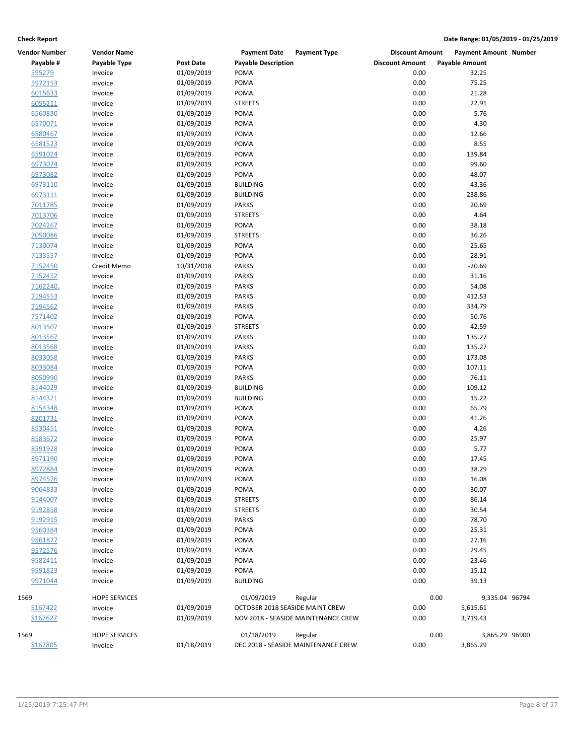**Check Report**

**Date Range: 01/05/2019 - 01/25/2019**

| Vendor Number | Vendor Name | | Payment Date | Payment Type | Discount Amount | Payment Amount | Number |
|---|---|---|---|---|---|---|---|
| **Payable #** | **Payable Type** | **Post Date** | **Payable Description** | | **Discount Amount** | **Payable Amount** | |
| 595279 | Invoice | 01/09/2019 | POMA | | 0.00 | 32.25 | |
| 5972153 | Invoice | 01/09/2019 | POMA | | 0.00 | 75.25 | |
| 6015633 | Invoice | 01/09/2019 | POMA | | 0.00 | 21.28 | |
| 6055211 | Invoice | 01/09/2019 | STREETS | | 0.00 | 22.91 | |
| 6560830 | Invoice | 01/09/2019 | POMA | | 0.00 | 5.76 | |
| 6570071 | Invoice | 01/09/2019 | POMA | | 0.00 | 4.30 | |
| 6580467 | Invoice | 01/09/2019 | POMA | | 0.00 | 12.66 | |
| 6581523 | Invoice | 01/09/2019 | POMA | | 0.00 | 8.55 | |
| 6591024 | Invoice | 01/09/2019 | POMA | | 0.00 | 139.84 | |
| 6973074 | Invoice | 01/09/2019 | POMA | | 0.00 | 99.60 | |
| 6973082 | Invoice | 01/09/2019 | POMA | | 0.00 | 48.07 | |
| 6973110 | Invoice | 01/09/2019 | BUILDING | | 0.00 | 43.36 | |
| 6973111 | Invoice | 01/09/2019 | BUILDING | | 0.00 | 238.86 | |
| 7011785 | Invoice | 01/09/2019 | PARKS | | 0.00 | 20.69 | |
| 7013706 | Invoice | 01/09/2019 | STREETS | | 0.00 | 4.64 | |
| 7024267 | Invoice | 01/09/2019 | POMA | | 0.00 | 38.18 | |
| 7050086 | Invoice | 01/09/2019 | STREETS | | 0.00 | 36.26 | |
| 7130074 | Invoice | 01/09/2019 | POMA | | 0.00 | 25.65 | |
| 7133557 | Invoice | 01/09/2019 | POMA | | 0.00 | 28.91 | |
| 7152450 | Credit Memo | 10/31/2018 | PARKS | | 0.00 | -20.69 | |
| 7152452 | Invoice | 01/09/2019 | PARKS | | 0.00 | 31.16 | |
| 7162240. | Invoice | 01/09/2019 | PARKS | | 0.00 | 54.08 | |
| 7194553 | Invoice | 01/09/2019 | PARKS | | 0.00 | 412.53 | |
| 7194562 | Invoice | 01/09/2019 | PARKS | | 0.00 | 334.79 | |
| 7571402 | Invoice | 01/09/2019 | POMA | | 0.00 | 50.76 | |
| 8013507 | Invoice | 01/09/2019 | STREETS | | 0.00 | 42.59 | |
| 8013567 | Invoice | 01/09/2019 | PARKS | | 0.00 | 135.27 | |
| 8013568 | Invoice | 01/09/2019 | PARKS | | 0.00 | 135.27 | |
| 8033058 | Invoice | 01/09/2019 | PARKS | | 0.00 | 173.08 | |
| 8033084 | Invoice | 01/09/2019 | POMA | | 0.00 | 107.11 | |
| 8050990 | Invoice | 01/09/2019 | PARKS | | 0.00 | 76.11 | |
| 8144029 | Invoice | 01/09/2019 | BUILDING | | 0.00 | 109.12 | |
| 8144321 | Invoice | 01/09/2019 | BUILDING | | 0.00 | 15.22 | |
| 8154348 | Invoice | 01/09/2019 | POMA | | 0.00 | 65.79 | |
| 8201731 | Invoice | 01/09/2019 | POMA | | 0.00 | 41.26 | |
| 8530451 | Invoice | 01/09/2019 | POMA | | 0.00 | 4.26 | |
| 8583672 | Invoice | 01/09/2019 | POMA | | 0.00 | 25.97 | |
| 8591928 | Invoice | 01/09/2019 | POMA | | 0.00 | 5.77 | |
| 8971190 | Invoice | 01/09/2019 | POMA | | 0.00 | 17.45 | |
| 8972884 | Invoice | 01/09/2019 | POMA | | 0.00 | 38.29 | |
| 8974576 | Invoice | 01/09/2019 | POMA | | 0.00 | 16.08 | |
| 9064833 | Invoice | 01/09/2019 | POMA | | 0.00 | 30.07 | |
| 9144007 | Invoice | 01/09/2019 | STREETS | | 0.00 | 86.14 | |
| 9192858 | Invoice | 01/09/2019 | STREETS | | 0.00 | 30.54 | |
| 9192915 | Invoice | 01/09/2019 | PARKS | | 0.00 | 78.70 | |
| 9560384 | Invoice | 01/09/2019 | POMA | | 0.00 | 25.31 | |
| 9561877 | Invoice | 01/09/2019 | POMA | | 0.00 | 27.16 | |
| 9572576 | Invoice | 01/09/2019 | POMA | | 0.00 | 29.45 | |
| 9582411 | Invoice | 01/09/2019 | POMA | | 0.00 | 23.46 | |
| 9591823 | Invoice | 01/09/2019 | POMA | | 0.00 | 15.12 | |
| 9971044 | Invoice | 01/09/2019 | BUILDING | | 0.00 | 39.13 | |
| 1569 | HOPE SERVICES | | 01/09/2019 | Regular | 0.00 | 9,335.04 | 96794 |
| S167422 | Invoice | 01/09/2019 | OCTOBER 2018 SEASIDE MAINT CREW | | 0.00 | 5,615.61 | |
| S167627 | Invoice | 01/09/2019 | NOV 2018 - SEASIDE MAINTENANCE CREW | | 0.00 | 3,719.43 | |
| 1569 | HOPE SERVICES | | 01/18/2019 | Regular | 0.00 | 3,865.29 | 96900 |
| S167805 | Invoice | 01/18/2019 | DEC 2018 - SEASIDE MAINTENANCE CREW | | 0.00 | 3,865.29 | |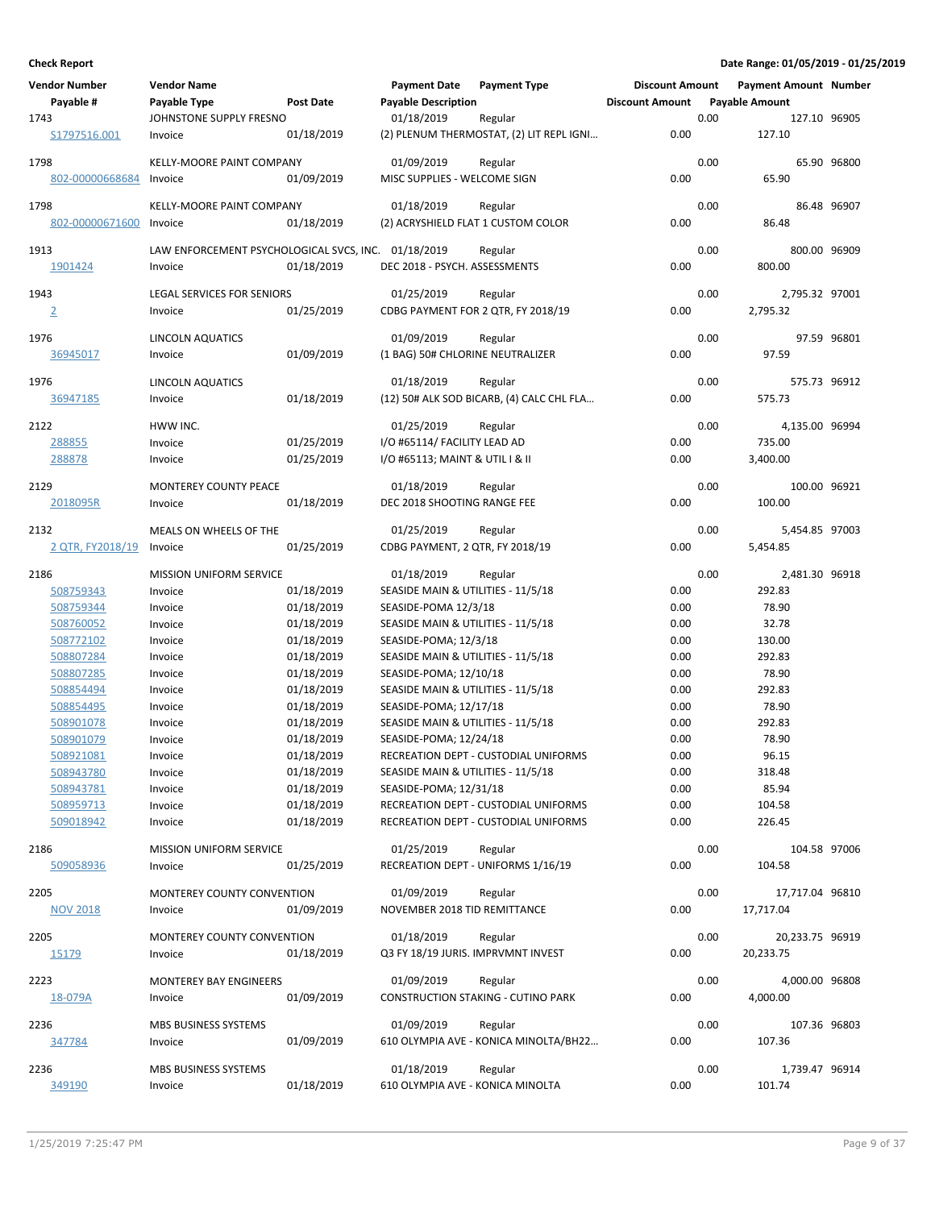**Check Report**

**Date Range: 01/05/2019 - 01/25/2019**

| Vendor Number | Vendor Name | | Payment Date | Payment Type | Discount Amount | Payment Amount | Number |
|---|---|---|---|---|---|---|---|
| Payable # | Payable Type | Post Date | Payable Description | | Discount Amount | Payable Amount | |
| 1743 | JOHNSTONE SUPPLY FRESNO | | 01/18/2019 | Regular | 0.00 | 127.10 | 96905 |
| S1797516.001 | Invoice | 01/18/2019 | (2) PLENUM THERMOSTAT, (2) LIT REPL IGNI... | | 0.00 | 127.10 | |
| 1798 | KELLY-MOORE PAINT COMPANY | | 01/09/2019 | Regular | 0.00 | 65.90 | 96800 |
| 802-00000668684 | Invoice | 01/09/2019 | MISC SUPPLIES - WELCOME SIGN | | 0.00 | 65.90 | |
| 1798 | KELLY-MOORE PAINT COMPANY | | 01/18/2019 | Regular | 0.00 | 86.48 | 96907 |
| 802-00000671600 | Invoice | 01/18/2019 | (2) ACRYSHIELD FLAT 1 CUSTOM COLOR | | 0.00 | 86.48 | |
| 1913 | LAW ENFORCEMENT PSYCHOLOGICAL SVCS, INC. | | 01/18/2019 | Regular | 0.00 | 800.00 | 96909 |
| 1901424 | Invoice | 01/18/2019 | DEC 2018 - PSYCH. ASSESSMENTS | | 0.00 | 800.00 | |
| 1943 | LEGAL SERVICES FOR SENIORS | | 01/25/2019 | Regular | 0.00 | 2,795.32 | 97001 |
| 2 | Invoice | 01/25/2019 | CDBG PAYMENT FOR 2 QTR, FY 2018/19 | | 0.00 | 2,795.32 | |
| 1976 | LINCOLN AQUATICS | | 01/09/2019 | Regular | 0.00 | 97.59 | 96801 |
| 36945017 | Invoice | 01/09/2019 | (1 BAG) 50# CHLORINE NEUTRALIZER | | 0.00 | 97.59 | |
| 1976 | LINCOLN AQUATICS | | 01/18/2019 | Regular | 0.00 | 575.73 | 96912 |
| 36947185 | Invoice | 01/18/2019 | (12) 50# ALK SOD BICARB, (4) CALC CHL FLA... | | 0.00 | 575.73 | |
| 2122 | HWW INC. | | 01/25/2019 | Regular | 0.00 | 4,135.00 | 96994 |
| 288855 | Invoice | 01/25/2019 | I/O #65114/ FACILITY LEAD AD | | 0.00 | 735.00 | |
| 288878 | Invoice | 01/25/2019 | I/O #65113; MAINT & UTIL I & II | | 0.00 | 3,400.00 | |
| 2129 | MONTEREY COUNTY PEACE | | 01/18/2019 | Regular | 0.00 | 100.00 | 96921 |
| 2018095R | Invoice | 01/18/2019 | DEC 2018 SHOOTING RANGE FEE | | 0.00 | 100.00 | |
| 2132 | MEALS ON WHEELS OF THE | | 01/25/2019 | Regular | 0.00 | 5,454.85 | 97003 |
| 2 QTR, FY2018/19 | Invoice | 01/25/2019 | CDBG PAYMENT, 2 QTR, FY 2018/19 | | 0.00 | 5,454.85 | |
| 2186 | MISSION UNIFORM SERVICE | | 01/18/2019 | Regular | 0.00 | 2,481.30 | 96918 |
| 508759343 | Invoice | 01/18/2019 | SEASIDE MAIN & UTILITIES - 11/5/18 | | 0.00 | 292.83 | |
| 508759344 | Invoice | 01/18/2019 | SEASIDE-POMA 12/3/18 | | 0.00 | 78.90 | |
| 508760052 | Invoice | 01/18/2019 | SEASIDE MAIN & UTILITIES - 11/5/18 | | 0.00 | 32.78 | |
| 508772102 | Invoice | 01/18/2019 | SEASIDE-POMA; 12/3/18 | | 0.00 | 130.00 | |
| 508807284 | Invoice | 01/18/2019 | SEASIDE MAIN & UTILITIES - 11/5/18 | | 0.00 | 292.83 | |
| 508807285 | Invoice | 01/18/2019 | SEASIDE-POMA; 12/10/18 | | 0.00 | 78.90 | |
| 508854494 | Invoice | 01/18/2019 | SEASIDE MAIN & UTILITIES - 11/5/18 | | 0.00 | 292.83 | |
| 508854495 | Invoice | 01/18/2019 | SEASIDE-POMA; 12/17/18 | | 0.00 | 78.90 | |
| 508901078 | Invoice | 01/18/2019 | SEASIDE MAIN & UTILITIES - 11/5/18 | | 0.00 | 292.83 | |
| 508901079 | Invoice | 01/18/2019 | SEASIDE-POMA; 12/24/18 | | 0.00 | 78.90 | |
| 508921081 | Invoice | 01/18/2019 | RECREATION DEPT - CUSTODIAL UNIFORMS | | 0.00 | 96.15 | |
| 508943780 | Invoice | 01/18/2019 | SEASIDE MAIN & UTILITIES - 11/5/18 | | 0.00 | 318.48 | |
| 508943781 | Invoice | 01/18/2019 | SEASIDE-POMA; 12/31/18 | | 0.00 | 85.94 | |
| 508959713 | Invoice | 01/18/2019 | RECREATION DEPT - CUSTODIAL UNIFORMS | | 0.00 | 104.58 | |
| 509018942 | Invoice | 01/18/2019 | RECREATION DEPT - CUSTODIAL UNIFORMS | | 0.00 | 226.45 | |
| 2186 | MISSION UNIFORM SERVICE | | 01/25/2019 | Regular | 0.00 | 104.58 | 97006 |
| 509058936 | Invoice | 01/25/2019 | RECREATION DEPT - UNIFORMS 1/16/19 | | 0.00 | 104.58 | |
| 2205 | MONTEREY COUNTY CONVENTION | | 01/09/2019 | Regular | 0.00 | 17,717.04 | 96810 |
| NOV 2018 | Invoice | 01/09/2019 | NOVEMBER 2018 TID REMITTANCE | | 0.00 | 17,717.04 | |
| 2205 | MONTEREY COUNTY CONVENTION | | 01/18/2019 | Regular | 0.00 | 20,233.75 | 96919 |
| 15179 | Invoice | 01/18/2019 | Q3 FY 18/19 JURIS. IMPRVMNT INVEST | | 0.00 | 20,233.75 | |
| 2223 | MONTEREY BAY ENGINEERS | | 01/09/2019 | Regular | 0.00 | 4,000.00 | 96808 |
| 18-079A | Invoice | 01/09/2019 | CONSTRUCTION STAKING - CUTINO PARK | | 0.00 | 4,000.00 | |
| 2236 | MBS BUSINESS SYSTEMS | | 01/09/2019 | Regular | 0.00 | 107.36 | 96803 |
| 347784 | Invoice | 01/09/2019 | 610 OLYMPIA AVE - KONICA MINOLTA/BH22... | | 0.00 | 107.36 | |
| 2236 | MBS BUSINESS SYSTEMS | | 01/18/2019 | Regular | 0.00 | 1,739.47 | 96914 |
| 349190 | Invoice | 01/18/2019 | 610 OLYMPIA AVE - KONICA MINOLTA | | 0.00 | 101.74 | |

1/25/2019 7:25:47 PM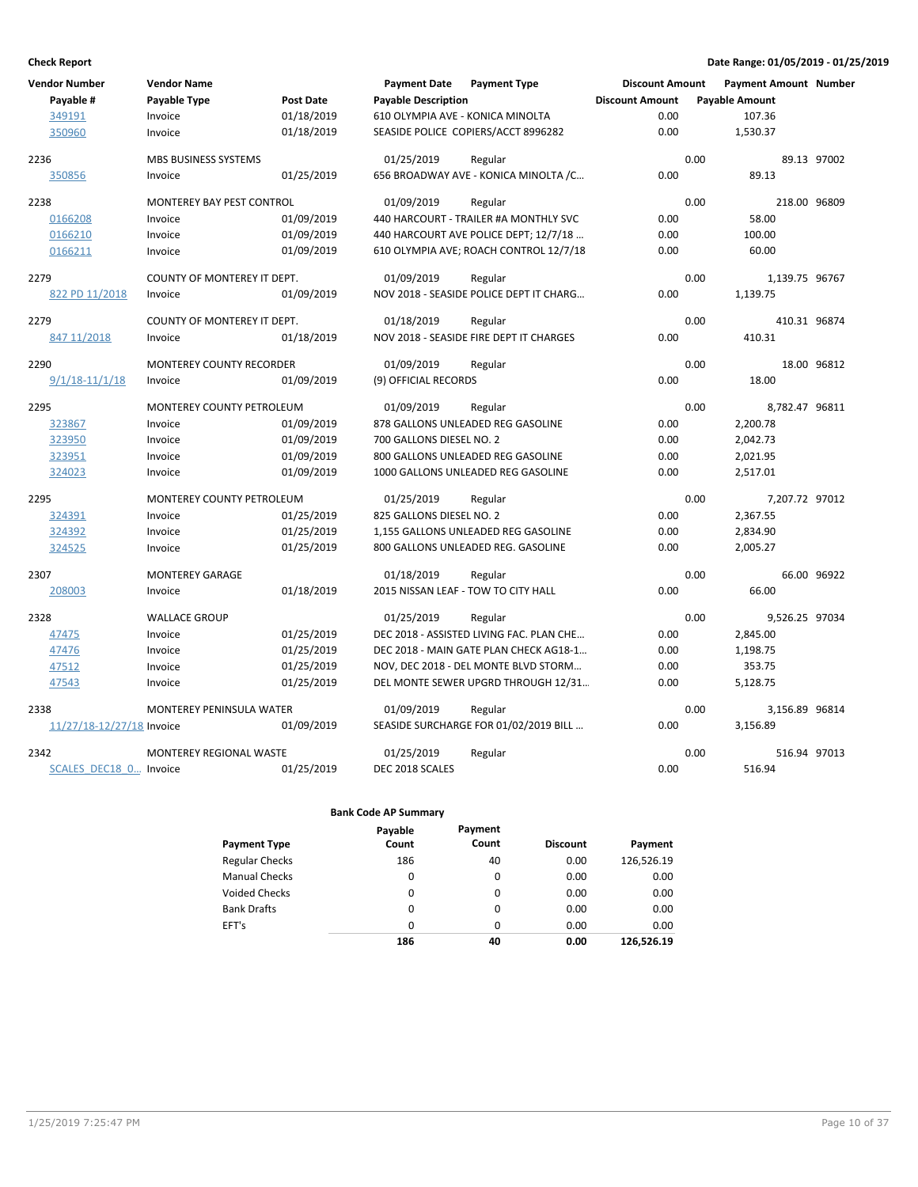**Check Report**

**Date Range: 01/05/2019 - 01/25/2019**

| Vendor Number | Vendor Name | | Payment Date | Payment Type | Discount Amount | Payment Amount | Number |
|---|---|---|---|---|---|---|---|
| **Payable #** | **Payable Type** | **Post Date** | **Payable Description** | | **Discount Amount** | **Payable Amount** | |
| 349191 | Invoice | 01/18/2019 | 610 OLYMPIA AVE - KONICA MINOLTA | | 0.00 | 107.36 | |
| 350960 | Invoice | 01/18/2019 | SEASIDE POLICE COPIERS/ACCT 8996282 | | 0.00 | 1,530.37 | |
| 2236 | MBS BUSINESS SYSTEMS | | 01/25/2019 | Regular | 0.00 | 89.13 | 97002 |
| 350856 | Invoice | 01/25/2019 | 656 BROADWAY AVE - KONICA MINOLTA /C… | | 0.00 | 89.13 | |
| 2238 | MONTEREY BAY PEST CONTROL | | 01/09/2019 | Regular | 0.00 | 218.00 | 96809 |
| 0166208 | Invoice | 01/09/2019 | 440 HARCOURT - TRAILER #A MONTHLY SVC | | 0.00 | 58.00 | |
| 0166210 | Invoice | 01/09/2019 | 440 HARCOURT AVE POLICE DEPT; 12/7/18 … | | 0.00 | 100.00 | |
| 0166211 | Invoice | 01/09/2019 | 610 OLYMPIA AVE; ROACH CONTROL 12/7/18 | | 0.00 | 60.00 | |
| 2279 | COUNTY OF MONTEREY IT DEPT. | | 01/09/2019 | Regular | 0.00 | 1,139.75 | 96767 |
| 822 PD 11/2018 | Invoice | 01/09/2019 | NOV 2018 - SEASIDE POLICE DEPT IT CHARG… | | 0.00 | 1,139.75 | |
| 2279 | COUNTY OF MONTEREY IT DEPT. | | 01/18/2019 | Regular | 0.00 | 410.31 | 96874 |
| 847 11/2018 | Invoice | 01/18/2019 | NOV 2018 - SEASIDE FIRE DEPT IT CHARGES | | 0.00 | 410.31 | |
| 2290 | MONTEREY COUNTY RECORDER | | 01/09/2019 | Regular | 0.00 | 18.00 | 96812 |
| 9/1/18-11/1/18 | Invoice | 01/09/2019 | (9) OFFICIAL RECORDS | | 0.00 | 18.00 | |
| 2295 | MONTEREY COUNTY PETROLEUM | | 01/09/2019 | Regular | 0.00 | 8,782.47 | 96811 |
| 323867 | Invoice | 01/09/2019 | 878 GALLONS UNLEADED REG GASOLINE | | 0.00 | 2,200.78 | |
| 323950 | Invoice | 01/09/2019 | 700 GALLONS DIESEL NO. 2 | | 0.00 | 2,042.73 | |
| 323951 | Invoice | 01/09/2019 | 800 GALLONS UNLEADED REG GASOLINE | | 0.00 | 2,021.95 | |
| 324023 | Invoice | 01/09/2019 | 1000 GALLONS UNLEADED REG GASOLINE | | 0.00 | 2,517.01 | |
| 2295 | MONTEREY COUNTY PETROLEUM | | 01/25/2019 | Regular | 0.00 | 7,207.72 | 97012 |
| 324391 | Invoice | 01/25/2019 | 825 GALLONS DIESEL NO. 2 | | 0.00 | 2,367.55 | |
| 324392 | Invoice | 01/25/2019 | 1,155 GALLONS UNLEADED REG GASOLINE | | 0.00 | 2,834.90 | |
| 324525 | Invoice | 01/25/2019 | 800 GALLONS UNLEADED REG. GASOLINE | | 0.00 | 2,005.27 | |
| 2307 | MONTEREY GARAGE | | 01/18/2019 | Regular | 0.00 | 66.00 | 96922 |
| 208003 | Invoice | 01/18/2019 | 2015 NISSAN LEAF - TOW TO CITY HALL | | 0.00 | 66.00 | |
| 2328 | WALLACE GROUP | | 01/25/2019 | Regular | 0.00 | 9,526.25 | 97034 |
| 47475 | Invoice | 01/25/2019 | DEC 2018 - ASSISTED LIVING FAC. PLAN CHE… | | 0.00 | 2,845.00 | |
| 47476 | Invoice | 01/25/2019 | DEC 2018 - MAIN GATE PLAN CHECK AG18-1… | | 0.00 | 1,198.75 | |
| 47512 | Invoice | 01/25/2019 | NOV, DEC 2018 - DEL MONTE BLVD STORM… | | 0.00 | 353.75 | |
| 47543 | Invoice | 01/25/2019 | DEL MONTE SEWER UPGRD THROUGH 12/31… | | 0.00 | 5,128.75 | |
| 2338 | MONTEREY PENINSULA WATER | | 01/09/2019 | Regular | 0.00 | 3,156.89 | 96814 |
| 11/27/18-12/27/18 | Invoice | 01/09/2019 | SEASIDE SURCHARGE FOR 01/02/2019 BILL … | | 0.00 | 3,156.89 | |
| 2342 | MONTEREY REGIONAL WASTE | | 01/25/2019 | Regular | 0.00 | 516.94 | 97013 |
| SCALES_DEC18_0… | Invoice | 01/25/2019 | DEC 2018 SCALES | | 0.00 | 516.94 | |

**Bank Code AP Summary**

| Payment Type | Payable Count | Payment Count | Discount | Payment |
|---|---|---|---|---|
| Regular Checks | 186 | 40 | 0.00 | 126,526.19 |
| Manual Checks | 0 | 0 | 0.00 | 0.00 |
| Voided Checks | 0 | 0 | 0.00 | 0.00 |
| Bank Drafts | 0 | 0 | 0.00 | 0.00 |
| EFT's | 0 | 0 | 0.00 | 0.00 |
| | **186** | **40** | **0.00** | **126,526.19** |

1/25/2019 7:25:47 PM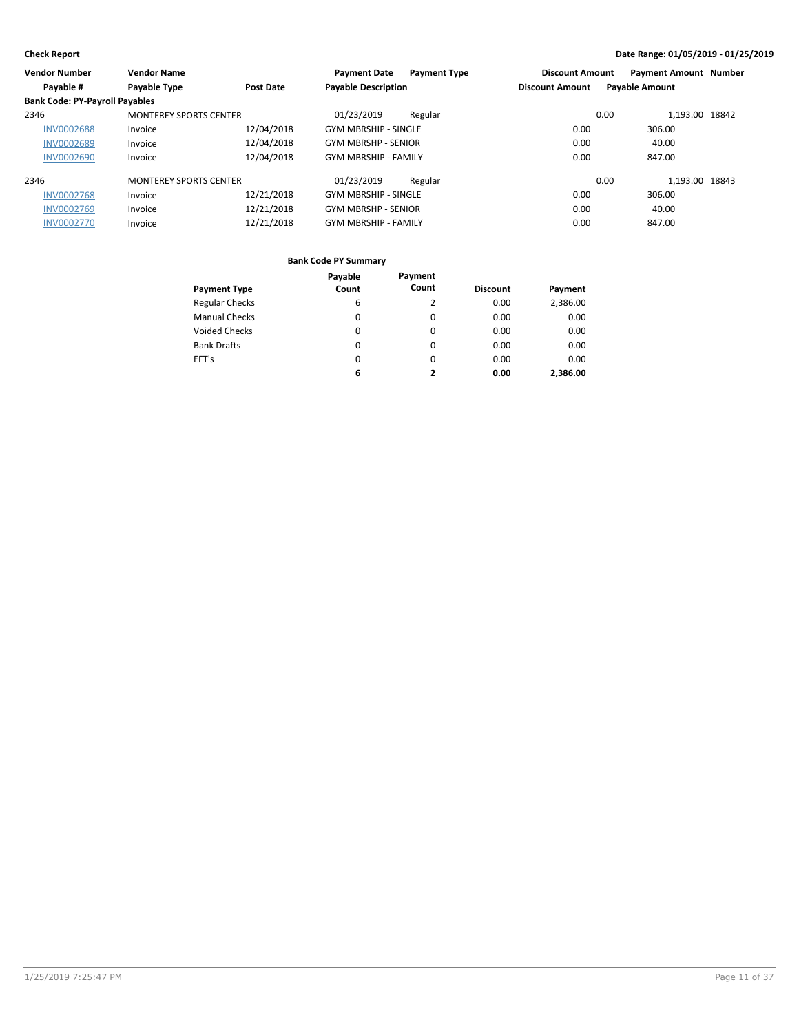**Check Report**

**Date Range: 01/05/2019 - 01/25/2019**

| Vendor Number | Vendor Name | | Payment Date | Payment Type | Discount Amount | Payment Amount | Number |
|---|---|---|---|---|---|---|---|
| Payable # | Payable Type | Post Date | Payable Description | | Discount Amount | Payable Amount | |
| **Bank Code: PY-Payroll Payables** | | | | | | | |
| 2346 | MONTEREY SPORTS CENTER | | 01/23/2019 | Regular | 0.00 | 1,193.00 | 18842 |
| INV0002688 | Invoice | 12/04/2018 | GYM MBRSHIP - SINGLE | | 0.00 | 306.00 | |
| INV0002689 | Invoice | 12/04/2018 | GYM MBRSHP - SENIOR | | 0.00 | 40.00 | |
| INV0002690 | Invoice | 12/04/2018 | GYM MBRSHIP - FAMILY | | 0.00 | 847.00 | |
| 2346 | MONTEREY SPORTS CENTER | | 01/23/2019 | Regular | 0.00 | 1,193.00 | 18843 |
| INV0002768 | Invoice | 12/21/2018 | GYM MBRSHIP - SINGLE | | 0.00 | 306.00 | |
| INV0002769 | Invoice | 12/21/2018 | GYM MBRSHP - SENIOR | | 0.00 | 40.00 | |
| INV0002770 | Invoice | 12/21/2018 | GYM MBRSHIP - FAMILY | | 0.00 | 847.00 | |

**Bank Code PY Summary**

| Payment Type | Payable Count | Payment Count | Discount | Payment |
|---|---|---|---|---|
| Regular Checks | 6 | 2 | 0.00 | 2,386.00 |
| Manual Checks | 0 | 0 | 0.00 | 0.00 |
| Voided Checks | 0 | 0 | 0.00 | 0.00 |
| Bank Drafts | 0 | 0 | 0.00 | 0.00 |
| EFT's | 0 | 0 | 0.00 | 0.00 |
| | **6** | **2** | **0.00** | **2,386.00** |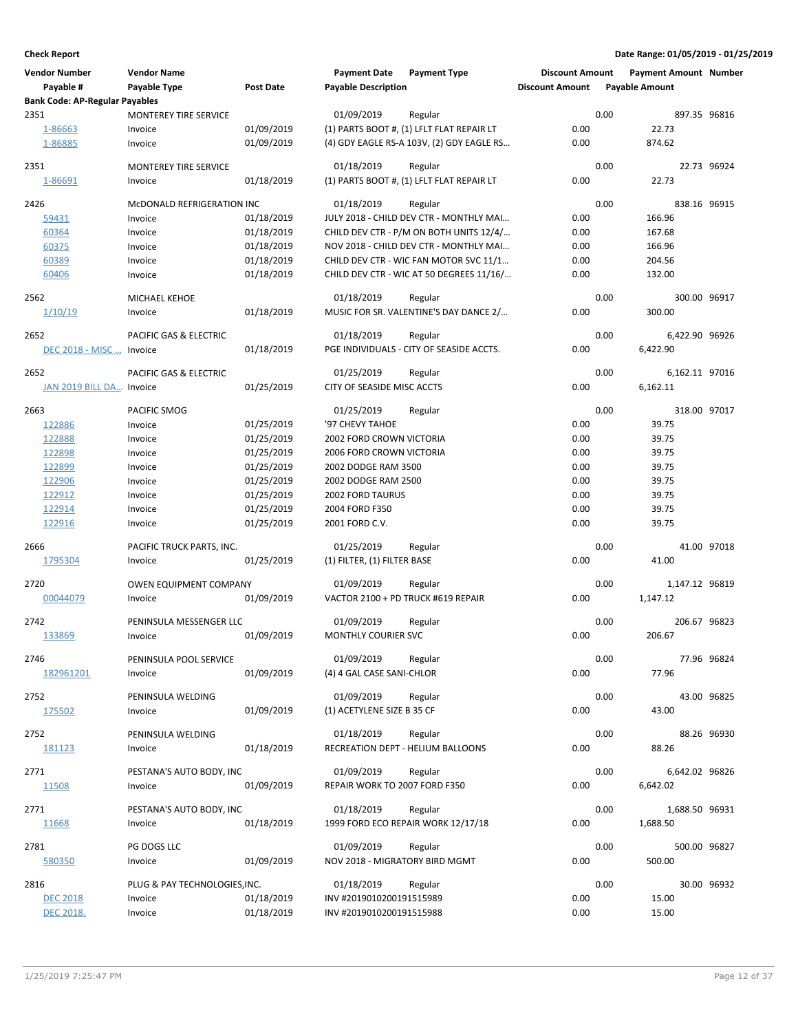**Check Report**

**Date Range: 01/05/2019 - 01/25/2019**

| Vendor Number | Vendor Name | | Payment Date | Payment Type | Discount Amount | Payment Amount | Number |
|---|---|---|---|---|---|---|---|
| Payable # | Payable Type | Post Date | Payable Description | | Discount Amount | Payable Amount | |
| **Bank Code: AP-Regular Payables** | | | | | | | |
| 2351 | MONTEREY TIRE SERVICE | | 01/09/2019 | Regular | 0.00 | 897.35 | 96816 |
| 1-86663 | Invoice | 01/09/2019 | (1) PARTS BOOT #, (1) LFLT FLAT REPAIR LT | | 0.00 | 22.73 | |
| 1-86885 | Invoice | 01/09/2019 | (4) GDY EAGLE RS-A 103V, (2) GDY EAGLE RS… | | 0.00 | 874.62 | |
| 2351 | MONTEREY TIRE SERVICE | | 01/18/2019 | Regular | 0.00 | 22.73 | 96924 |
| 1-86691 | Invoice | 01/18/2019 | (1) PARTS BOOT #, (1) LFLT FLAT REPAIR LT | | 0.00 | 22.73 | |
| 2426 | McDONALD REFRIGERATION INC | | 01/18/2019 | Regular | 0.00 | 838.16 | 96915 |
| 59431 | Invoice | 01/18/2019 | JULY 2018 - CHILD DEV CTR - MONTHLY MAI… | | 0.00 | 166.96 | |
| 60364 | Invoice | 01/18/2019 | CHILD DEV CTR - P/M ON BOTH UNITS 12/4/… | | 0.00 | 167.68 | |
| 60375 | Invoice | 01/18/2019 | NOV 2018 - CHILD DEV CTR - MONTHLY MAI… | | 0.00 | 166.96 | |
| 60389 | Invoice | 01/18/2019 | CHILD DEV CTR - WIC FAN MOTOR SVC 11/1… | | 0.00 | 204.56 | |
| 60406 | Invoice | 01/18/2019 | CHILD DEV CTR - WIC AT 50 DEGREES 11/16/… | | 0.00 | 132.00 | |
| 2562 | MICHAEL KEHOE | | 01/18/2019 | Regular | 0.00 | 300.00 | 96917 |
| 1/10/19 | Invoice | 01/18/2019 | MUSIC FOR SR. VALENTINE'S DAY DANCE 2/… | | 0.00 | 300.00 | |
| 2652 | PACIFIC GAS & ELECTRIC | | 01/18/2019 | Regular | 0.00 | 6,422.90 | 96926 |
| DEC 2018 - MISC … | Invoice | 01/18/2019 | PGE INDIVIDUALS - CITY OF SEASIDE ACCTS. | | 0.00 | 6,422.90 | |
| 2652 | PACIFIC GAS & ELECTRIC | | 01/25/2019 | Regular | 0.00 | 6,162.11 | 97016 |
| JAN 2019 BILL DA… | Invoice | 01/25/2019 | CITY OF SEASIDE MISC ACCTS | | 0.00 | 6,162.11 | |
| 2663 | PACIFIC SMOG | | 01/25/2019 | Regular | 0.00 | 318.00 | 97017 |
| 122886 | Invoice | 01/25/2019 | '97 CHEVY TAHOE | | 0.00 | 39.75 | |
| 122888 | Invoice | 01/25/2019 | 2002 FORD CROWN VICTORIA | | 0.00 | 39.75 | |
| 122898 | Invoice | 01/25/2019 | 2006 FORD CROWN VICTORIA | | 0.00 | 39.75 | |
| 122899 | Invoice | 01/25/2019 | 2002 DODGE RAM 3500 | | 0.00 | 39.75 | |
| 122906 | Invoice | 01/25/2019 | 2002 DODGE RAM 2500 | | 0.00 | 39.75 | |
| 122912 | Invoice | 01/25/2019 | 2002 FORD TAURUS | | 0.00 | 39.75 | |
| 122914 | Invoice | 01/25/2019 | 2004 FORD F350 | | 0.00 | 39.75 | |
| 122916 | Invoice | 01/25/2019 | 2001 FORD C.V. | | 0.00 | 39.75 | |
| 2666 | PACIFIC TRUCK PARTS, INC. | | 01/25/2019 | Regular | 0.00 | 41.00 | 97018 |
| 1795304 | Invoice | 01/25/2019 | (1) FILTER, (1) FILTER BASE | | 0.00 | 41.00 | |
| 2720 | OWEN EQUIPMENT COMPANY | | 01/09/2019 | Regular | 0.00 | 1,147.12 | 96819 |
| 00044079 | Invoice | 01/09/2019 | VACTOR 2100 + PD TRUCK #619 REPAIR | | 0.00 | 1,147.12 | |
| 2742 | PENINSULA MESSENGER LLC | | 01/09/2019 | Regular | 0.00 | 206.67 | 96823 |
| 133869 | Invoice | 01/09/2019 | MONTHLY COURIER SVC | | 0.00 | 206.67 | |
| 2746 | PENINSULA POOL SERVICE | | 01/09/2019 | Regular | 0.00 | 77.96 | 96824 |
| 182961201 | Invoice | 01/09/2019 | (4) 4 GAL CASE SANI-CHLOR | | 0.00 | 77.96 | |
| 2752 | PENINSULA WELDING | | 01/09/2019 | Regular | 0.00 | 43.00 | 96825 |
| 175502 | Invoice | 01/09/2019 | (1) ACETYLENE SIZE B 35 CF | | 0.00 | 43.00 | |
| 2752 | PENINSULA WELDING | | 01/18/2019 | Regular | 0.00 | 88.26 | 96930 |
| 181123 | Invoice | 01/18/2019 | RECREATION DEPT - HELIUM BALLOONS | | 0.00 | 88.26 | |
| 2771 | PESTANA'S AUTO BODY, INC | | 01/09/2019 | Regular | 0.00 | 6,642.02 | 96826 |
| 11508 | Invoice | 01/09/2019 | REPAIR WORK TO 2007 FORD F350 | | 0.00 | 6,642.02 | |
| 2771 | PESTANA'S AUTO BODY, INC | | 01/18/2019 | Regular | 0.00 | 1,688.50 | 96931 |
| 11668 | Invoice | 01/18/2019 | 1999 FORD ECO REPAIR WORK 12/17/18 | | 0.00 | 1,688.50 | |
| 2781 | PG DOGS LLC | | 01/09/2019 | Regular | 0.00 | 500.00 | 96827 |
| 580350 | Invoice | 01/09/2019 | NOV 2018 - MIGRATORY BIRD MGMT | | 0.00 | 500.00 | |
| 2816 | PLUG & PAY TECHNOLOGIES,INC. | | 01/18/2019 | Regular | 0.00 | 30.00 | 96932 |
| DEC 2018 | Invoice | 01/18/2019 | INV #2019010200191515989 | | 0.00 | 15.00 | |
| DEC 2018. | Invoice | 01/18/2019 | INV #2019010200191515988 | | 0.00 | 15.00 | |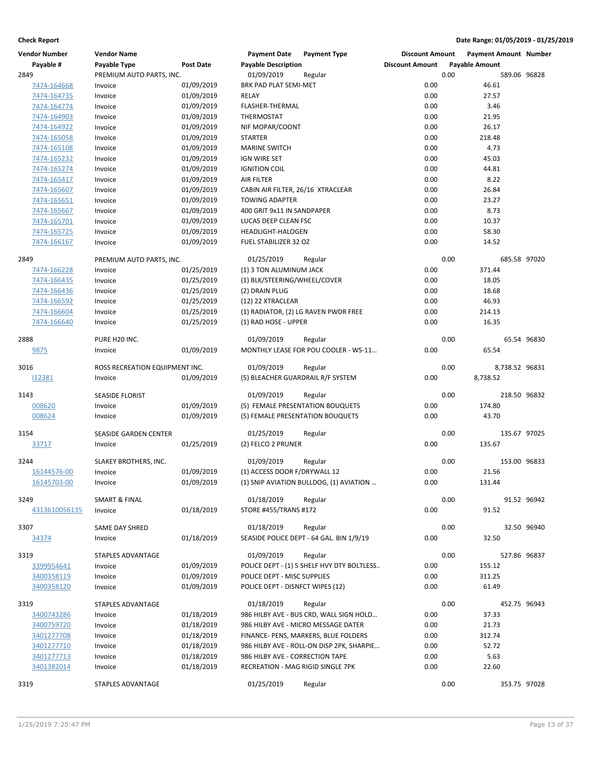**Check Report** — Date Range: 01/05/2019 - 01/25/2019

| Vendor Number | Vendor Name | | Payment Date | Payment Type | Discount Amount | Payment Amount | Number |
|---|---|---|---|---|---|---|---|
| Payable # | Payable Type | Post Date | Payable Description | | Discount Amount | Payable Amount | |
| 2849 | PREMIUM AUTO PARTS, INC. | | 01/09/2019 | Regular | 0.00 | 589.06 | 96828 |
| 7474-164668 | Invoice | 01/09/2019 | BRK PAD PLAT SEMI-MET | | 0.00 | 46.61 | |
| 7474-164735 | Invoice | 01/09/2019 | RELAY | | 0.00 | 27.57 | |
| 7474-164774 | Invoice | 01/09/2019 | FLASHER-THERMAL | | 0.00 | 3.46 | |
| 7474-164903 | Invoice | 01/09/2019 | THERMOSTAT | | 0.00 | 21.95 | |
| 7474-164922 | Invoice | 01/09/2019 | NIF MOPAR/COONT | | 0.00 | 26.17 | |
| 7474-165058 | Invoice | 01/09/2019 | STARTER | | 0.00 | 218.48 | |
| 7474-165108 | Invoice | 01/09/2019 | MARINE SWITCH | | 0.00 | 4.73 | |
| 7474-165232 | Invoice | 01/09/2019 | IGN WIRE SET | | 0.00 | 45.03 | |
| 7474-165274 | Invoice | 01/09/2019 | IGNITION COIL | | 0.00 | 44.81 | |
| 7474-165417 | Invoice | 01/09/2019 | AIR FILTER | | 0.00 | 8.22 | |
| 7474-165607 | Invoice | 01/09/2019 | CABIN AIR FILTER, 26/16 XTRACLEAR | | 0.00 | 26.84 | |
| 7474-165651 | Invoice | 01/09/2019 | TOWING ADAPTER | | 0.00 | 23.27 | |
| 7474-165667 | Invoice | 01/09/2019 | 400 GRIT 9x11 IN SANDPAPER | | 0.00 | 8.73 | |
| 7474-165701 | Invoice | 01/09/2019 | LUCAS DEEP CLEAN FSC | | 0.00 | 10.37 | |
| 7474-165725 | Invoice | 01/09/2019 | HEADLIGHT-HALOGEN | | 0.00 | 58.30 | |
| 7474-166167 | Invoice | 01/09/2019 | FUEL STABILIZER 32 OZ | | 0.00 | 14.52 | |
| 2849 | PREMIUM AUTO PARTS, INC. | | 01/25/2019 | Regular | 0.00 | 685.58 | 97020 |
| 7474-166228 | Invoice | 01/25/2019 | (1) 3 TON ALUMINUM JACK | | 0.00 | 371.44 | |
| 7474-166435 | Invoice | 01/25/2019 | (1) BLK/STEERING/WHEEL/COVER | | 0.00 | 18.05 | |
| 7474-166436 | Invoice | 01/25/2019 | (2) DRAIN PLUG | | 0.00 | 18.68 | |
| 7474-166592 | Invoice | 01/25/2019 | (12) 22 XTRACLEAR | | 0.00 | 46.93 | |
| 7474-166604 | Invoice | 01/25/2019 | (1) RADIATOR, (2) LG RAVEN PWDR FREE | | 0.00 | 214.13 | |
| 7474-166640 | Invoice | 01/25/2019 | (1) RAD HOSE - UPPER | | 0.00 | 16.35 | |
| 2888 | PURE H20 INC. | | 01/09/2019 | Regular | 0.00 | 65.54 | 96830 |
| 9875 | Invoice | 01/09/2019 | MONTHLY LEASE FOR POU COOLER - WS-11… | | 0.00 | 65.54 | |
| 3016 | ROSS RECREATION EQUIPMENT INC. | | 01/09/2019 | Regular | 0.00 | 8,738.52 | 96831 |
| I12381 | Invoice | 01/09/2019 | (5) BLEACHER GUARDRAIL R/F SYSTEM | | 0.00 | 8,738.52 | |
| 3143 | SEASIDE FLORIST | | 01/09/2019 | Regular | 0.00 | 218.50 | 96832 |
| 008620 | Invoice | 01/09/2019 | (5) FEMALE PRESENTATION BOUQUETS | | 0.00 | 174.80 | |
| 008624 | Invoice | 01/09/2019 | (5) FEMALE PRESENTATION BOUQUETS | | 0.00 | 43.70 | |
| 3154 | SEASIDE GARDEN CENTER | | 01/25/2019 | Regular | 0.00 | 135.67 | 97025 |
| 33717 | Invoice | 01/25/2019 | (2) FELCO 2 PRUNER | | 0.00 | 135.67 | |
| 3244 | SLAKEY BROTHERS, INC. | | 01/09/2019 | Regular | 0.00 | 153.00 | 96833 |
| 16144576-00 | Invoice | 01/09/2019 | (1) ACCESS DOOR F/DRYWALL 12 | | 0.00 | 21.56 | |
| 16145703-00 | Invoice | 01/09/2019 | (1) SNIP AVIATION BULLDOG, (1) AVIATION … | | 0.00 | 131.44 | |
| 3249 | SMART & FINAL | | 01/18/2019 | Regular | 0.00 | 91.52 | 96942 |
| 4313610056135 | Invoice | 01/18/2019 | STORE #455/TRANS #172 | | 0.00 | 91.52 | |
| 3307 | SAME DAY SHRED | | 01/18/2019 | Regular | 0.00 | 32.50 | 96940 |
| 34374 | Invoice | 01/18/2019 | SEASIDE POLICE DEPT - 64 GAL. BIN 1/9/19 | | 0.00 | 32.50 | |
| 3319 | STAPLES ADVANTAGE | | 01/09/2019 | Regular | 0.00 | 527.86 | 96837 |
| 3399954641 | Invoice | 01/09/2019 | POLICE DEPT - (1) 5 SHELF HVY DTY BOLTLESS.. | | 0.00 | 155.12 | |
| 3400358119 | Invoice | 01/09/2019 | POLICE DEPT - MISC SUPPLIES | | 0.00 | 311.25 | |
| 3400358120 | Invoice | 01/09/2019 | POLICE DEPT - DISNFCT WIPES (12) | | 0.00 | 61.49 | |
| 3319 | STAPLES ADVANTAGE | | 01/18/2019 | Regular | 0.00 | 452.75 | 96943 |
| 3400743286 | Invoice | 01/18/2019 | 986 HILBY AVE - BUS CRD, WALL SIGN HOLD… | | 0.00 | 37.33 | |
| 3400759720 | Invoice | 01/18/2019 | 986 HILBY AVE - MICRO MESSAGE DATER | | 0.00 | 21.73 | |
| 3401277708 | Invoice | 01/18/2019 | FINANCE- PENS, MARKERS, BLUE FOLDERS | | 0.00 | 312.74 | |
| 3401277710 | Invoice | 01/18/2019 | 986 HILBY AVE - ROLL-ON DISP 2PK, SHARPIE… | | 0.00 | 52.72 | |
| 3401277713 | Invoice | 01/18/2019 | 986 HILBY AVE - CORRECTION TAPE | | 0.00 | 5.63 | |
| 3401382014 | Invoice | 01/18/2019 | RECREATION - MAG RIGID SINGLE 7PK | | 0.00 | 22.60 | |
| 3319 | STAPLES ADVANTAGE | | 01/25/2019 | Regular | 0.00 | 353.75 | 97028 |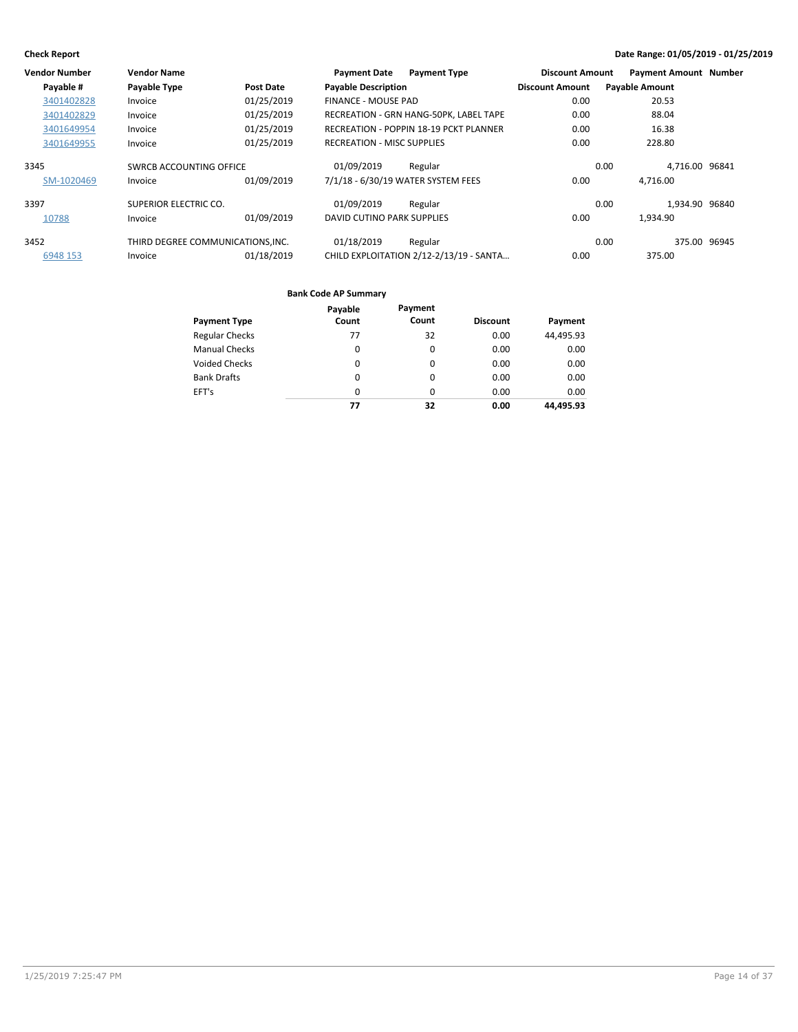**Check Report** — **Date Range: 01/05/2019 - 01/25/2019**

| Vendor Number | Vendor Name | | Payment Date | Payment Type | Discount Amount | Payment Amount | Number |
|---|---|---|---|---|---|---|---|
| Payable # | Payable Type | Post Date | Payable Description | | Discount Amount | Payable Amount | |
| 3401402828 | Invoice | 01/25/2019 | FINANCE - MOUSE PAD | | 0.00 | 20.53 | |
| 3401402829 | Invoice | 01/25/2019 | RECREATION - GRN HANG-50PK, LABEL TAPE | | 0.00 | 88.04 | |
| 3401649954 | Invoice | 01/25/2019 | RECREATION - POPPIN 18-19 PCKT PLANNER | | 0.00 | 16.38 | |
| 3401649955 | Invoice | 01/25/2019 | RECREATION - MISC SUPPLIES | | 0.00 | 228.80 | |
| 3345 | SWRCB ACCOUNTING OFFICE | | 01/09/2019 | Regular | 0.00 | 4,716.00 | 96841 |
| SM-1020469 | Invoice | 01/09/2019 | 7/1/18 - 6/30/19 WATER SYSTEM FEES | | 0.00 | 4,716.00 | |
| 3397 | SUPERIOR ELECTRIC CO. | | 01/09/2019 | Regular | 0.00 | 1,934.90 | 96840 |
| 10788 | Invoice | 01/09/2019 | DAVID CUTINO PARK SUPPLIES | | 0.00 | 1,934.90 | |
| 3452 | THIRD DEGREE COMMUNICATIONS,INC. | | 01/18/2019 | Regular | 0.00 | 375.00 | 96945 |
| 6948 153 | Invoice | 01/18/2019 | CHILD EXPLOITATION 2/12-2/13/19 - SANTA… | | 0.00 | 375.00 | |

**Bank Code AP Summary**

| Payment Type | Payable Count | Payment Count | Discount | Payment |
|---|---|---|---|---|
| Regular Checks | 77 | 32 | 0.00 | 44,495.93 |
| Manual Checks | 0 | 0 | 0.00 | 0.00 |
| Voided Checks | 0 | 0 | 0.00 | 0.00 |
| Bank Drafts | 0 | 0 | 0.00 | 0.00 |
| EFT's | 0 | 0 | 0.00 | 0.00 |
| | **77** | **32** | **0.00** | **44,495.93** |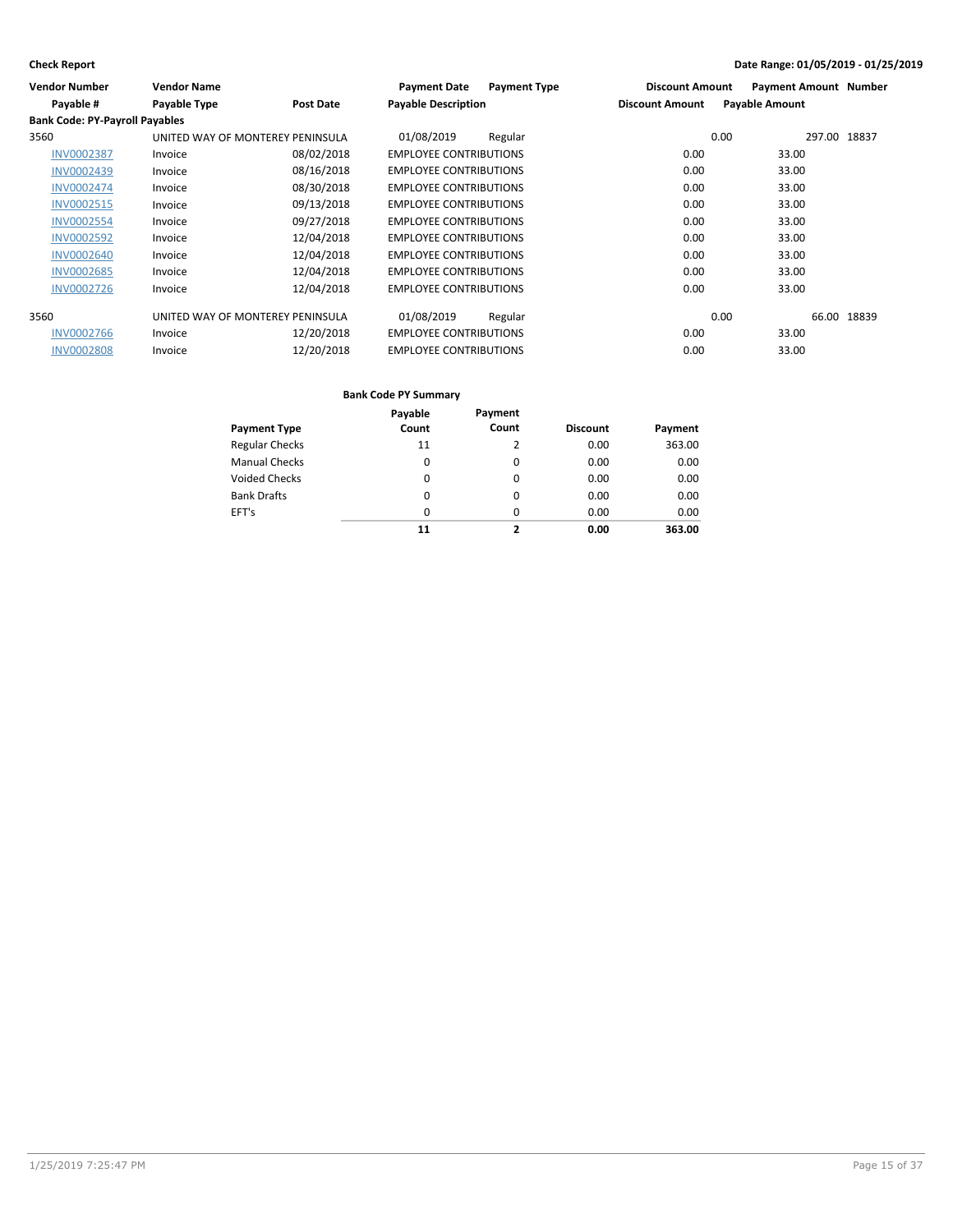**Check Report**

**Date Range: 01/05/2019 - 01/25/2019**

| Vendor Number | Vendor Name | | Payment Date | Payment Type | Discount Amount | Payment Amount | Number |
|---|---|---|---|---|---|---|---|
| Payable # | Payable Type | Post Date | Payable Description | | Discount Amount | Payable Amount | |
| **Bank Code: PY-Payroll Payables** | | | | | | | |
| 3560 | UNITED WAY OF MONTEREY PENINSULA | | 01/08/2019 | Regular | 0.00 | 297.00 | 18837 |
| INV0002387 | Invoice | 08/02/2018 | EMPLOYEE CONTRIBUTIONS | | 0.00 | 33.00 | |
| INV0002439 | Invoice | 08/16/2018 | EMPLOYEE CONTRIBUTIONS | | 0.00 | 33.00 | |
| INV0002474 | Invoice | 08/30/2018 | EMPLOYEE CONTRIBUTIONS | | 0.00 | 33.00 | |
| INV0002515 | Invoice | 09/13/2018 | EMPLOYEE CONTRIBUTIONS | | 0.00 | 33.00 | |
| INV0002554 | Invoice | 09/27/2018 | EMPLOYEE CONTRIBUTIONS | | 0.00 | 33.00 | |
| INV0002592 | Invoice | 12/04/2018 | EMPLOYEE CONTRIBUTIONS | | 0.00 | 33.00 | |
| INV0002640 | Invoice | 12/04/2018 | EMPLOYEE CONTRIBUTIONS | | 0.00 | 33.00 | |
| INV0002685 | Invoice | 12/04/2018 | EMPLOYEE CONTRIBUTIONS | | 0.00 | 33.00 | |
| INV0002726 | Invoice | 12/04/2018 | EMPLOYEE CONTRIBUTIONS | | 0.00 | 33.00 | |
| 3560 | UNITED WAY OF MONTEREY PENINSULA | | 01/08/2019 | Regular | 0.00 | 66.00 | 18839 |
| INV0002766 | Invoice | 12/20/2018 | EMPLOYEE CONTRIBUTIONS | | 0.00 | 33.00 | |
| INV0002808 | Invoice | 12/20/2018 | EMPLOYEE CONTRIBUTIONS | | 0.00 | 33.00 | |

**Bank Code PY Summary**

| Payment Type | Payable Count | Payment Count | Discount | Payment |
|---|---|---|---|---|
| Regular Checks | 11 | 2 | 0.00 | 363.00 |
| Manual Checks | 0 | 0 | 0.00 | 0.00 |
| Voided Checks | 0 | 0 | 0.00 | 0.00 |
| Bank Drafts | 0 | 0 | 0.00 | 0.00 |
| EFT's | 0 | 0 | 0.00 | 0.00 |
| | **11** | **2** | **0.00** | **363.00** |

1/25/2019 7:25:47 PM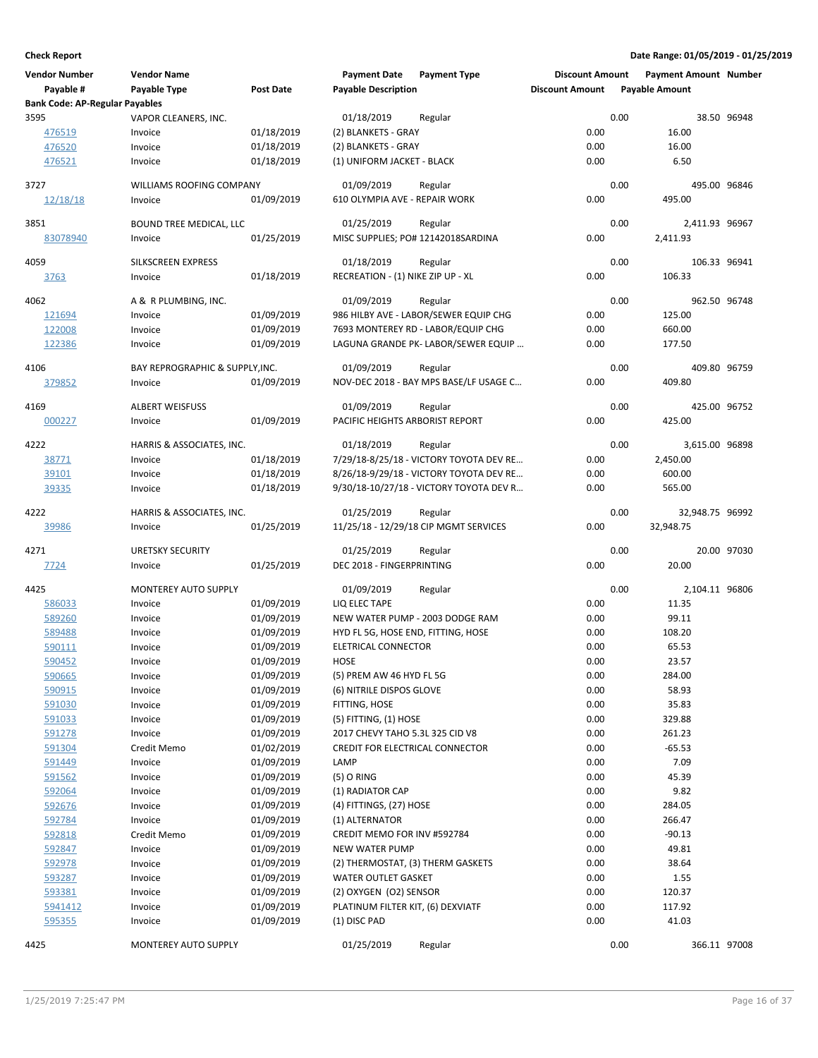**Check Report**

**Date Range: 01/05/2019 - 01/25/2019**

| Vendor Number | Vendor Name | | Payment Date | Payment Type | Discount Amount | Payment Amount | Number |
|---|---|---|---|---|---|---|---|
| **Payable #** | **Payable Type** | **Post Date** | **Payable Description** | | **Discount Amount** | **Payable Amount** | |
| **Bank Code: AP-Regular Payables** | | | | | | | |
| 3595 | VAPOR CLEANERS, INC. | | 01/18/2019 | Regular | 0.00 | 38.50 | 96948 |
| 476519 | Invoice | 01/18/2019 | (2) BLANKETS - GRAY | | 0.00 | 16.00 | |
| 476520 | Invoice | 01/18/2019 | (2) BLANKETS - GRAY | | 0.00 | 16.00 | |
| 476521 | Invoice | 01/18/2019 | (1) UNIFORM JACKET - BLACK | | 0.00 | 6.50 | |
| 3727 | WILLIAMS ROOFING COMPANY | | 01/09/2019 | Regular | 0.00 | 495.00 | 96846 |
| 12/18/18 | Invoice | 01/09/2019 | 610 OLYMPIA AVE - REPAIR WORK | | 0.00 | 495.00 | |
| 3851 | BOUND TREE MEDICAL, LLC | | 01/25/2019 | Regular | 0.00 | 2,411.93 | 96967 |
| 83078940 | Invoice | 01/25/2019 | MISC SUPPLIES; PO# 12142018SARDINA | | 0.00 | 2,411.93 | |
| 4059 | SILKSCREEN EXPRESS | | 01/18/2019 | Regular | 0.00 | 106.33 | 96941 |
| 3763 | Invoice | 01/18/2019 | RECREATION - (1) NIKE ZIP UP - XL | | 0.00 | 106.33 | |
| 4062 | A & R PLUMBING, INC. | | 01/09/2019 | Regular | 0.00 | 962.50 | 96748 |
| 121694 | Invoice | 01/09/2019 | 986 HILBY AVE - LABOR/SEWER EQUIP CHG | | 0.00 | 125.00 | |
| 122008 | Invoice | 01/09/2019 | 7693 MONTEREY RD - LABOR/EQUIP CHG | | 0.00 | 660.00 | |
| 122386 | Invoice | 01/09/2019 | LAGUNA GRANDE PK- LABOR/SEWER EQUIP ... | | 0.00 | 177.50 | |
| 4106 | BAY REPROGRAPHIC & SUPPLY,INC. | | 01/09/2019 | Regular | 0.00 | 409.80 | 96759 |
| 379852 | Invoice | 01/09/2019 | NOV-DEC 2018 - BAY MPS BASE/LF USAGE C... | | 0.00 | 409.80 | |
| 4169 | ALBERT WEISFUSS | | 01/09/2019 | Regular | 0.00 | 425.00 | 96752 |
| 000227 | Invoice | 01/09/2019 | PACIFIC HEIGHTS ARBORIST REPORT | | 0.00 | 425.00 | |
| 4222 | HARRIS & ASSOCIATES, INC. | | 01/18/2019 | Regular | 0.00 | 3,615.00 | 96898 |
| 38771 | Invoice | 01/18/2019 | 7/29/18-8/25/18 - VICTORY TOYOTA DEV RE... | | 0.00 | 2,450.00 | |
| 39101 | Invoice | 01/18/2019 | 8/26/18-9/29/18 - VICTORY TOYOTA DEV RE... | | 0.00 | 600.00 | |
| 39335 | Invoice | 01/18/2019 | 9/30/18-10/27/18 - VICTORY TOYOTA DEV R... | | 0.00 | 565.00 | |
| 4222 | HARRIS & ASSOCIATES, INC. | | 01/25/2019 | Regular | 0.00 | 32,948.75 | 96992 |
| 39986 | Invoice | 01/25/2019 | 11/25/18 - 12/29/18 CIP MGMT SERVICES | | 0.00 | 32,948.75 | |
| 4271 | URETSKY SECURITY | | 01/25/2019 | Regular | 0.00 | 20.00 | 97030 |
| 7724 | Invoice | 01/25/2019 | DEC 2018 - FINGERPRINTING | | 0.00 | 20.00 | |
| 4425 | MONTEREY AUTO SUPPLY | | 01/09/2019 | Regular | 0.00 | 2,104.11 | 96806 |
| 586033 | Invoice | 01/09/2019 | LIQ ELEC TAPE | | 0.00 | 11.35 | |
| 589260 | Invoice | 01/09/2019 | NEW WATER PUMP - 2003 DODGE RAM | | 0.00 | 99.11 | |
| 589488 | Invoice | 01/09/2019 | HYD FL 5G, HOSE END, FITTING, HOSE | | 0.00 | 108.20 | |
| 590111 | Invoice | 01/09/2019 | ELETRICAL CONNECTOR | | 0.00 | 65.53 | |
| 590452 | Invoice | 01/09/2019 | HOSE | | 0.00 | 23.57 | |
| 590665 | Invoice | 01/09/2019 | (5) PREM AW 46 HYD FL 5G | | 0.00 | 284.00 | |
| 590915 | Invoice | 01/09/2019 | (6) NITRILE DISPOS GLOVE | | 0.00 | 58.93 | |
| 591030 | Invoice | 01/09/2019 | FITTING, HOSE | | 0.00 | 35.83 | |
| 591033 | Invoice | 01/09/2019 | (5) FITTING, (1) HOSE | | 0.00 | 329.88 | |
| 591278 | Invoice | 01/09/2019 | 2017 CHEVY TAHO 5.3L 325 CID V8 | | 0.00 | 261.23 | |
| 591304 | Credit Memo | 01/02/2019 | CREDIT FOR ELECTRICAL CONNECTOR | | 0.00 | -65.53 | |
| 591449 | Invoice | 01/09/2019 | LAMP | | 0.00 | 7.09 | |
| 591562 | Invoice | 01/09/2019 | (5) O RING | | 0.00 | 45.39 | |
| 592064 | Invoice | 01/09/2019 | (1) RADIATOR CAP | | 0.00 | 9.82 | |
| 592676 | Invoice | 01/09/2019 | (4) FITTINGS, (27) HOSE | | 0.00 | 284.05 | |
| 592784 | Invoice | 01/09/2019 | (1) ALTERNATOR | | 0.00 | 266.47 | |
| 592818 | Credit Memo | 01/09/2019 | CREDIT MEMO FOR INV #592784 | | 0.00 | -90.13 | |
| 592847 | Invoice | 01/09/2019 | NEW WATER PUMP | | 0.00 | 49.81 | |
| 592978 | Invoice | 01/09/2019 | (2) THERMOSTAT, (3) THERM GASKETS | | 0.00 | 38.64 | |
| 593287 | Invoice | 01/09/2019 | WATER OUTLET GASKET | | 0.00 | 1.55 | |
| 593381 | Invoice | 01/09/2019 | (2) OXYGEN (O2) SENSOR | | 0.00 | 120.37 | |
| 5941412 | Invoice | 01/09/2019 | PLATINUM FILTER KIT, (6) DEXVIATF | | 0.00 | 117.92 | |
| 595355 | Invoice | 01/09/2019 | (1) DISC PAD | | 0.00 | 41.03 | |
| 4425 | MONTEREY AUTO SUPPLY | | 01/25/2019 | Regular | 0.00 | 366.11 | 97008 |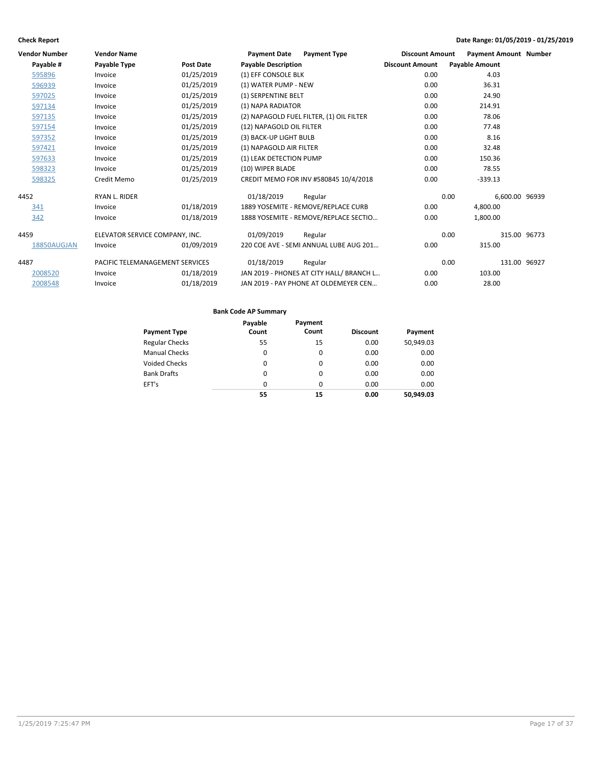**Check Report**

**Date Range: 01/05/2019 - 01/25/2019**

| Vendor Number | Vendor Name | | Payment Date | Payment Type | Discount Amount | Payment Amount | Number |
|---|---|---|---|---|---|---|---|
| Payable # | Payable Type | Post Date | Payable Description | | Discount Amount | Payable Amount | |
| 595896 | Invoice | 01/25/2019 | (1) EFF CONSOLE BLK | | 0.00 | 4.03 | |
| 596939 | Invoice | 01/25/2019 | (1) WATER PUMP - NEW | | 0.00 | 36.31 | |
| 597025 | Invoice | 01/25/2019 | (1) SERPENTINE BELT | | 0.00 | 24.90 | |
| 597134 | Invoice | 01/25/2019 | (1) NAPA RADIATOR | | 0.00 | 214.91 | |
| 597135 | Invoice | 01/25/2019 | (2) NAPAGOLD FUEL FILTER, (1) OIL FILTER | | 0.00 | 78.06 | |
| 597154 | Invoice | 01/25/2019 | (12) NAPAGOLD OIL FILTER | | 0.00 | 77.48 | |
| 597352 | Invoice | 01/25/2019 | (3) BACK-UP LIGHT BULB | | 0.00 | 8.16 | |
| 597421 | Invoice | 01/25/2019 | (1) NAPAGOLD AIR FILTER | | 0.00 | 32.48 | |
| 597633 | Invoice | 01/25/2019 | (1) LEAK DETECTION PUMP | | 0.00 | 150.36 | |
| 598323 | Invoice | 01/25/2019 | (10) WIPER BLADE | | 0.00 | 78.55 | |
| 598325 | Credit Memo | 01/25/2019 | CREDIT MEMO FOR INV #580845 10/4/2018 | | 0.00 | -339.13 | |
| 4452 | RYAN L. RIDER | | 01/18/2019 | Regular | 0.00 | 6,600.00 | 96939 |
| 341 | Invoice | 01/18/2019 | 1889 YOSEMITE - REMOVE/REPLACE CURB | | 0.00 | 4,800.00 | |
| 342 | Invoice | 01/18/2019 | 1888 YOSEMITE - REMOVE/REPLACE SECTIO... | | 0.00 | 1,800.00 | |
| 4459 | ELEVATOR SERVICE COMPANY, INC. | | 01/09/2019 | Regular | 0.00 | 315.00 | 96773 |
| 18850AUGJAN | Invoice | 01/09/2019 | 220 COE AVE - SEMI ANNUAL LUBE AUG 201... | | 0.00 | 315.00 | |
| 4487 | PACIFIC TELEMANAGEMENT SERVICES | | 01/18/2019 | Regular | 0.00 | 131.00 | 96927 |
| 2008520 | Invoice | 01/18/2019 | JAN 2019 - PHONES AT CITY HALL/ BRANCH L... | | 0.00 | 103.00 | |
| 2008548 | Invoice | 01/18/2019 | JAN 2019 - PAY PHONE AT OLDEMEYER CEN... | | 0.00 | 28.00 | |

**Bank Code AP Summary**

| Payment Type | Payable Count | Payment Count | Discount | Payment |
|---|---|---|---|---|
| Regular Checks | 55 | 15 | 0.00 | 50,949.03 |
| Manual Checks | 0 | 0 | 0.00 | 0.00 |
| Voided Checks | 0 | 0 | 0.00 | 0.00 |
| Bank Drafts | 0 | 0 | 0.00 | 0.00 |
| EFT's | 0 | 0 | 0.00 | 0.00 |
| | **55** | **15** | **0.00** | **50,949.03** |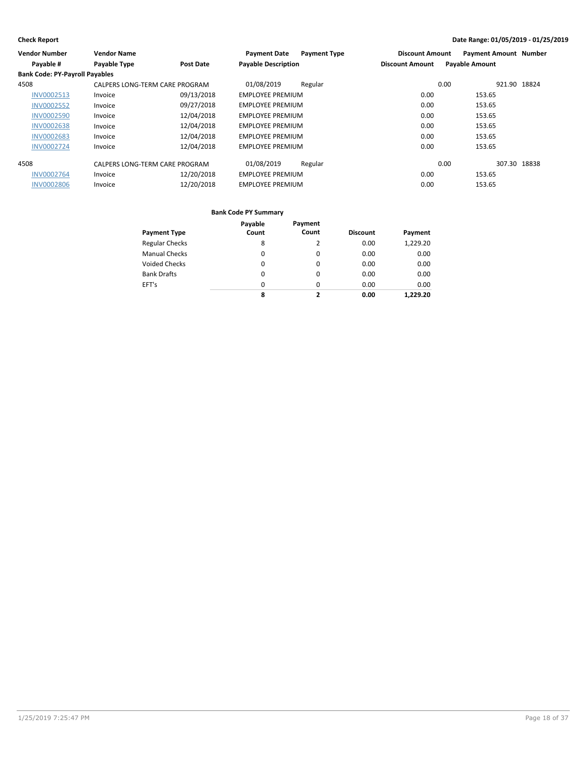**Check Report**

**Date Range: 01/05/2019 - 01/25/2019**

| Vendor Number | Vendor Name | | Payment Date | Payment Type | Discount Amount | Payment Amount | Number |
|---|---|---|---|---|---|---|---|
| Payable # | Payable Type | Post Date | Payable Description | | Discount Amount | Payable Amount | |
| **Bank Code: PY-Payroll Payables** | | | | | | | |
| 4508 | CALPERS LONG-TERM CARE PROGRAM | | 01/08/2019 | Regular | 0.00 | 921.90 | 18824 |
| INV0002513 | Invoice | 09/13/2018 | EMPLOYEE PREMIUM | | 0.00 | 153.65 | |
| INV0002552 | Invoice | 09/27/2018 | EMPLOYEE PREMIUM | | 0.00 | 153.65 | |
| INV0002590 | Invoice | 12/04/2018 | EMPLOYEE PREMIUM | | 0.00 | 153.65 | |
| INV0002638 | Invoice | 12/04/2018 | EMPLOYEE PREMIUM | | 0.00 | 153.65 | |
| INV0002683 | Invoice | 12/04/2018 | EMPLOYEE PREMIUM | | 0.00 | 153.65 | |
| INV0002724 | Invoice | 12/04/2018 | EMPLOYEE PREMIUM | | 0.00 | 153.65 | |
| 4508 | CALPERS LONG-TERM CARE PROGRAM | | 01/08/2019 | Regular | 0.00 | 307.30 | 18838 |
| INV0002764 | Invoice | 12/20/2018 | EMPLOYEE PREMIUM | | 0.00 | 153.65 | |
| INV0002806 | Invoice | 12/20/2018 | EMPLOYEE PREMIUM | | 0.00 | 153.65 | |

**Bank Code PY Summary**

| Payment Type | Payable Count | Payment Count | Discount | Payment |
|---|---|---|---|---|
| Regular Checks | 8 | 2 | 0.00 | 1,229.20 |
| Manual Checks | 0 | 0 | 0.00 | 0.00 |
| Voided Checks | 0 | 0 | 0.00 | 0.00 |
| Bank Drafts | 0 | 0 | 0.00 | 0.00 |
| EFT's | 0 | 0 | 0.00 | 0.00 |
| | **8** | **2** | **0.00** | **1,229.20** |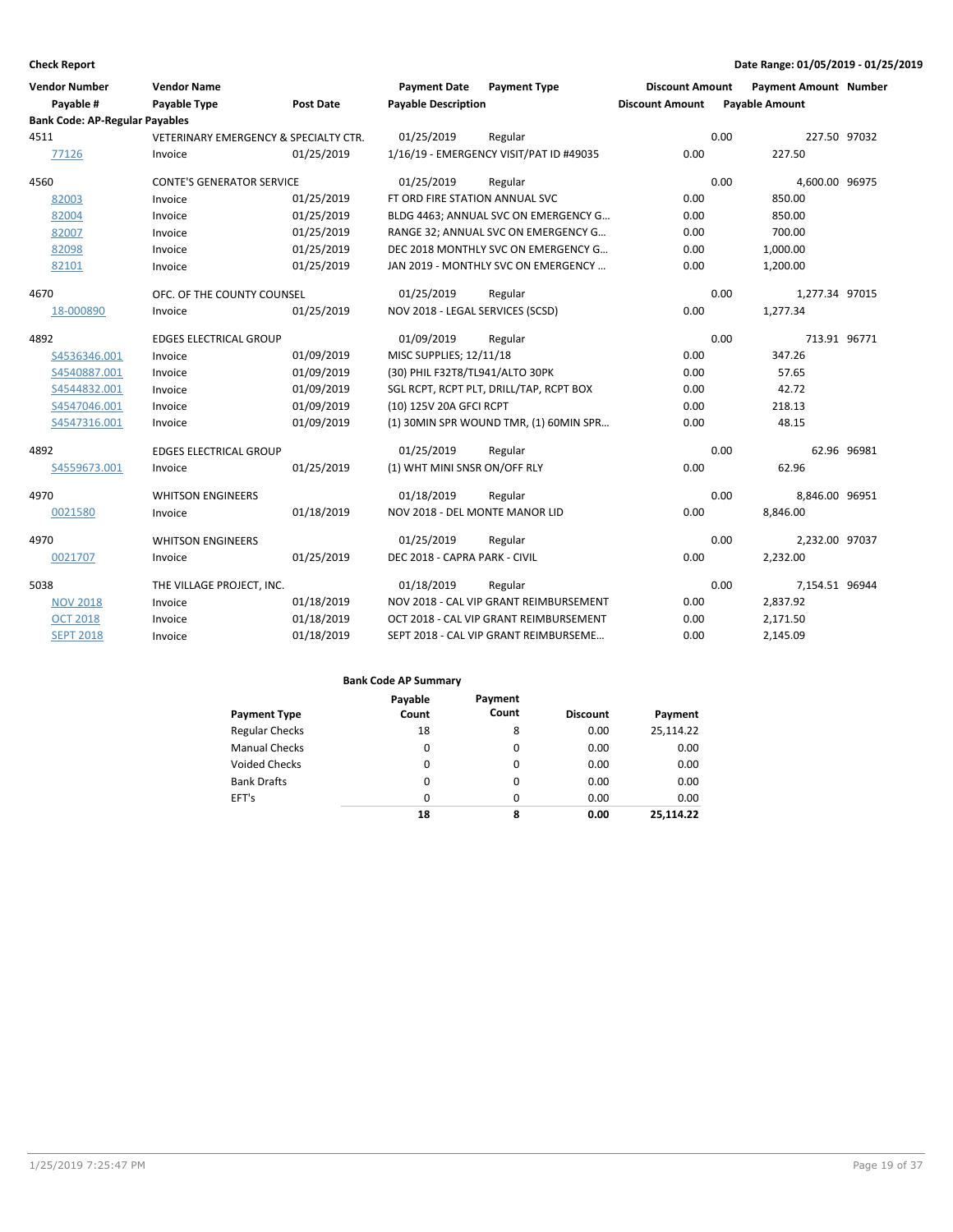**Check Report** — Date Range: 01/05/2019 - 01/25/2019

| Vendor Number / Payable # | Vendor Name / Payable Type | Post Date | Payment Date / Payable Description | Payment Type | Discount Amount | Payment Amount / Payable Amount | Number |
|---|---|---|---|---|---|---|---|
| **Bank Code: AP-Regular Payables** | | | | | | | |
| 4511 | VETERINARY EMERGENCY & SPECIALTY CTR. | | 01/25/2019 | Regular | 0.00 | 227.50 | 97032 |
| 77126 | Invoice | 01/25/2019 | 1/16/19 - EMERGENCY VISIT/PAT ID #49035 | | 0.00 | 227.50 | |
| 4560 | CONTE'S GENERATOR SERVICE | | 01/25/2019 | Regular | 0.00 | 4,600.00 | 96975 |
| 82003 | Invoice | 01/25/2019 | FT ORD FIRE STATION ANNUAL SVC | | 0.00 | 850.00 | |
| 82004 | Invoice | 01/25/2019 | BLDG 4463; ANNUAL SVC ON EMERGENCY G… | | 0.00 | 850.00 | |
| 82007 | Invoice | 01/25/2019 | RANGE 32; ANNUAL SVC ON EMERGENCY G… | | 0.00 | 700.00 | |
| 82098 | Invoice | 01/25/2019 | DEC 2018 MONTHLY SVC ON EMERGENCY G… | | 0.00 | 1,000.00 | |
| 82101 | Invoice | 01/25/2019 | JAN 2019 - MONTHLY SVC ON EMERGENCY … | | 0.00 | 1,200.00 | |
| 4670 | OFC. OF THE COUNTY COUNSEL | | 01/25/2019 | Regular | 0.00 | 1,277.34 | 97015 |
| 18-000890 | Invoice | 01/25/2019 | NOV 2018 - LEGAL SERVICES (SCSD) | | 0.00 | 1,277.34 | |
| 4892 | EDGES ELECTRICAL GROUP | | 01/09/2019 | Regular | 0.00 | 713.91 | 96771 |
| S4536346.001 | Invoice | 01/09/2019 | MISC SUPPLIES; 12/11/18 | | 0.00 | 347.26 | |
| S4540887.001 | Invoice | 01/09/2019 | (30) PHIL F32T8/TL941/ALTO 30PK | | 0.00 | 57.65 | |
| S4544832.001 | Invoice | 01/09/2019 | SGL RCPT, RCPT PLT, DRILL/TAP, RCPT BOX | | 0.00 | 42.72 | |
| S4547046.001 | Invoice | 01/09/2019 | (10) 125V 20A GFCI RCPT | | 0.00 | 218.13 | |
| S4547316.001 | Invoice | 01/09/2019 | (1) 30MIN SPR WOUND TMR, (1) 60MIN SPR… | | 0.00 | 48.15 | |
| 4892 | EDGES ELECTRICAL GROUP | | 01/25/2019 | Regular | 0.00 | 62.96 | 96981 |
| S4559673.001 | Invoice | 01/25/2019 | (1) WHT MINI SNSR ON/OFF RLY | | 0.00 | 62.96 | |
| 4970 | WHITSON ENGINEERS | | 01/18/2019 | Regular | 0.00 | 8,846.00 | 96951 |
| 0021580 | Invoice | 01/18/2019 | NOV 2018 - DEL MONTE MANOR LID | | 0.00 | 8,846.00 | |
| 4970 | WHITSON ENGINEERS | | 01/25/2019 | Regular | 0.00 | 2,232.00 | 97037 |
| 0021707 | Invoice | 01/25/2019 | DEC 2018 - CAPRA PARK - CIVIL | | 0.00 | 2,232.00 | |
| 5038 | THE VILLAGE PROJECT, INC. | | 01/18/2019 | Regular | 0.00 | 7,154.51 | 96944 |
| NOV 2018 | Invoice | 01/18/2019 | NOV 2018 - CAL VIP GRANT REIMBURSEMENT | | 0.00 | 2,837.92 | |
| OCT 2018 | Invoice | 01/18/2019 | OCT 2018 - CAL VIP GRANT REIMBURSEMENT | | 0.00 | 2,171.50 | |
| SEPT 2018 | Invoice | 01/18/2019 | SEPT 2018 - CAL VIP GRANT REIMBURSEME… | | 0.00 | 2,145.09 | |

**Bank Code AP Summary**

| Payment Type | Payable Count | Payment Count | Discount | Payment |
|---|---|---|---|---|
| Regular Checks | 18 | 8 | 0.00 | 25,114.22 |
| Manual Checks | 0 | 0 | 0.00 | 0.00 |
| Voided Checks | 0 | 0 | 0.00 | 0.00 |
| Bank Drafts | 0 | 0 | 0.00 | 0.00 |
| EFT's | 0 | 0 | 0.00 | 0.00 |
| | **18** | **8** | **0.00** | **25,114.22** |

1/25/2019 7:25:47 PM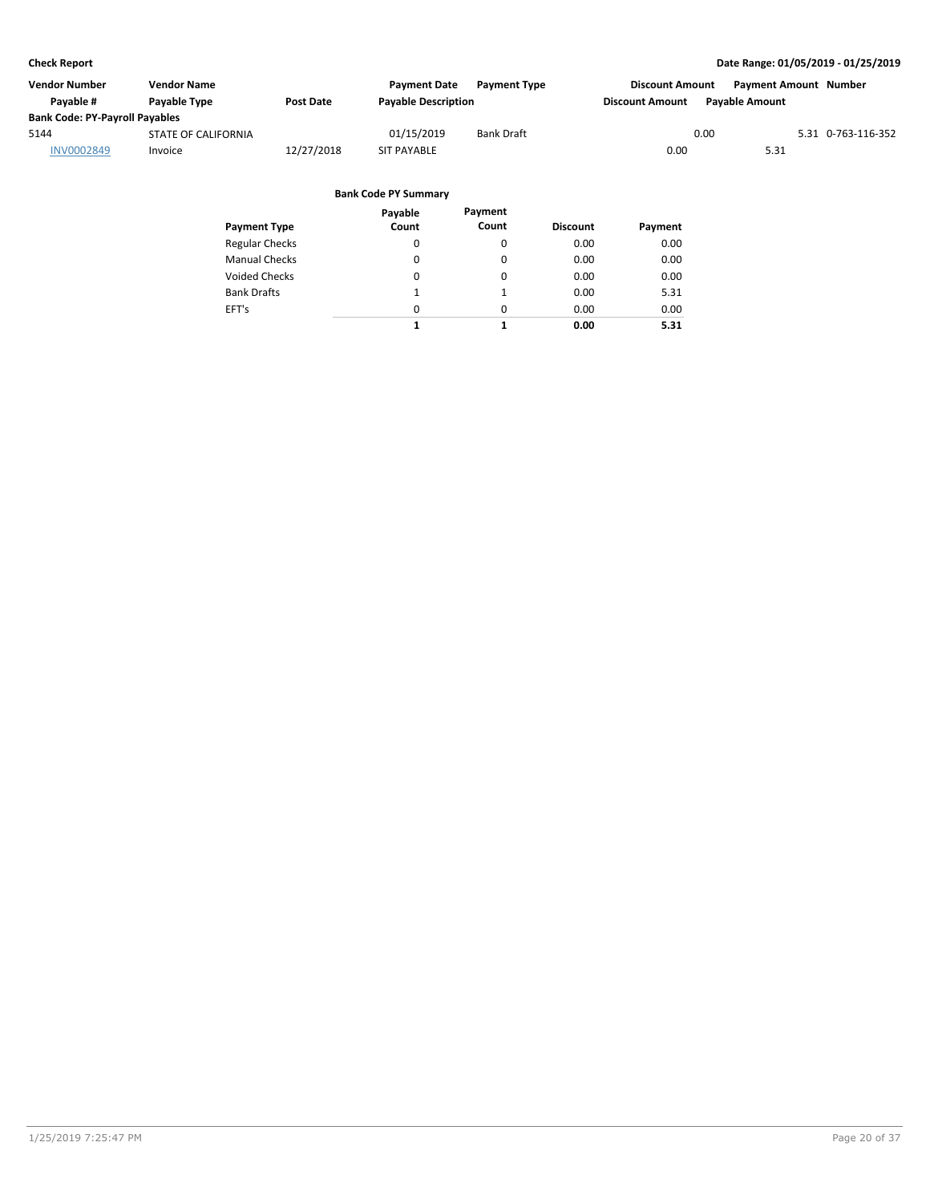| Vendor Number | Vendor Name | | Payment Date | Payment Type | Discount Amount | Payment Amount | Number |
|---|---|---|---|---|---|---|---|
| Payable # | Payable Type | Post Date | Payable Description | | Discount Amount | Payable Amount | |
| **Bank Code: PY-Payroll Payables** | | | | | | | |
| 5144 | STATE OF CALIFORNIA | | 01/15/2019 | Bank Draft | 0.00 | 5.31 | 0-763-116-352 |
| INV0002849 | Invoice | 12/27/2018 | SIT PAYABLE | | 0.00 | 5.31 | |

**Bank Code PY Summary**

| Payment Type | Payable Count | Payment Count | Discount | Payment |
|---|---|---|---|---|
| Regular Checks | 0 | 0 | 0.00 | 0.00 |
| Manual Checks | 0 | 0 | 0.00 | 0.00 |
| Voided Checks | 0 | 0 | 0.00 | 0.00 |
| Bank Drafts | 1 | 1 | 0.00 | 5.31 |
| EFT's | 0 | 0 | 0.00 | 0.00 |
| | **1** | **1** | **0.00** | **5.31** |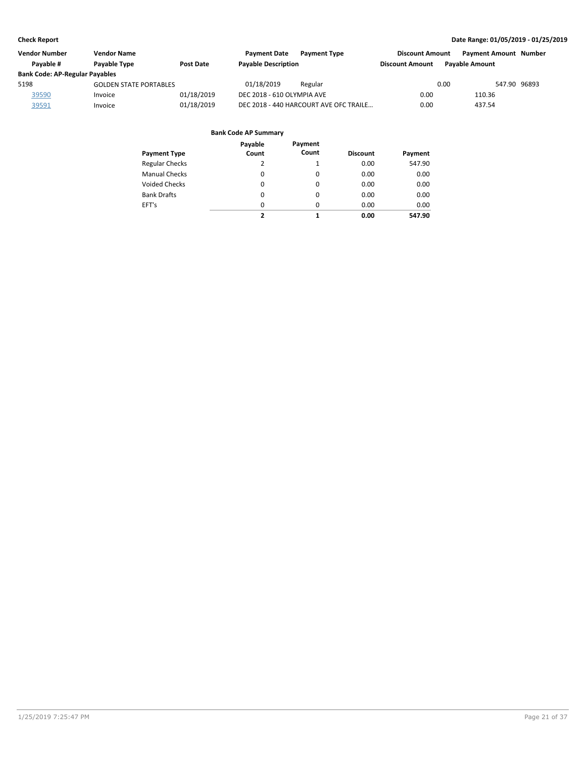**Check Report**

**Date Range: 01/05/2019 - 01/25/2019**

| Vendor Number | Vendor Name | | Payment Date | Payment Type | Discount Amount | Payment Amount | Number |
|---|---|---|---|---|---|---|---|
| Payable # | Payable Type | Post Date | Payable Description | | Discount Amount | Payable Amount | |
| **Bank Code: AP-Regular Payables** | | | | | | | |
| 5198 | GOLDEN STATE PORTABLES | | 01/18/2019 | Regular | 0.00 | 547.90 | 96893 |
| 39590 | Invoice | 01/18/2019 | DEC 2018 - 610 OLYMPIA AVE | | 0.00 | 110.36 | |
| 39591 | Invoice | 01/18/2019 | DEC 2018 - 440 HARCOURT AVE OFC TRAILE... | | 0.00 | 437.54 | |

**Bank Code AP Summary**

| Payment Type | Payable Count | Payment Count | Discount | Payment |
|---|---|---|---|---|
| Regular Checks | 2 | 1 | 0.00 | 547.90 |
| Manual Checks | 0 | 0 | 0.00 | 0.00 |
| Voided Checks | 0 | 0 | 0.00 | 0.00 |
| Bank Drafts | 0 | 0 | 0.00 | 0.00 |
| EFT's | 0 | 0 | 0.00 | 0.00 |
| | **2** | **1** | **0.00** | **547.90** |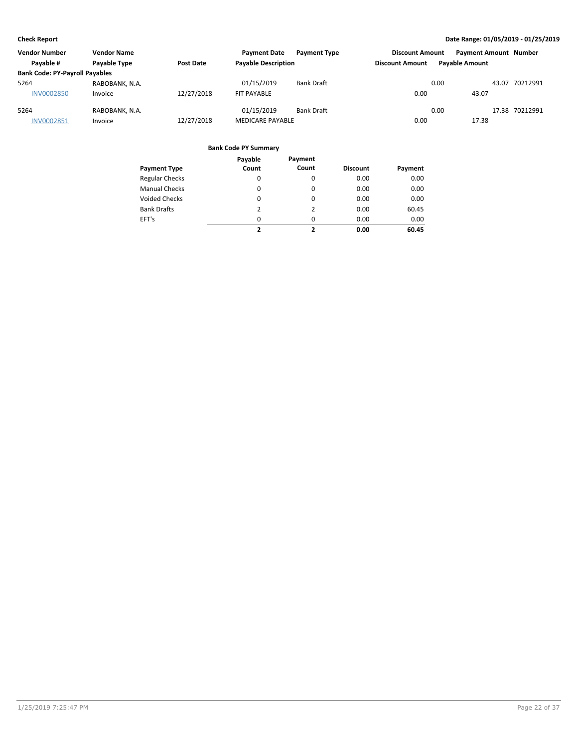**Check Report**

**Date Range: 01/05/2019 - 01/25/2019**

| Vendor Number<br>Payable # | Vendor Name<br>Payable Type | Post Date | Payment Date<br>Payable Description | Payment Type | Discount Amount<br>Discount Amount | Payment Amount<br>Payable Amount | Number |
|---|---|---|---|---|---|---|---|
| **Bank Code: PY-Payroll Payables** | | | | | | | |
| 5264 | RABOBANK, N.A. | | 01/15/2019 | Bank Draft | 0.00 | 43.07 | 70212991 |
| INV0002850 | Invoice | 12/27/2018 | FIT PAYABLE | | 0.00 | 43.07 | |
| 5264 | RABOBANK, N.A. | | 01/15/2019 | Bank Draft | 0.00 | 17.38 | 70212991 |
| INV0002851 | Invoice | 12/27/2018 | MEDICARE PAYABLE | | 0.00 | 17.38 | |

**Bank Code PY Summary**

| Payment Type | Payable Count | Payment Count | Discount | Payment |
|---|---|---|---|---|
| Regular Checks | 0 | 0 | 0.00 | 0.00 |
| Manual Checks | 0 | 0 | 0.00 | 0.00 |
| Voided Checks | 0 | 0 | 0.00 | 0.00 |
| Bank Drafts | 2 | 2 | 0.00 | 60.45 |
| EFT's | 0 | 0 | 0.00 | 0.00 |
| | **2** | **2** | **0.00** | **60.45** |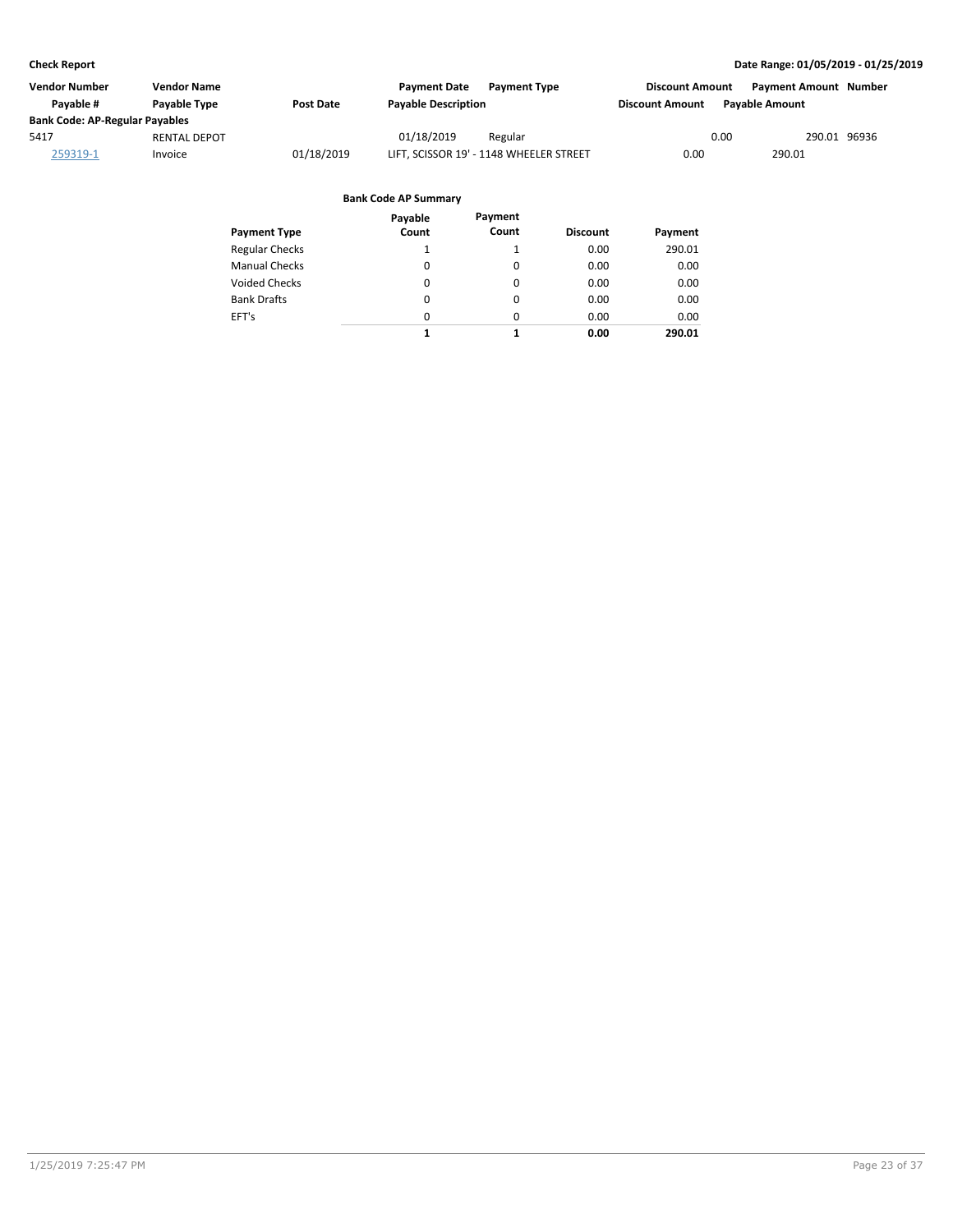**Check Report** **Date Range: 01/05/2019 - 01/25/2019**

| Vendor Number | Vendor Name | | Payment Date | Payment Type | Discount Amount | Payment Amount | Number |
|---|---|---|---|---|---|---|---|
| Payable # | Payable Type | Post Date | Payable Description | | Discount Amount | Payable Amount | |
| **Bank Code: AP-Regular Payables** | | | | | | | |
| 5417 | RENTAL DEPOT | | 01/18/2019 | Regular | 0.00 | 290.01 | 96936 |
| 259319-1 | Invoice | 01/18/2019 | LIFT, SCISSOR 19' - 1148 WHEELER STREET | | 0.00 | 290.01 | |

**Bank Code AP Summary**

| Payment Type | Payable Count | Payment Count | Discount | Payment |
|---|---|---|---|---|
| Regular Checks | 1 | 1 | 0.00 | 290.01 |
| Manual Checks | 0 | 0 | 0.00 | 0.00 |
| Voided Checks | 0 | 0 | 0.00 | 0.00 |
| Bank Drafts | 0 | 0 | 0.00 | 0.00 |
| EFT's | 0 | 0 | 0.00 | 0.00 |
| | **1** | **1** | **0.00** | **290.01** |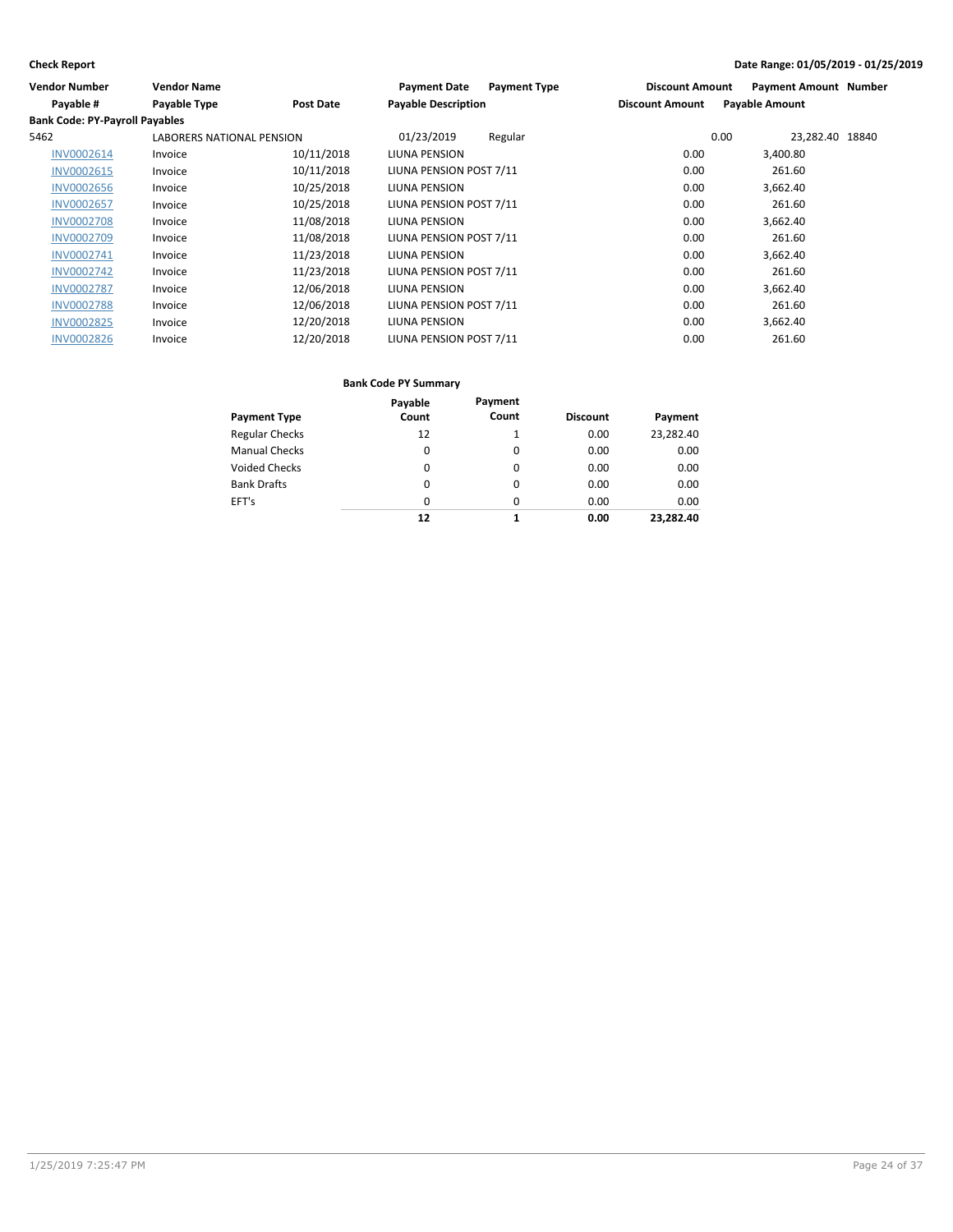**Check Report** — Date Range: 01/05/2019 - 01/25/2019

| Vendor Number | Vendor Name | | Payment Date | Payment Type | Discount Amount | Payment Amount | Number |
|---|---|---|---|---|---|---|---|
| Payable # | Payable Type | Post Date | Payable Description | | Discount Amount | Payable Amount | |
| **Bank Code: PY-Payroll Payables** | | | | | | | |
| 5462 | LABORERS NATIONAL PENSION | | 01/23/2019 | Regular | 0.00 | 23,282.40 | 18840 |
| INV0002614 | Invoice | 10/11/2018 | LIUNA PENSION | | 0.00 | 3,400.80 | |
| INV0002615 | Invoice | 10/11/2018 | LIUNA PENSION POST 7/11 | | 0.00 | 261.60 | |
| INV0002656 | Invoice | 10/25/2018 | LIUNA PENSION | | 0.00 | 3,662.40 | |
| INV0002657 | Invoice | 10/25/2018 | LIUNA PENSION POST 7/11 | | 0.00 | 261.60 | |
| INV0002708 | Invoice | 11/08/2018 | LIUNA PENSION | | 0.00 | 3,662.40 | |
| INV0002709 | Invoice | 11/08/2018 | LIUNA PENSION POST 7/11 | | 0.00 | 261.60 | |
| INV0002741 | Invoice | 11/23/2018 | LIUNA PENSION | | 0.00 | 3,662.40 | |
| INV0002742 | Invoice | 11/23/2018 | LIUNA PENSION POST 7/11 | | 0.00 | 261.60 | |
| INV0002787 | Invoice | 12/06/2018 | LIUNA PENSION | | 0.00 | 3,662.40 | |
| INV0002788 | Invoice | 12/06/2018 | LIUNA PENSION POST 7/11 | | 0.00 | 261.60 | |
| INV0002825 | Invoice | 12/20/2018 | LIUNA PENSION | | 0.00 | 3,662.40 | |
| INV0002826 | Invoice | 12/20/2018 | LIUNA PENSION POST 7/11 | | 0.00 | 261.60 | |

**Bank Code PY Summary**

| Payment Type | Payable Count | Payment Count | Discount | Payment |
|---|---|---|---|---|
| Regular Checks | 12 | 1 | 0.00 | 23,282.40 |
| Manual Checks | 0 | 0 | 0.00 | 0.00 |
| Voided Checks | 0 | 0 | 0.00 | 0.00 |
| Bank Drafts | 0 | 0 | 0.00 | 0.00 |
| EFT's | 0 | 0 | 0.00 | 0.00 |
| | **12** | **1** | **0.00** | **23,282.40** |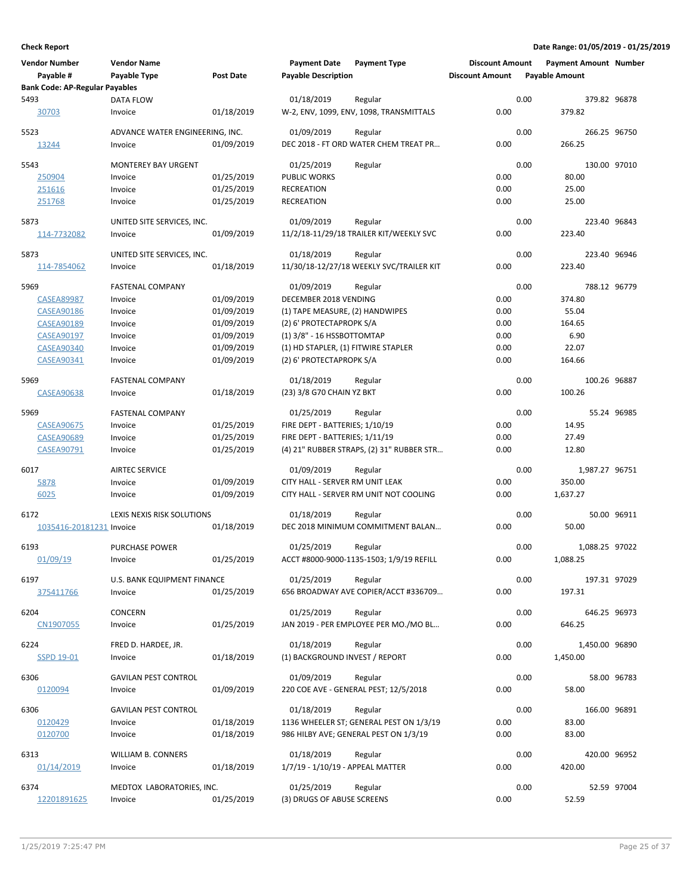**Check Report**

**Date Range: 01/05/2019 - 01/25/2019**

| Vendor Number / Payable # | Vendor Name / Payable Type | Post Date | Payment Date / Payable Description | Payment Type | Discount Amount / Discount Amount | Payment Amount / Payable Amount | Number |
|---|---|---|---|---|---|---|---|
| **Bank Code: AP-Regular Payables** | | | | | | | |
| 5493 | DATA FLOW | | 01/18/2019 | Regular | 0.00 | 379.82 | 96878 |
| 30703 | Invoice | 01/18/2019 | W-2, ENV, 1099, ENV, 1098, TRANSMITTALS | | 0.00 | 379.82 | |
| 5523 | ADVANCE WATER ENGINEERING, INC. | | 01/09/2019 | Regular | 0.00 | 266.25 | 96750 |
| 13244 | Invoice | 01/09/2019 | DEC 2018 - FT ORD WATER CHEM TREAT PR... | | 0.00 | 266.25 | |
| 5543 | MONTEREY BAY URGENT | | 01/25/2019 | Regular | 0.00 | 130.00 | 97010 |
| 250904 | Invoice | 01/25/2019 | PUBLIC WORKS | | 0.00 | 80.00 | |
| 251616 | Invoice | 01/25/2019 | RECREATION | | 0.00 | 25.00 | |
| 251768 | Invoice | 01/25/2019 | RECREATION | | 0.00 | 25.00 | |
| 5873 | UNITED SITE SERVICES, INC. | | 01/09/2019 | Regular | 0.00 | 223.40 | 96843 |
| 114-7732082 | Invoice | 01/09/2019 | 11/2/18-11/29/18 TRAILER KIT/WEEKLY SVC | | 0.00 | 223.40 | |
| 5873 | UNITED SITE SERVICES, INC. | | 01/18/2019 | Regular | 0.00 | 223.40 | 96946 |
| 114-7854062 | Invoice | 01/18/2019 | 11/30/18-12/27/18 WEEKLY SVC/TRAILER KIT | | 0.00 | 223.40 | |
| 5969 | FASTENAL COMPANY | | 01/09/2019 | Regular | 0.00 | 788.12 | 96779 |
| CASEA89987 | Invoice | 01/09/2019 | DECEMBER 2018 VENDING | | 0.00 | 374.80 | |
| CASEA90186 | Invoice | 01/09/2019 | (1) TAPE MEASURE, (2) HANDWIPES | | 0.00 | 55.04 | |
| CASEA90189 | Invoice | 01/09/2019 | (2) 6' PROTECTAPROPK S/A | | 0.00 | 164.65 | |
| CASEA90197 | Invoice | 01/09/2019 | (1) 3/8" - 16 HSSBOTTOMTAP | | 0.00 | 6.90 | |
| CASEA90340 | Invoice | 01/09/2019 | (1) HD STAPLER, (1) FITWIRE STAPLER | | 0.00 | 22.07 | |
| CASEA90341 | Invoice | 01/09/2019 | (2) 6' PROTECTAPROPK S/A | | 0.00 | 164.66 | |
| 5969 | FASTENAL COMPANY | | 01/18/2019 | Regular | 0.00 | 100.26 | 96887 |
| CASEA90638 | Invoice | 01/18/2019 | (23) 3/8 G70 CHAIN YZ BKT | | 0.00 | 100.26 | |
| 5969 | FASTENAL COMPANY | | 01/25/2019 | Regular | 0.00 | 55.24 | 96985 |
| CASEA90675 | Invoice | 01/25/2019 | FIRE DEPT - BATTERIES; 1/10/19 | | 0.00 | 14.95 | |
| CASEA90689 | Invoice | 01/25/2019 | FIRE DEPT - BATTERIES; 1/11/19 | | 0.00 | 27.49 | |
| CASEA90791 | Invoice | 01/25/2019 | (4) 21" RUBBER STRAPS, (2) 31" RUBBER STR... | | 0.00 | 12.80 | |
| 6017 | AIRTEC SERVICE | | 01/09/2019 | Regular | 0.00 | 1,987.27 | 96751 |
| 5878 | Invoice | 01/09/2019 | CITY HALL - SERVER RM UNIT LEAK | | 0.00 | 350.00 | |
| 6025 | Invoice | 01/09/2019 | CITY HALL - SERVER RM UNIT NOT COOLING | | 0.00 | 1,637.27 | |
| 6172 | LEXIS NEXIS RISK SOLUTIONS | | 01/18/2019 | Regular | 0.00 | 50.00 | 96911 |
| 1035416-20181231 | Invoice | 01/18/2019 | DEC 2018 MINIMUM COMMITMENT BALAN... | | 0.00 | 50.00 | |
| 6193 | PURCHASE POWER | | 01/25/2019 | Regular | 0.00 | 1,088.25 | 97022 |
| 01/09/19 | Invoice | 01/25/2019 | ACCT #8000-9000-1135-1503; 1/9/19 REFILL | | 0.00 | 1,088.25 | |
| 6197 | U.S. BANK EQUIPMENT FINANCE | | 01/25/2019 | Regular | 0.00 | 197.31 | 97029 |
| 375411766 | Invoice | 01/25/2019 | 656 BROADWAY AVE COPIER/ACCT #336709... | | 0.00 | 197.31 | |
| 6204 | CONCERN | | 01/25/2019 | Regular | 0.00 | 646.25 | 96973 |
| CN1907055 | Invoice | 01/25/2019 | JAN 2019 - PER EMPLOYEE PER MO./MO BL... | | 0.00 | 646.25 | |
| 6224 | FRED D. HARDEE, JR. | | 01/18/2019 | Regular | 0.00 | 1,450.00 | 96890 |
| SSPD 19-01 | Invoice | 01/18/2019 | (1) BACKGROUND INVEST / REPORT | | 0.00 | 1,450.00 | |
| 6306 | GAVILAN PEST CONTROL | | 01/09/2019 | Regular | 0.00 | 58.00 | 96783 |
| 0120094 | Invoice | 01/09/2019 | 220 COE AVE - GENERAL PEST; 12/5/2018 | | 0.00 | 58.00 | |
| 6306 | GAVILAN PEST CONTROL | | 01/18/2019 | Regular | 0.00 | 166.00 | 96891 |
| 0120429 | Invoice | 01/18/2019 | 1136 WHEELER ST; GENERAL PEST ON 1/3/19 | | 0.00 | 83.00 | |
| 0120700 | Invoice | 01/18/2019 | 986 HILBY AVE; GENERAL PEST ON 1/3/19 | | 0.00 | 83.00 | |
| 6313 | WILLIAM B. CONNERS | | 01/18/2019 | Regular | 0.00 | 420.00 | 96952 |
| 01/14/2019 | Invoice | 01/18/2019 | 1/7/19 - 1/10/19 - APPEAL MATTER | | 0.00 | 420.00 | |
| 6374 | MEDTOX LABORATORIES, INC. | | 01/25/2019 | Regular | 0.00 | 52.59 | 97004 |
| 12201891625 | Invoice | 01/25/2019 | (3) DRUGS OF ABUSE SCREENS | | 0.00 | 52.59 | |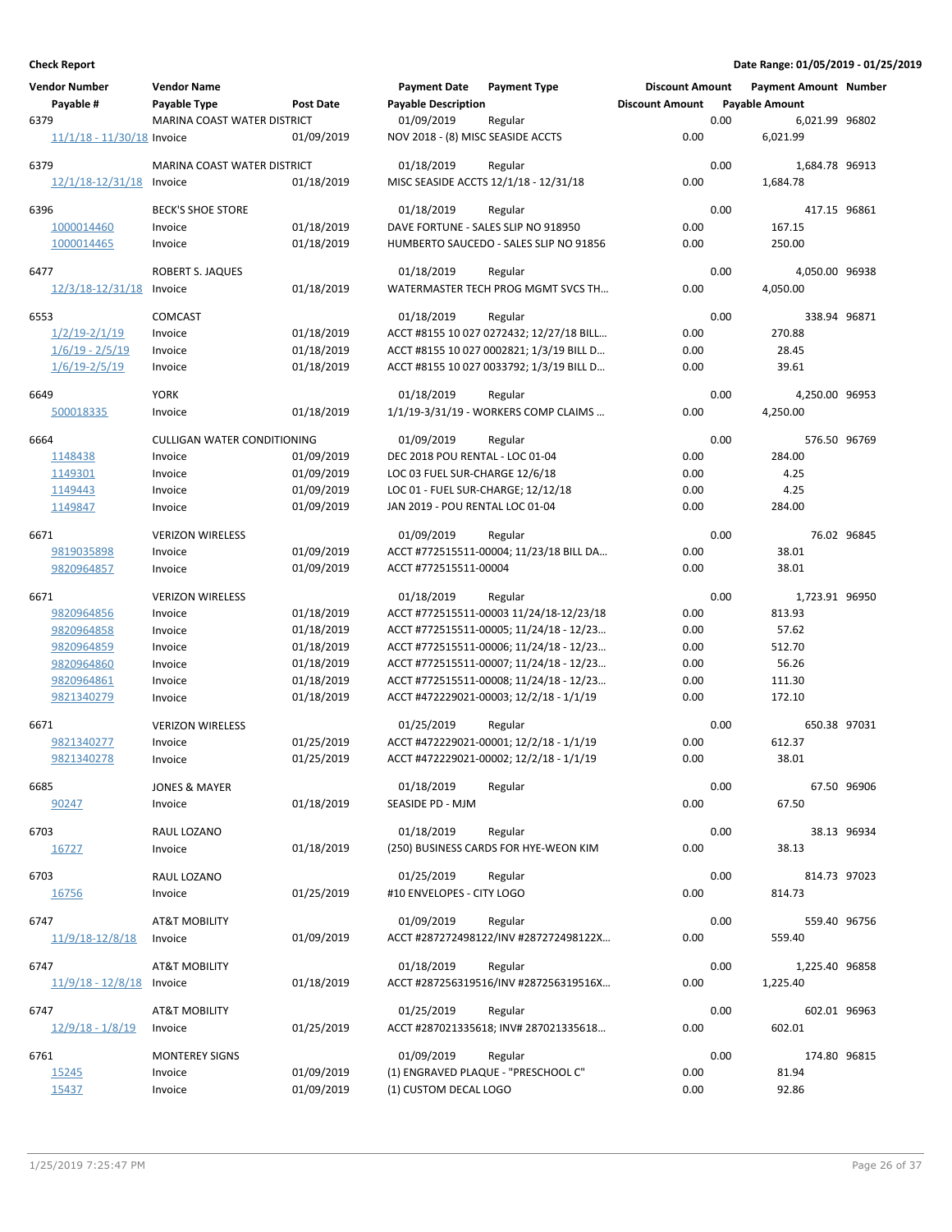**Check Report**

**Date Range: 01/05/2019 - 01/25/2019**

| Vendor Number | Vendor Name | | Payment Date | Payment Type | Discount Amount | Payment Amount | Number |
|---|---|---|---|---|---|---|---|
| Payable # | Payable Type | Post Date | Payable Description | | Discount Amount | Payable Amount | |
| 6379 | MARINA COAST WATER DISTRICT | | 01/09/2019 | Regular | 0.00 | 6,021.99 | 96802 |
| 11/1/18 - 11/30/18 | Invoice | 01/09/2019 | NOV 2018 - (8) MISC SEASIDE ACCTS | | 0.00 | 6,021.99 | |
| 6379 | MARINA COAST WATER DISTRICT | | 01/18/2019 | Regular | 0.00 | 1,684.78 | 96913 |
| 12/1/18-12/31/18 | Invoice | 01/18/2019 | MISC SEASIDE ACCTS 12/1/18 - 12/31/18 | | 0.00 | 1,684.78 | |
| 6396 | BECK'S SHOE STORE | | 01/18/2019 | Regular | 0.00 | 417.15 | 96861 |
| 1000014460 | Invoice | 01/18/2019 | DAVE FORTUNE - SALES SLIP NO 918950 | | 0.00 | 167.15 | |
| 1000014465 | Invoice | 01/18/2019 | HUMBERTO SAUCEDO - SALES SLIP NO 91856 | | 0.00 | 250.00 | |
| 6477 | ROBERT S. JAQUES | | 01/18/2019 | Regular | 0.00 | 4,050.00 | 96938 |
| 12/3/18-12/31/18 | Invoice | 01/18/2019 | WATERMASTER TECH PROG MGMT SVCS TH... | | 0.00 | 4,050.00 | |
| 6553 | COMCAST | | 01/18/2019 | Regular | 0.00 | 338.94 | 96871 |
| 1/2/19-2/1/19 | Invoice | 01/18/2019 | ACCT #8155 10 027 0272432; 12/27/18 BILL... | | 0.00 | 270.88 | |
| 1/6/19 - 2/5/19 | Invoice | 01/18/2019 | ACCT #8155 10 027 0002821; 1/3/19 BILL D... | | 0.00 | 28.45 | |
| 1/6/19-2/5/19 | Invoice | 01/18/2019 | ACCT #8155 10 027 0033792; 1/3/19 BILL D... | | 0.00 | 39.61 | |
| 6649 | YORK | | 01/18/2019 | Regular | 0.00 | 4,250.00 | 96953 |
| 500018335 | Invoice | 01/18/2019 | 1/1/19-3/31/19 - WORKERS COMP CLAIMS ... | | 0.00 | 4,250.00 | |
| 6664 | CULLIGAN WATER CONDITIONING | | 01/09/2019 | Regular | 0.00 | 576.50 | 96769 |
| 1148438 | Invoice | 01/09/2019 | DEC 2018 POU RENTAL - LOC 01-04 | | 0.00 | 284.00 | |
| 1149301 | Invoice | 01/09/2019 | LOC 03 FUEL SUR-CHARGE 12/6/18 | | 0.00 | 4.25 | |
| 1149443 | Invoice | 01/09/2019 | LOC 01 - FUEL SUR-CHARGE; 12/12/18 | | 0.00 | 4.25 | |
| 1149847 | Invoice | 01/09/2019 | JAN 2019 - POU RENTAL LOC 01-04 | | 0.00 | 284.00 | |
| 6671 | VERIZON WIRELESS | | 01/09/2019 | Regular | 0.00 | 76.02 | 96845 |
| 9819035898 | Invoice | 01/09/2019 | ACCT #772515511-00004; 11/23/18 BILL DA... | | 0.00 | 38.01 | |
| 9820964857 | Invoice | 01/09/2019 | ACCT #772515511-00004 | | 0.00 | 38.01 | |
| 6671 | VERIZON WIRELESS | | 01/18/2019 | Regular | 0.00 | 1,723.91 | 96950 |
| 9820964856 | Invoice | 01/18/2019 | ACCT #772515511-00003 11/24/18-12/23/18 | | 0.00 | 813.93 | |
| 9820964858 | Invoice | 01/18/2019 | ACCT #772515511-00005; 11/24/18 - 12/23... | | 0.00 | 57.62 | |
| 9820964859 | Invoice | 01/18/2019 | ACCT #772515511-00006; 11/24/18 - 12/23... | | 0.00 | 512.70 | |
| 9820964860 | Invoice | 01/18/2019 | ACCT #772515511-00007; 11/24/18 - 12/23... | | 0.00 | 56.26 | |
| 9820964861 | Invoice | 01/18/2019 | ACCT #772515511-00008; 11/24/18 - 12/23... | | 0.00 | 111.30 | |
| 9821340279 | Invoice | 01/18/2019 | ACCT #472229021-00003; 12/2/18 - 1/1/19 | | 0.00 | 172.10 | |
| 6671 | VERIZON WIRELESS | | 01/25/2019 | Regular | 0.00 | 650.38 | 97031 |
| 9821340277 | Invoice | 01/25/2019 | ACCT #472229021-00001; 12/2/18 - 1/1/19 | | 0.00 | 612.37 | |
| 9821340278 | Invoice | 01/25/2019 | ACCT #472229021-00002; 12/2/18 - 1/1/19 | | 0.00 | 38.01 | |
| 6685 | JONES & MAYER | | 01/18/2019 | Regular | 0.00 | 67.50 | 96906 |
| 90247 | Invoice | 01/18/2019 | SEASIDE PD - MJM | | 0.00 | 67.50 | |
| 6703 | RAUL LOZANO | | 01/18/2019 | Regular | 0.00 | 38.13 | 96934 |
| 16727 | Invoice | 01/18/2019 | (250) BUSINESS CARDS FOR HYE-WEON KIM | | 0.00 | 38.13 | |
| 6703 | RAUL LOZANO | | 01/25/2019 | Regular | 0.00 | 814.73 | 97023 |
| 16756 | Invoice | 01/25/2019 | #10 ENVELOPES - CITY LOGO | | 0.00 | 814.73 | |
| 6747 | AT&T MOBILITY | | 01/09/2019 | Regular | 0.00 | 559.40 | 96756 |
| 11/9/18-12/8/18 | Invoice | 01/09/2019 | ACCT #287272498122/INV #287272498122X... | | 0.00 | 559.40 | |
| 6747 | AT&T MOBILITY | | 01/18/2019 | Regular | 0.00 | 1,225.40 | 96858 |
| 11/9/18 - 12/8/18 | Invoice | 01/18/2019 | ACCT #287256319516/INV #287256319516X... | | 0.00 | 1,225.40 | |
| 6747 | AT&T MOBILITY | | 01/25/2019 | Regular | 0.00 | 602.01 | 96963 |
| 12/9/18 - 1/8/19 | Invoice | 01/25/2019 | ACCT #287021335618; INV# 287021335618... | | 0.00 | 602.01 | |
| 6761 | MONTEREY SIGNS | | 01/09/2019 | Regular | 0.00 | 174.80 | 96815 |
| 15245 | Invoice | 01/09/2019 | (1) ENGRAVED PLAQUE - "PRESCHOOL C" | | 0.00 | 81.94 | |
| 15437 | Invoice | 01/09/2019 | (1) CUSTOM DECAL LOGO | | 0.00 | 92.86 | |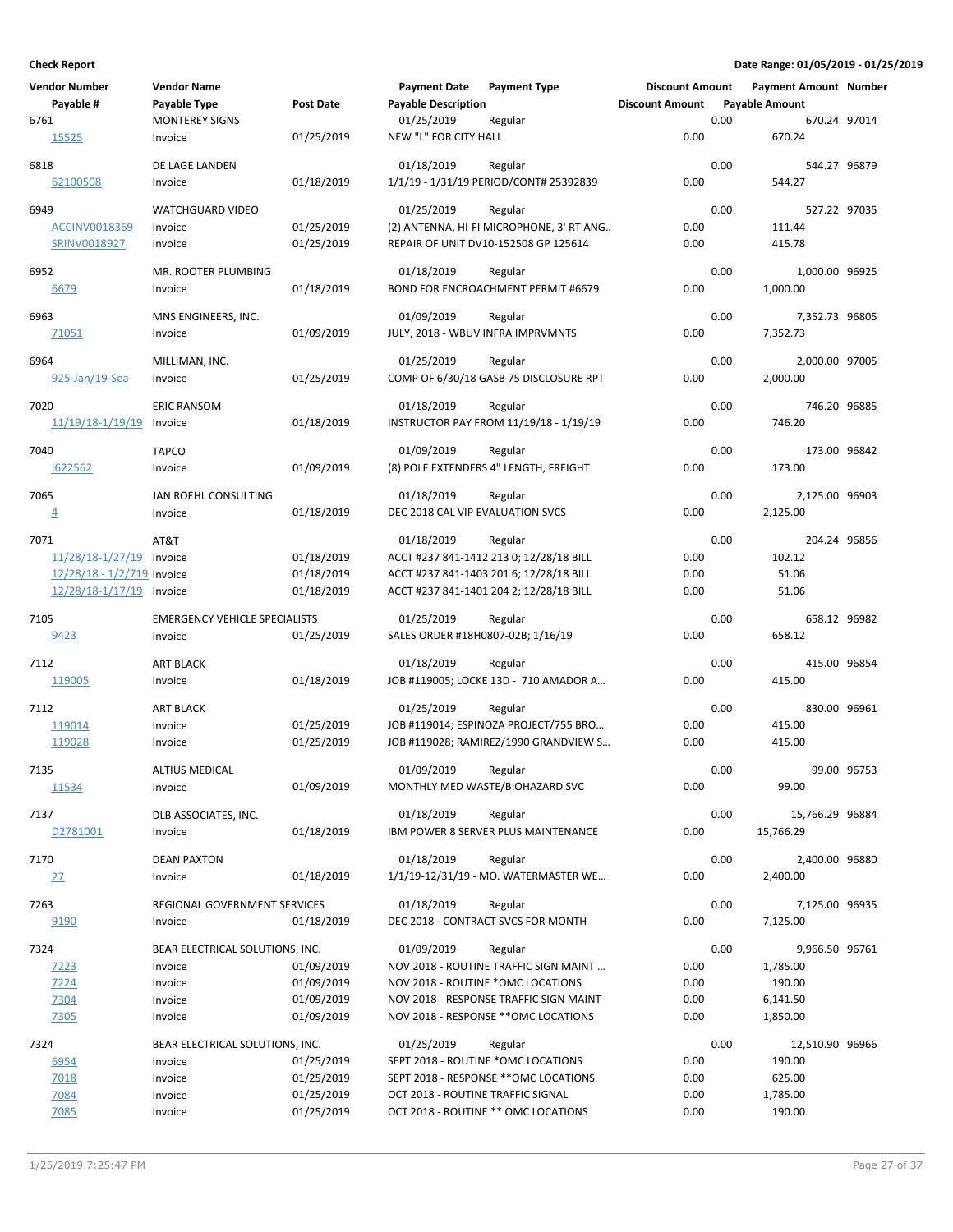**Check Report**

**Date Range: 01/05/2019 - 01/25/2019**

| Vendor Number | Vendor Name | | Payment Date | Payment Type | Discount Amount | Payment Amount | Number |
|---|---|---|---|---|---|---|---|
| Payable # | Payable Type | Post Date | Payable Description | | Discount Amount | Payable Amount | |
| 6761 | MONTEREY SIGNS | | 01/25/2019 | Regular | 0.00 | 670.24 | 97014 |
| 15525 | Invoice | 01/25/2019 | NEW "L" FOR CITY HALL | | 0.00 | 670.24 | |
| 6818 | DE LAGE LANDEN | | 01/18/2019 | Regular | 0.00 | 544.27 | 96879 |
| 62100508 | Invoice | 01/18/2019 | 1/1/19 - 1/31/19 PERIOD/CONT# 25392839 | | 0.00 | 544.27 | |
| 6949 | WATCHGUARD VIDEO | | 01/25/2019 | Regular | 0.00 | 527.22 | 97035 |
| ACCINV0018369 | Invoice | 01/25/2019 | (2) ANTENNA, HI-FI MICROPHONE, 3' RT ANG.. | | 0.00 | 111.44 | |
| SRINV0018927 | Invoice | 01/25/2019 | REPAIR OF UNIT DV10-152508 GP 125614 | | 0.00 | 415.78 | |
| 6952 | MR. ROOTER PLUMBING | | 01/18/2019 | Regular | 0.00 | 1,000.00 | 96925 |
| 6679 | Invoice | 01/18/2019 | BOND FOR ENCROACHMENT PERMIT #6679 | | 0.00 | 1,000.00 | |
| 6963 | MNS ENGINEERS, INC. | | 01/09/2019 | Regular | 0.00 | 7,352.73 | 96805 |
| 71051 | Invoice | 01/09/2019 | JULY, 2018 - WBUV INFRA IMPRVMNTS | | 0.00 | 7,352.73 | |
| 6964 | MILLIMAN, INC. | | 01/25/2019 | Regular | 0.00 | 2,000.00 | 97005 |
| 925-Jan/19-Sea | Invoice | 01/25/2019 | COMP OF 6/30/18 GASB 75 DISCLOSURE RPT | | 0.00 | 2,000.00 | |
| 7020 | ERIC RANSOM | | 01/18/2019 | Regular | 0.00 | 746.20 | 96885 |
| 11/19/18-1/19/19 | Invoice | 01/18/2019 | INSTRUCTOR PAY FROM 11/19/18 - 1/19/19 | | 0.00 | 746.20 | |
| 7040 | TAPCO | | 01/09/2019 | Regular | 0.00 | 173.00 | 96842 |
| I622562 | Invoice | 01/09/2019 | (8) POLE EXTENDERS 4" LENGTH, FREIGHT | | 0.00 | 173.00 | |
| 7065 | JAN ROEHL CONSULTING | | 01/18/2019 | Regular | 0.00 | 2,125.00 | 96903 |
| 4 | Invoice | 01/18/2019 | DEC 2018 CAL VIP EVALUATION SVCS | | 0.00 | 2,125.00 | |
| 7071 | AT&T | | 01/18/2019 | Regular | 0.00 | 204.24 | 96856 |
| 11/28/18-1/27/19 | Invoice | 01/18/2019 | ACCT #237 841-1412 213 0; 12/28/18 BILL | | 0.00 | 102.12 | |
| 12/28/18 - 1/2/719 | Invoice | 01/18/2019 | ACCT #237 841-1403 201 6; 12/28/18 BILL | | 0.00 | 51.06 | |
| 12/28/18-1/17/19 | Invoice | 01/18/2019 | ACCT #237 841-1401 204 2; 12/28/18 BILL | | 0.00 | 51.06 | |
| 7105 | EMERGENCY VEHICLE SPECIALISTS | | 01/25/2019 | Regular | 0.00 | 658.12 | 96982 |
| 9423 | Invoice | 01/25/2019 | SALES ORDER #18H0807-02B; 1/16/19 | | 0.00 | 658.12 | |
| 7112 | ART BLACK | | 01/18/2019 | Regular | 0.00 | 415.00 | 96854 |
| 119005 | Invoice | 01/18/2019 | JOB #119005; LOCKE 13D - 710 AMADOR A... | | 0.00 | 415.00 | |
| 7112 | ART BLACK | | 01/25/2019 | Regular | 0.00 | 830.00 | 96961 |
| 119014 | Invoice | 01/25/2019 | JOB #119014; ESPINOZA PROJECT/755 BRO... | | 0.00 | 415.00 | |
| 119028 | Invoice | 01/25/2019 | JOB #119028; RAMIREZ/1990 GRANDVIEW S... | | 0.00 | 415.00 | |
| 7135 | ALTIUS MEDICAL | | 01/09/2019 | Regular | 0.00 | 99.00 | 96753 |
| 11534 | Invoice | 01/09/2019 | MONTHLY MED WASTE/BIOHAZARD SVC | | 0.00 | 99.00 | |
| 7137 | DLB ASSOCIATES, INC. | | 01/18/2019 | Regular | 0.00 | 15,766.29 | 96884 |
| D2781001 | Invoice | 01/18/2019 | IBM POWER 8 SERVER PLUS MAINTENANCE | | 0.00 | 15,766.29 | |
| 7170 | DEAN PAXTON | | 01/18/2019 | Regular | 0.00 | 2,400.00 | 96880 |
| 27 | Invoice | 01/18/2019 | 1/1/19-12/31/19 - MO. WATERMASTER WE... | | 0.00 | 2,400.00 | |
| 7263 | REGIONAL GOVERNMENT SERVICES | | 01/18/2019 | Regular | 0.00 | 7,125.00 | 96935 |
| 9190 | Invoice | 01/18/2019 | DEC 2018 - CONTRACT SVCS FOR MONTH | | 0.00 | 7,125.00 | |
| 7324 | BEAR ELECTRICAL SOLUTIONS, INC. | | 01/09/2019 | Regular | 0.00 | 9,966.50 | 96761 |
| 7223 | Invoice | 01/09/2019 | NOV 2018 - ROUTINE TRAFFIC SIGN MAINT ... | | 0.00 | 1,785.00 | |
| 7224 | Invoice | 01/09/2019 | NOV 2018 - ROUTINE *OMC LOCATIONS | | 0.00 | 190.00 | |
| 7304 | Invoice | 01/09/2019 | NOV 2018 - RESPONSE TRAFFIC SIGN MAINT | | 0.00 | 6,141.50 | |
| 7305 | Invoice | 01/09/2019 | NOV 2018 - RESPONSE **OMC LOCATIONS | | 0.00 | 1,850.00 | |
| 7324 | BEAR ELECTRICAL SOLUTIONS, INC. | | 01/25/2019 | Regular | 0.00 | 12,510.90 | 96966 |
| 6954 | Invoice | 01/25/2019 | SEPT 2018 - ROUTINE *OMC LOCATIONS | | 0.00 | 190.00 | |
| 7018 | Invoice | 01/25/2019 | SEPT 2018 - RESPONSE **OMC LOCATIONS | | 0.00 | 625.00 | |
| 7084 | Invoice | 01/25/2019 | OCT 2018 - ROUTINE TRAFFIC SIGNAL | | 0.00 | 1,785.00 | |
| 7085 | Invoice | 01/25/2019 | OCT 2018 - ROUTINE ** OMC LOCATIONS | | 0.00 | 190.00 | |

1/25/2019 7:25:47 PM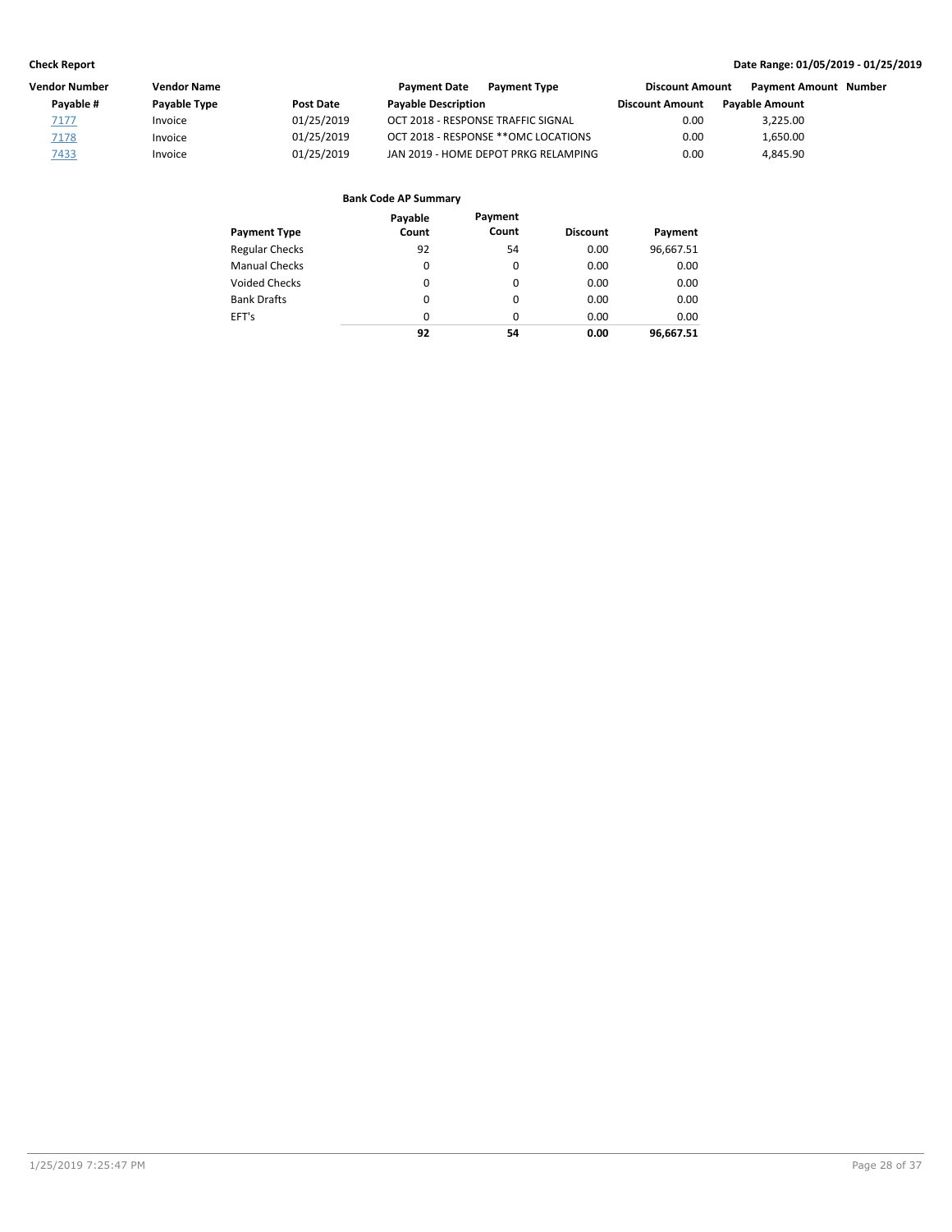| Vendor Number | Vendor Name | | Payment Date | Payment Type | Discount Amount | Payment Amount | Number |
|---|---|---|---|---|---|---|---|
| Payable # | Payable Type | Post Date | Payable Description | | Discount Amount | Payable Amount | |
| 7177 | Invoice | 01/25/2019 | OCT 2018 - RESPONSE TRAFFIC SIGNAL | | 0.00 | 3,225.00 | |
| 7178 | Invoice | 01/25/2019 | OCT 2018 - RESPONSE **OMC LOCATIONS | | 0.00 | 1,650.00 | |
| 7433 | Invoice | 01/25/2019 | JAN 2019 - HOME DEPOT PRKG RELAMPING | | 0.00 | 4,845.90 | |

**Bank Code AP Summary**

| Payment Type | Payable Count | Payment Count | Discount | Payment |
|---|---|---|---|---|
| Regular Checks | 92 | 54 | 0.00 | 96,667.51 |
| Manual Checks | 0 | 0 | 0.00 | 0.00 |
| Voided Checks | 0 | 0 | 0.00 | 0.00 |
| Bank Drafts | 0 | 0 | 0.00 | 0.00 |
| EFT's | 0 | 0 | 0.00 | 0.00 |
| | **92** | **54** | **0.00** | **96,667.51** |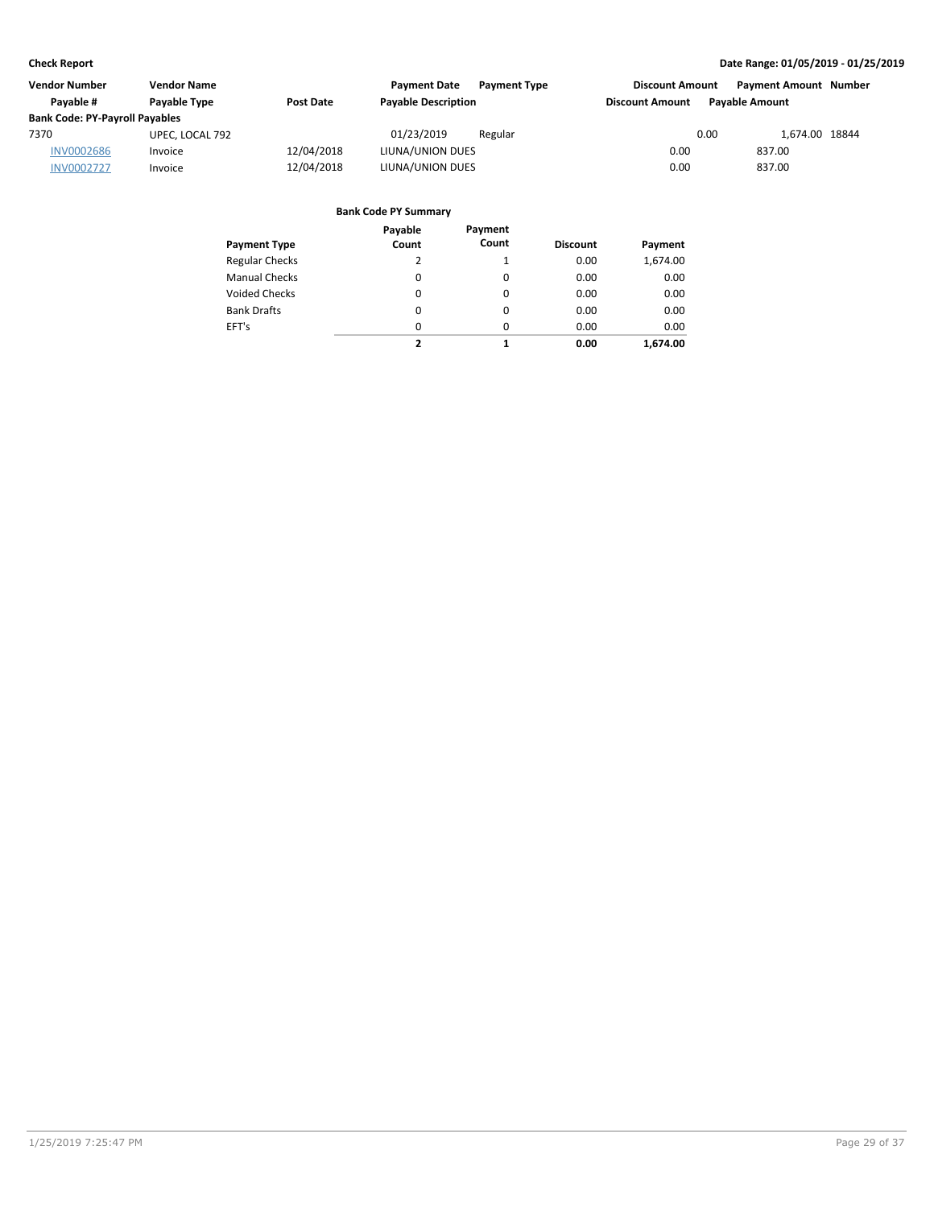**Check Report**

**Date Range: 01/05/2019 - 01/25/2019**

| Vendor Number | Vendor Name | | Payment Date | Payment Type | Discount Amount | Payment Amount | Number |
|---|---|---|---|---|---|---|---|
| Payable # | Payable Type | Post Date | Payable Description | | Discount Amount | Payable Amount | |
| **Bank Code: PY-Payroll Payables** | | | | | | | |
| 7370 | UPEC, LOCAL 792 | | 01/23/2019 | Regular | 0.00 | 1,674.00 | 18844 |
| INV0002686 | Invoice | 12/04/2018 | LIUNA/UNION DUES | | 0.00 | 837.00 | |
| INV0002727 | Invoice | 12/04/2018 | LIUNA/UNION DUES | | 0.00 | 837.00 | |

**Bank Code PY Summary**

| Payment Type | Payable Count | Payment Count | Discount | Payment |
|---|---|---|---|---|
| Regular Checks | 2 | 1 | 0.00 | 1,674.00 |
| Manual Checks | 0 | 0 | 0.00 | 0.00 |
| Voided Checks | 0 | 0 | 0.00 | 0.00 |
| Bank Drafts | 0 | 0 | 0.00 | 0.00 |
| EFT's | 0 | 0 | 0.00 | 0.00 |
| | **2** | **1** | **0.00** | **1,674.00** |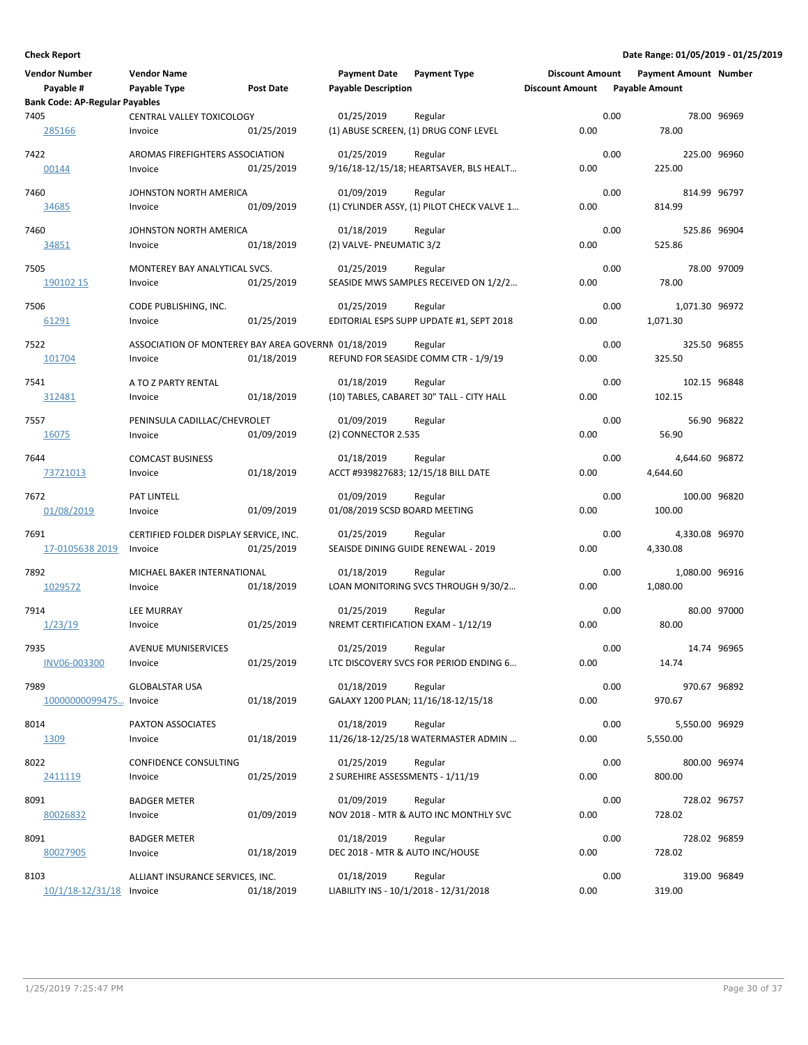**Check Report**

**Date Range: 01/05/2019 - 01/25/2019**

| Vendor Number / Payable # | Vendor Name / Payable Type | Post Date | Payment Date / Payable Description | Payment Type | Discount Amount | Payment Amount / Payable Amount | Number |
|---|---|---|---|---|---|---|---|
| **Bank Code: AP-Regular Payables** | | | | | | | |
| 7405 | CENTRAL VALLEY TOXICOLOGY | | 01/25/2019 | Regular | 0.00 | 78.00 | 96969 |
| 285166 | Invoice | 01/25/2019 | (1) ABUSE SCREEN, (1) DRUG CONF LEVEL | | 0.00 | 78.00 | |
| 7422 | AROMAS FIREFIGHTERS ASSOCIATION | | 01/25/2019 | Regular | 0.00 | 225.00 | 96960 |
| 00144 | Invoice | 01/25/2019 | 9/16/18-12/15/18; HEARTSAVER, BLS HEALT… | | 0.00 | 225.00 | |
| 7460 | JOHNSTON NORTH AMERICA | | 01/09/2019 | Regular | 0.00 | 814.99 | 96797 |
| 34685 | Invoice | 01/09/2019 | (1) CYLINDER ASSY, (1) PILOT CHECK VALVE 1… | | 0.00 | 814.99 | |
| 7460 | JOHNSTON NORTH AMERICA | | 01/18/2019 | Regular | 0.00 | 525.86 | 96904 |
| 34851 | Invoice | 01/18/2019 | (2) VALVE- PNEUMATIC 3/2 | | 0.00 | 525.86 | |
| 7505 | MONTEREY BAY ANALYTICAL SVCS. | | 01/25/2019 | Regular | 0.00 | 78.00 | 97009 |
| 190102 15 | Invoice | 01/25/2019 | SEASIDE MWS SAMPLES RECEIVED ON 1/2/2… | | 0.00 | 78.00 | |
| 7506 | CODE PUBLISHING, INC. | | 01/25/2019 | Regular | 0.00 | 1,071.30 | 96972 |
| 61291 | Invoice | 01/25/2019 | EDITORIAL ESPS SUPP UPDATE #1, SEPT 2018 | | 0.00 | 1,071.30 | |
| 7522 | ASSOCIATION OF MONTEREY BAY AREA GOVERNM | | 01/18/2019 | Regular | 0.00 | 325.50 | 96855 |
| 101704 | Invoice | 01/18/2019 | REFUND FOR SEASIDE COMM CTR - 1/9/19 | | 0.00 | 325.50 | |
| 7541 | A TO Z PARTY RENTAL | | 01/18/2019 | Regular | 0.00 | 102.15 | 96848 |
| 312481 | Invoice | 01/18/2019 | (10) TABLES, CABARET 30" TALL - CITY HALL | | 0.00 | 102.15 | |
| 7557 | PENINSULA CADILLAC/CHEVROLET | | 01/09/2019 | Regular | 0.00 | 56.90 | 96822 |
| 16075 | Invoice | 01/09/2019 | (2) CONNECTOR 2.535 | | 0.00 | 56.90 | |
| 7644 | COMCAST BUSINESS | | 01/18/2019 | Regular | 0.00 | 4,644.60 | 96872 |
| 73721013 | Invoice | 01/18/2019 | ACCT #939827683; 12/15/18 BILL DATE | | 0.00 | 4,644.60 | |
| 7672 | PAT LINTELL | | 01/09/2019 | Regular | 0.00 | 100.00 | 96820 |
| 01/08/2019 | Invoice | 01/09/2019 | 01/08/2019 SCSD BOARD MEETING | | 0.00 | 100.00 | |
| 7691 | CERTIFIED FOLDER DISPLAY SERVICE, INC. | | 01/25/2019 | Regular | 0.00 | 4,330.08 | 96970 |
| 17-0105638 2019 | Invoice | 01/25/2019 | SEAISDE DINING GUIDE RENEWAL - 2019 | | 0.00 | 4,330.08 | |
| 7892 | MICHAEL BAKER INTERNATIONAL | | 01/18/2019 | Regular | 0.00 | 1,080.00 | 96916 |
| 1029572 | Invoice | 01/18/2019 | LOAN MONITORING SVCS THROUGH 9/30/2… | | 0.00 | 1,080.00 | |
| 7914 | LEE MURRAY | | 01/25/2019 | Regular | 0.00 | 80.00 | 97000 |
| 1/23/19 | Invoice | 01/25/2019 | NREMT CERTIFICATION EXAM - 1/12/19 | | 0.00 | 80.00 | |
| 7935 | AVENUE MUNISERVICES | | 01/25/2019 | Regular | 0.00 | 14.74 | 96965 |
| INV06-003300 | Invoice | 01/25/2019 | LTC DISCOVERY SVCS FOR PERIOD ENDING 6… | | 0.00 | 14.74 | |
| 7989 | GLOBALSTAR USA | | 01/18/2019 | Regular | 0.00 | 970.67 | 96892 |
| 10000000099475… | Invoice | 01/18/2019 | GALAXY 1200 PLAN; 11/16/18-12/15/18 | | 0.00 | 970.67 | |
| 8014 | PAXTON ASSOCIATES | | 01/18/2019 | Regular | 0.00 | 5,550.00 | 96929 |
| 1309 | Invoice | 01/18/2019 | 11/26/18-12/25/18 WATERMASTER ADMIN … | | 0.00 | 5,550.00 | |
| 8022 | CONFIDENCE CONSULTING | | 01/25/2019 | Regular | 0.00 | 800.00 | 96974 |
| 2411119 | Invoice | 01/25/2019 | 2 SUREHIRE ASSESSMENTS - 1/11/19 | | 0.00 | 800.00 | |
| 8091 | BADGER METER | | 01/09/2019 | Regular | 0.00 | 728.02 | 96757 |
| 80026832 | Invoice | 01/09/2019 | NOV 2018 - MTR & AUTO INC MONTHLY SVC | | 0.00 | 728.02 | |
| 8091 | BADGER METER | | 01/18/2019 | Regular | 0.00 | 728.02 | 96859 |
| 80027905 | Invoice | 01/18/2019 | DEC 2018 - MTR & AUTO INC/HOUSE | | 0.00 | 728.02 | |
| 8103 | ALLIANT INSURANCE SERVICES, INC. | | 01/18/2019 | Regular | 0.00 | 319.00 | 96849 |
| 10/1/18-12/31/18 | Invoice | 01/18/2019 | LIABILITY INS - 10/1/2018 - 12/31/2018 | | 0.00 | 319.00 | |

1/25/2019 7:25:47 PM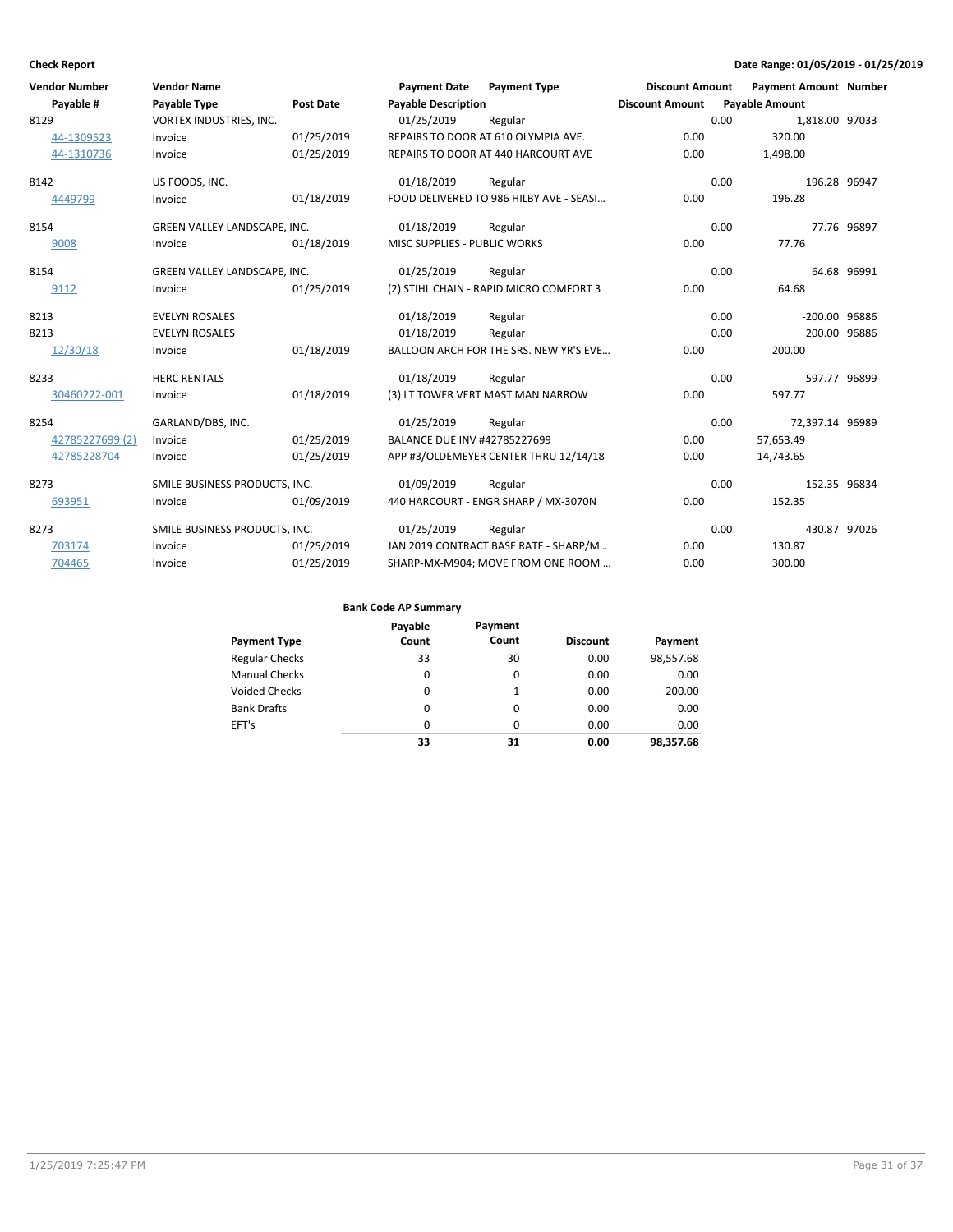**Check Report** | **Date Range: 01/05/2019 - 01/25/2019**

| Vendor Number | Vendor Name | | Payment Date | Payment Type | Discount Amount | Payment Amount | Number |
|---|---|---|---|---|---|---|---|
| **Payable #** | **Payable Type** | **Post Date** | **Payable Description** | | **Discount Amount** | **Payable Amount** | |
| 8129 | VORTEX INDUSTRIES, INC. | | 01/25/2019 | Regular | 0.00 | 1,818.00 | 97033 |
| 44-1309523 | Invoice | 01/25/2019 | REPAIRS TO DOOR AT 610 OLYMPIA AVE. | | 0.00 | 320.00 | |
| 44-1310736 | Invoice | 01/25/2019 | REPAIRS TO DOOR AT 440 HARCOURT AVE | | 0.00 | 1,498.00 | |
| 8142 | US FOODS, INC. | | 01/18/2019 | Regular | 0.00 | 196.28 | 96947 |
| 4449799 | Invoice | 01/18/2019 | FOOD DELIVERED TO 986 HILBY AVE - SEASI… | | 0.00 | 196.28 | |
| 8154 | GREEN VALLEY LANDSCAPE, INC. | | 01/18/2019 | Regular | 0.00 | 77.76 | 96897 |
| 9008 | Invoice | 01/18/2019 | MISC SUPPLIES - PUBLIC WORKS | | 0.00 | 77.76 | |
| 8154 | GREEN VALLEY LANDSCAPE, INC. | | 01/25/2019 | Regular | 0.00 | 64.68 | 96991 |
| 9112 | Invoice | 01/25/2019 | (2) STIHL CHAIN - RAPID MICRO COMFORT 3 | | 0.00 | 64.68 | |
| 8213 | EVELYN ROSALES | | 01/18/2019 | Regular | 0.00 | -200.00 | 96886 |
| 8213 | EVELYN ROSALES | | 01/18/2019 | Regular | 0.00 | 200.00 | 96886 |
| 12/30/18 | Invoice | 01/18/2019 | BALLOON ARCH FOR THE SRS. NEW YR'S EVE… | | 0.00 | 200.00 | |
| 8233 | HERC RENTALS | | 01/18/2019 | Regular | 0.00 | 597.77 | 96899 |
| 30460222-001 | Invoice | 01/18/2019 | (3) LT TOWER VERT MAST MAN NARROW | | 0.00 | 597.77 | |
| 8254 | GARLAND/DBS, INC. | | 01/25/2019 | Regular | 0.00 | 72,397.14 | 96989 |
| 42785227699 (2) | Invoice | 01/25/2019 | BALANCE DUE INV #42785227699 | | 0.00 | 57,653.49 | |
| 42785228704 | Invoice | 01/25/2019 | APP #3/OLDEMEYER CENTER THRU 12/14/18 | | 0.00 | 14,743.65 | |
| 8273 | SMILE BUSINESS PRODUCTS, INC. | | 01/09/2019 | Regular | 0.00 | 152.35 | 96834 |
| 693951 | Invoice | 01/09/2019 | 440 HARCOURT - ENGR SHARP / MX-3070N | | 0.00 | 152.35 | |
| 8273 | SMILE BUSINESS PRODUCTS, INC. | | 01/25/2019 | Regular | 0.00 | 430.87 | 97026 |
| 703174 | Invoice | 01/25/2019 | JAN 2019 CONTRACT BASE RATE - SHARP/M… | | 0.00 | 130.87 | |
| 704465 | Invoice | 01/25/2019 | SHARP-MX-M904; MOVE FROM ONE ROOM … | | 0.00 | 300.00 | |

**Bank Code AP Summary**

| Payment Type | Payable Count | Payment Count | Discount | Payment |
|---|---|---|---|---|
| Regular Checks | 33 | 30 | 0.00 | 98,557.68 |
| Manual Checks | 0 | 0 | 0.00 | 0.00 |
| Voided Checks | 0 | 1 | 0.00 | -200.00 |
| Bank Drafts | 0 | 0 | 0.00 | 0.00 |
| EFT's | 0 | 0 | 0.00 | 0.00 |
| | **33** | **31** | **0.00** | **98,357.68** |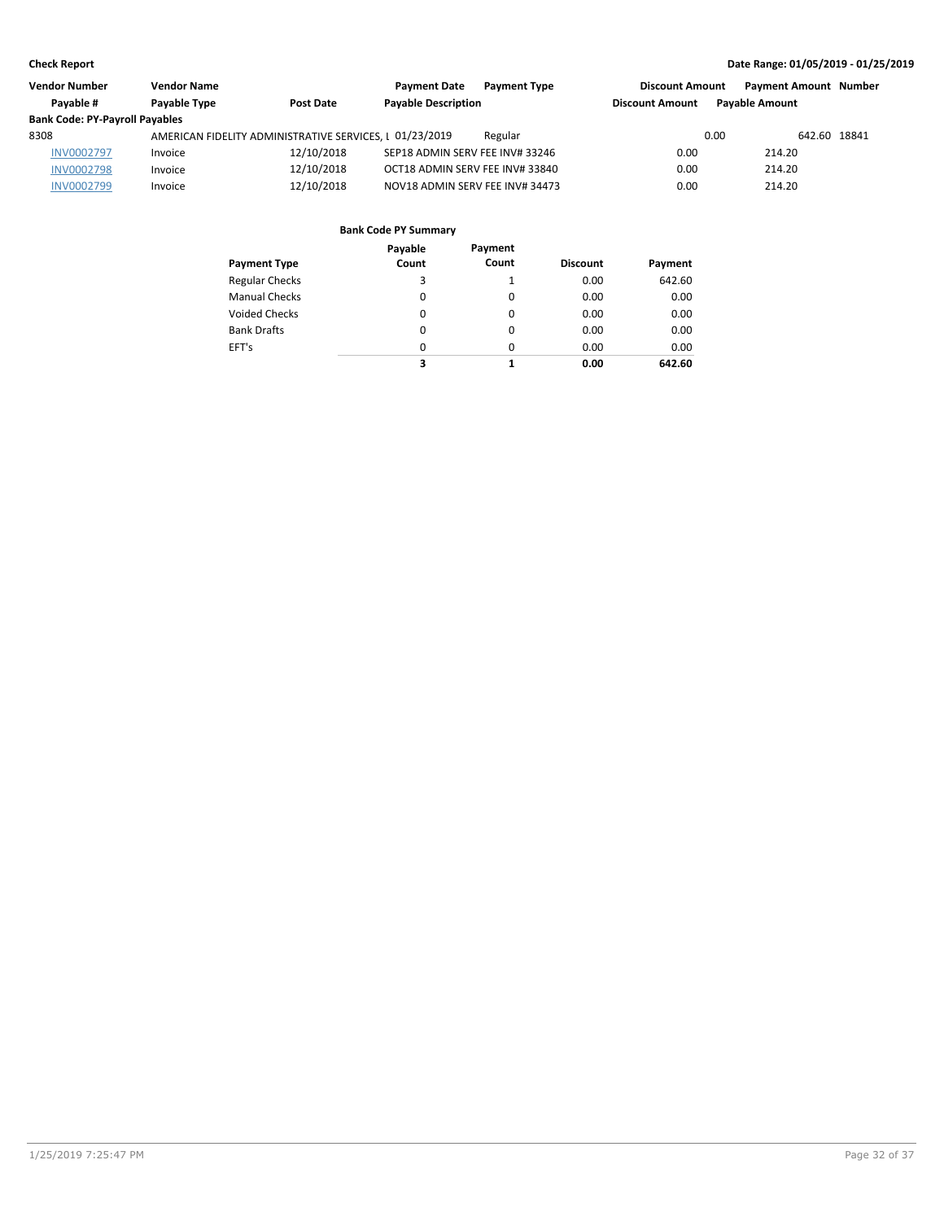**Check Report**

**Date Range: 01/05/2019 - 01/25/2019**

| Vendor Number | Vendor Name | | Payment Date | Payment Type | Discount Amount | Payment Amount | Number |
|---|---|---|---|---|---|---|---|
| Payable # | Payable Type | Post Date | Payable Description | | Discount Amount | Payable Amount | |
| **Bank Code: PY-Payroll Payables** | | | | | | | |
| 8308 | AMERICAN FIDELITY ADMINISTRATIVE SERVICES, L | | 01/23/2019 | Regular | 0.00 | 642.60 | 18841 |
| INV0002797 | Invoice | 12/10/2018 | SEP18 ADMIN SERV FEE INV# 33246 | | 0.00 | 214.20 | |
| INV0002798 | Invoice | 12/10/2018 | OCT18 ADMIN SERV FEE INV# 33840 | | 0.00 | 214.20 | |
| INV0002799 | Invoice | 12/10/2018 | NOV18 ADMIN SERV FEE INV# 34473 | | 0.00 | 214.20 | |

**Bank Code PY Summary**

| Payment Type | Payable Count | Payment Count | Discount | Payment |
|---|---|---|---|---|
| Regular Checks | 3 | 1 | 0.00 | 642.60 |
| Manual Checks | 0 | 0 | 0.00 | 0.00 |
| Voided Checks | 0 | 0 | 0.00 | 0.00 |
| Bank Drafts | 0 | 0 | 0.00 | 0.00 |
| EFT's | 0 | 0 | 0.00 | 0.00 |
| | **3** | **1** | **0.00** | **642.60** |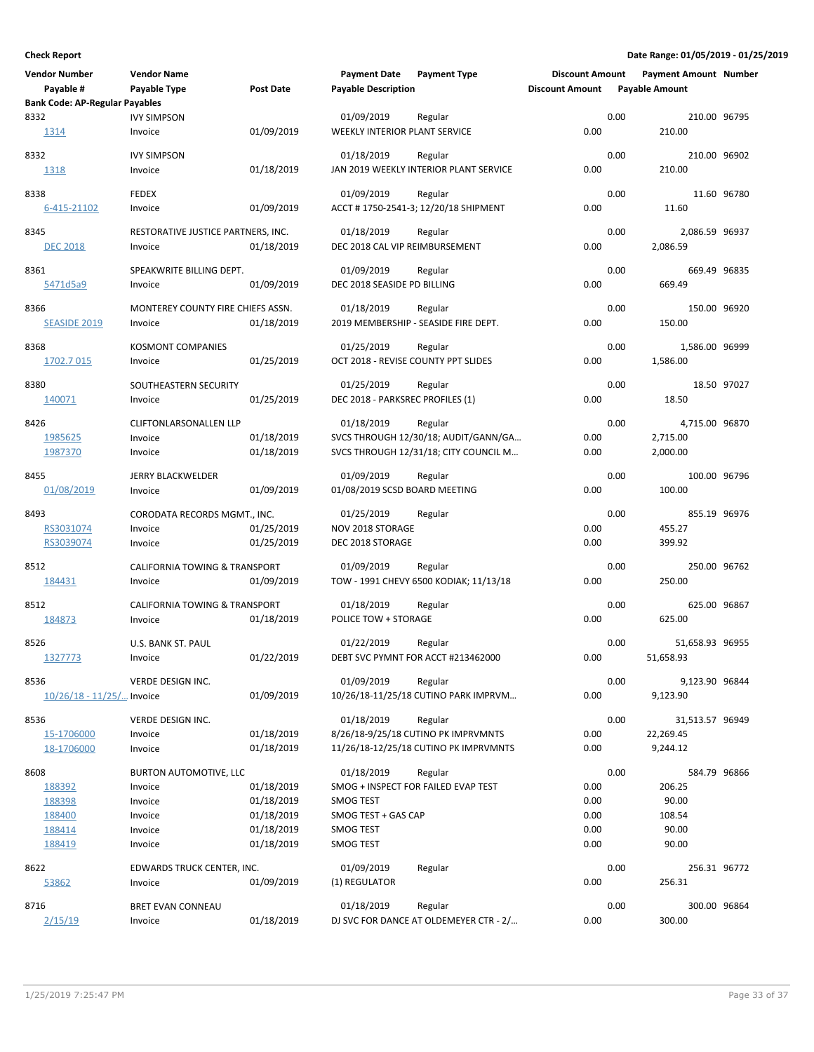**Check Report**

**Date Range: 01/05/2019 - 01/25/2019**

| Vendor Number / Payable # | Vendor Name / Payable Type | Post Date | Payment Date / Payable Description | Payment Type | Discount Amount / Discount Amount | Payment Amount / Payable Amount | Number |
|---|---|---|---|---|---|---|---|
| **Bank Code: AP-Regular Payables** | | | | | | | |
| 8332 | IVY SIMPSON | | 01/09/2019 | Regular | 0.00 | 210.00 | 96795 |
| 1314 | Invoice | 01/09/2019 | WEEKLY INTERIOR PLANT SERVICE | | 0.00 | 210.00 | |
| 8332 | IVY SIMPSON | | 01/18/2019 | Regular | 0.00 | 210.00 | 96902 |
| 1318 | Invoice | 01/18/2019 | JAN 2019 WEEKLY INTERIOR PLANT SERVICE | | 0.00 | 210.00 | |
| 8338 | FEDEX | | 01/09/2019 | Regular | 0.00 | 11.60 | 96780 |
| 6-415-21102 | Invoice | 01/09/2019 | ACCT # 1750-2541-3; 12/20/18 SHIPMENT | | 0.00 | 11.60 | |
| 8345 | RESTORATIVE JUSTICE PARTNERS, INC. | | 01/18/2019 | Regular | 0.00 | 2,086.59 | 96937 |
| DEC 2018 | Invoice | 01/18/2019 | DEC 2018 CAL VIP REIMBURSEMENT | | 0.00 | 2,086.59 | |
| 8361 | SPEAKWRITE BILLING DEPT. | | 01/09/2019 | Regular | 0.00 | 669.49 | 96835 |
| 5471d5a9 | Invoice | 01/09/2019 | DEC 2018 SEASIDE PD BILLING | | 0.00 | 669.49 | |
| 8366 | MONTEREY COUNTY FIRE CHIEFS ASSN. | | 01/18/2019 | Regular | 0.00 | 150.00 | 96920 |
| SEASIDE 2019 | Invoice | 01/18/2019 | 2019 MEMBERSHIP - SEASIDE FIRE DEPT. | | 0.00 | 150.00 | |
| 8368 | KOSMONT COMPANIES | | 01/25/2019 | Regular | 0.00 | 1,586.00 | 96999 |
| 1702.7 015 | Invoice | 01/25/2019 | OCT 2018 - REVISE COUNTY PPT SLIDES | | 0.00 | 1,586.00 | |
| 8380 | SOUTHEASTERN SECURITY | | 01/25/2019 | Regular | 0.00 | 18.50 | 97027 |
| 140071 | Invoice | 01/25/2019 | DEC 2018 - PARKSREC PROFILES (1) | | 0.00 | 18.50 | |
| 8426 | CLIFTONLARSONALLEN LLP | | 01/18/2019 | Regular | 0.00 | 4,715.00 | 96870 |
| 1985625 | Invoice | 01/18/2019 | SVCS THROUGH 12/30/18; AUDIT/GANN/GA... | | 0.00 | 2,715.00 | |
| 1987370 | Invoice | 01/18/2019 | SVCS THROUGH 12/31/18; CITY COUNCIL M... | | 0.00 | 2,000.00 | |
| 8455 | JERRY BLACKWELDER | | 01/09/2019 | Regular | 0.00 | 100.00 | 96796 |
| 01/08/2019 | Invoice | 01/09/2019 | 01/08/2019 SCSD BOARD MEETING | | 0.00 | 100.00 | |
| 8493 | CORODATA RECORDS MGMT., INC. | | 01/25/2019 | Regular | 0.00 | 855.19 | 96976 |
| RS3031074 | Invoice | 01/25/2019 | NOV 2018 STORAGE | | 0.00 | 455.27 | |
| RS3039074 | Invoice | 01/25/2019 | DEC 2018 STORAGE | | 0.00 | 399.92 | |
| 8512 | CALIFORNIA TOWING & TRANSPORT | | 01/09/2019 | Regular | 0.00 | 250.00 | 96762 |
| 184431 | Invoice | 01/09/2019 | TOW - 1991 CHEVY 6500 KODIAK; 11/13/18 | | 0.00 | 250.00 | |
| 8512 | CALIFORNIA TOWING & TRANSPORT | | 01/18/2019 | Regular | 0.00 | 625.00 | 96867 |
| 184873 | Invoice | 01/18/2019 | POLICE TOW + STORAGE | | 0.00 | 625.00 | |
| 8526 | U.S. BANK ST. PAUL | | 01/22/2019 | Regular | 0.00 | 51,658.93 | 96955 |
| 1327773 | Invoice | 01/22/2019 | DEBT SVC PYMNT FOR ACCT #213462000 | | 0.00 | 51,658.93 | |
| 8536 | VERDE DESIGN INC. | | 01/09/2019 | Regular | 0.00 | 9,123.90 | 96844 |
| 10/26/18 - 11/25/... | Invoice | 01/09/2019 | 10/26/18-11/25/18 CUTINO PARK IMPRVM... | | 0.00 | 9,123.90 | |
| 8536 | VERDE DESIGN INC. | | 01/18/2019 | Regular | 0.00 | 31,513.57 | 96949 |
| 15-1706000 | Invoice | 01/18/2019 | 8/26/18-9/25/18 CUTINO PK IMPRVMNTS | | 0.00 | 22,269.45 | |
| 18-1706000 | Invoice | 01/18/2019 | 11/26/18-12/25/18 CUTINO PK IMPRVMNTS | | 0.00 | 9,244.12 | |
| 8608 | BURTON AUTOMOTIVE, LLC | | 01/18/2019 | Regular | 0.00 | 584.79 | 96866 |
| 188392 | Invoice | 01/18/2019 | SMOG + INSPECT FOR FAILED EVAP TEST | | 0.00 | 206.25 | |
| 188398 | Invoice | 01/18/2019 | SMOG TEST | | 0.00 | 90.00 | |
| 188400 | Invoice | 01/18/2019 | SMOG TEST + GAS CAP | | 0.00 | 108.54 | |
| 188414 | Invoice | 01/18/2019 | SMOG TEST | | 0.00 | 90.00 | |
| 188419 | Invoice | 01/18/2019 | SMOG TEST | | 0.00 | 90.00 | |
| 8622 | EDWARDS TRUCK CENTER, INC. | | 01/09/2019 | Regular | 0.00 | 256.31 | 96772 |
| 53862 | Invoice | 01/09/2019 | (1) REGULATOR | | 0.00 | 256.31 | |
| 8716 | BRET EVAN CONNEAU | | 01/18/2019 | Regular | 0.00 | 300.00 | 96864 |
| 2/15/19 | Invoice | 01/18/2019 | DJ SVC FOR DANCE AT OLDEMEYER CTR - 2/... | | 0.00 | 300.00 | |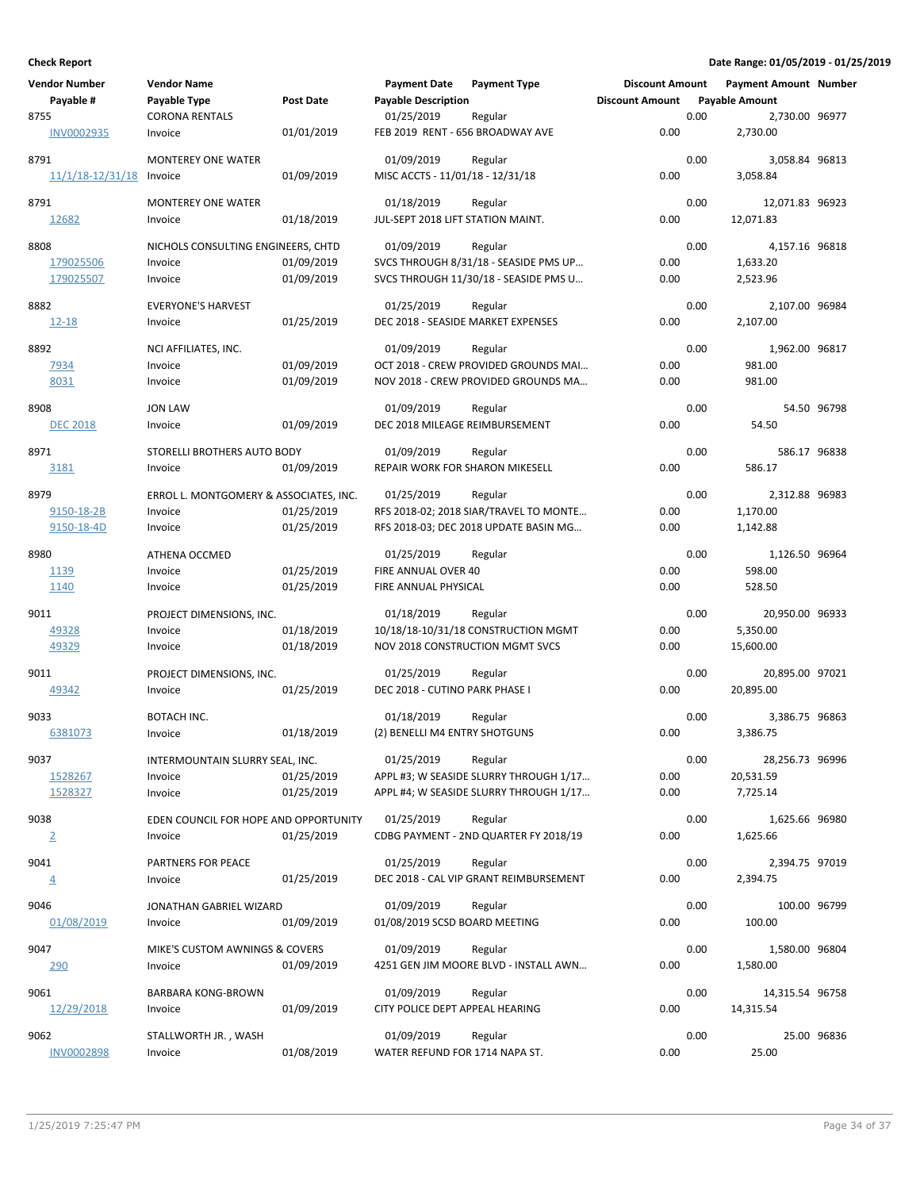**Check Report** | **Date Range: 01/05/2019 - 01/25/2019**

| Vendor Number | Vendor Name | | Payment Date | Payment Type | Discount Amount | Payment Amount | Number |
|---|---|---|---|---|---|---|---|
| Payable # | Payable Type | Post Date | Payable Description | | Discount Amount | Payable Amount | |
| 8755 | CORONA RENTALS | | 01/25/2019 | Regular | 0.00 | 2,730.00 | 96977 |
| INV0002935 | Invoice | 01/01/2019 | FEB 2019 RENT - 656 BROADWAY AVE | | 0.00 | 2,730.00 | |
| 8791 | MONTEREY ONE WATER | | 01/09/2019 | Regular | 0.00 | 3,058.84 | 96813 |
| 11/1/18-12/31/18 | Invoice | 01/09/2019 | MISC ACCTS - 11/01/18 - 12/31/18 | | 0.00 | 3,058.84 | |
| 8791 | MONTEREY ONE WATER | | 01/18/2019 | Regular | 0.00 | 12,071.83 | 96923 |
| 12682 | Invoice | 01/18/2019 | JUL-SEPT 2018 LIFT STATION MAINT. | | 0.00 | 12,071.83 | |
| 8808 | NICHOLS CONSULTING ENGINEERS, CHTD | | 01/09/2019 | Regular | 0.00 | 4,157.16 | 96818 |
| 179025506 | Invoice | 01/09/2019 | SVCS THROUGH 8/31/18 - SEASIDE PMS UP… | | 0.00 | 1,633.20 | |
| 179025507 | Invoice | 01/09/2019 | SVCS THROUGH 11/30/18 - SEASIDE PMS U… | | 0.00 | 2,523.96 | |
| 8882 | EVERYONE'S HARVEST | | 01/25/2019 | Regular | 0.00 | 2,107.00 | 96984 |
| 12-18 | Invoice | 01/25/2019 | DEC 2018 - SEASIDE MARKET EXPENSES | | 0.00 | 2,107.00 | |
| 8892 | NCI AFFILIATES, INC. | | 01/09/2019 | Regular | 0.00 | 1,962.00 | 96817 |
| 7934 | Invoice | 01/09/2019 | OCT 2018 - CREW PROVIDED GROUNDS MAI… | | 0.00 | 981.00 | |
| 8031 | Invoice | 01/09/2019 | NOV 2018 - CREW PROVIDED GROUNDS MA… | | 0.00 | 981.00 | |
| 8908 | JON LAW | | 01/09/2019 | Regular | 0.00 | 54.50 | 96798 |
| DEC 2018 | Invoice | 01/09/2019 | DEC 2018 MILEAGE REIMBURSEMENT | | 0.00 | 54.50 | |
| 8971 | STORELLI BROTHERS AUTO BODY | | 01/09/2019 | Regular | 0.00 | 586.17 | 96838 |
| 3181 | Invoice | 01/09/2019 | REPAIR WORK FOR SHARON MIKESELL | | 0.00 | 586.17 | |
| 8979 | ERROL L. MONTGOMERY & ASSOCIATES, INC. | | 01/25/2019 | Regular | 0.00 | 2,312.88 | 96983 |
| 9150-18-2B | Invoice | 01/25/2019 | RFS 2018-02; 2018 SIAR/TRAVEL TO MONTE… | | 0.00 | 1,170.00 | |
| 9150-18-4D | Invoice | 01/25/2019 | RFS 2018-03; DEC 2018 UPDATE BASIN MG… | | 0.00 | 1,142.88 | |
| 8980 | ATHENA OCCMED | | 01/25/2019 | Regular | 0.00 | 1,126.50 | 96964 |
| 1139 | Invoice | 01/25/2019 | FIRE ANNUAL OVER 40 | | 0.00 | 598.00 | |
| 1140 | Invoice | 01/25/2019 | FIRE ANNUAL PHYSICAL | | 0.00 | 528.50 | |
| 9011 | PROJECT DIMENSIONS, INC. | | 01/18/2019 | Regular | 0.00 | 20,950.00 | 96933 |
| 49328 | Invoice | 01/18/2019 | 10/18/18-10/31/18 CONSTRUCTION MGMT | | 0.00 | 5,350.00 | |
| 49329 | Invoice | 01/18/2019 | NOV 2018 CONSTRUCTION MGMT SVCS | | 0.00 | 15,600.00 | |
| 9011 | PROJECT DIMENSIONS, INC. | | 01/25/2019 | Regular | 0.00 | 20,895.00 | 97021 |
| 49342 | Invoice | 01/25/2019 | DEC 2018 - CUTINO PARK PHASE I | | 0.00 | 20,895.00 | |
| 9033 | BOTACH INC. | | 01/18/2019 | Regular | 0.00 | 3,386.75 | 96863 |
| 6381073 | Invoice | 01/18/2019 | (2) BENELLI M4 ENTRY SHOTGUNS | | 0.00 | 3,386.75 | |
| 9037 | INTERMOUNTAIN SLURRY SEAL, INC. | | 01/25/2019 | Regular | 0.00 | 28,256.73 | 96996 |
| 1528267 | Invoice | 01/25/2019 | APPL #3; W SEASIDE SLURRY THROUGH 1/17… | | 0.00 | 20,531.59 | |
| 1528327 | Invoice | 01/25/2019 | APPL #4; W SEASIDE SLURRY THROUGH 1/17… | | 0.00 | 7,725.14 | |
| 9038 | EDEN COUNCIL FOR HOPE AND OPPORTUNITY | | 01/25/2019 | Regular | 0.00 | 1,625.66 | 96980 |
| 2 | Invoice | 01/25/2019 | CDBG PAYMENT - 2ND QUARTER FY 2018/19 | | 0.00 | 1,625.66 | |
| 9041 | PARTNERS FOR PEACE | | 01/25/2019 | Regular | 0.00 | 2,394.75 | 97019 |
| 4 | Invoice | 01/25/2019 | DEC 2018 - CAL VIP GRANT REIMBURSEMENT | | 0.00 | 2,394.75 | |
| 9046 | JONATHAN GABRIEL WIZARD | | 01/09/2019 | Regular | 0.00 | 100.00 | 96799 |
| 01/08/2019 | Invoice | 01/09/2019 | 01/08/2019 SCSD BOARD MEETING | | 0.00 | 100.00 | |
| 9047 | MIKE'S CUSTOM AWNINGS & COVERS | | 01/09/2019 | Regular | 0.00 | 1,580.00 | 96804 |
| 290 | Invoice | 01/09/2019 | 4251 GEN JIM MOORE BLVD - INSTALL AWN… | | 0.00 | 1,580.00 | |
| 9061 | BARBARA KONG-BROWN | | 01/09/2019 | Regular | 0.00 | 14,315.54 | 96758 |
| 12/29/2018 | Invoice | 01/09/2019 | CITY POLICE DEPT APPEAL HEARING | | 0.00 | 14,315.54 | |
| 9062 | STALLWORTH JR. , WASH | | 01/09/2019 | Regular | 0.00 | 25.00 | 96836 |
| INV0002898 | Invoice | 01/08/2019 | WATER REFUND FOR 1714 NAPA ST. | | 0.00 | 25.00 | |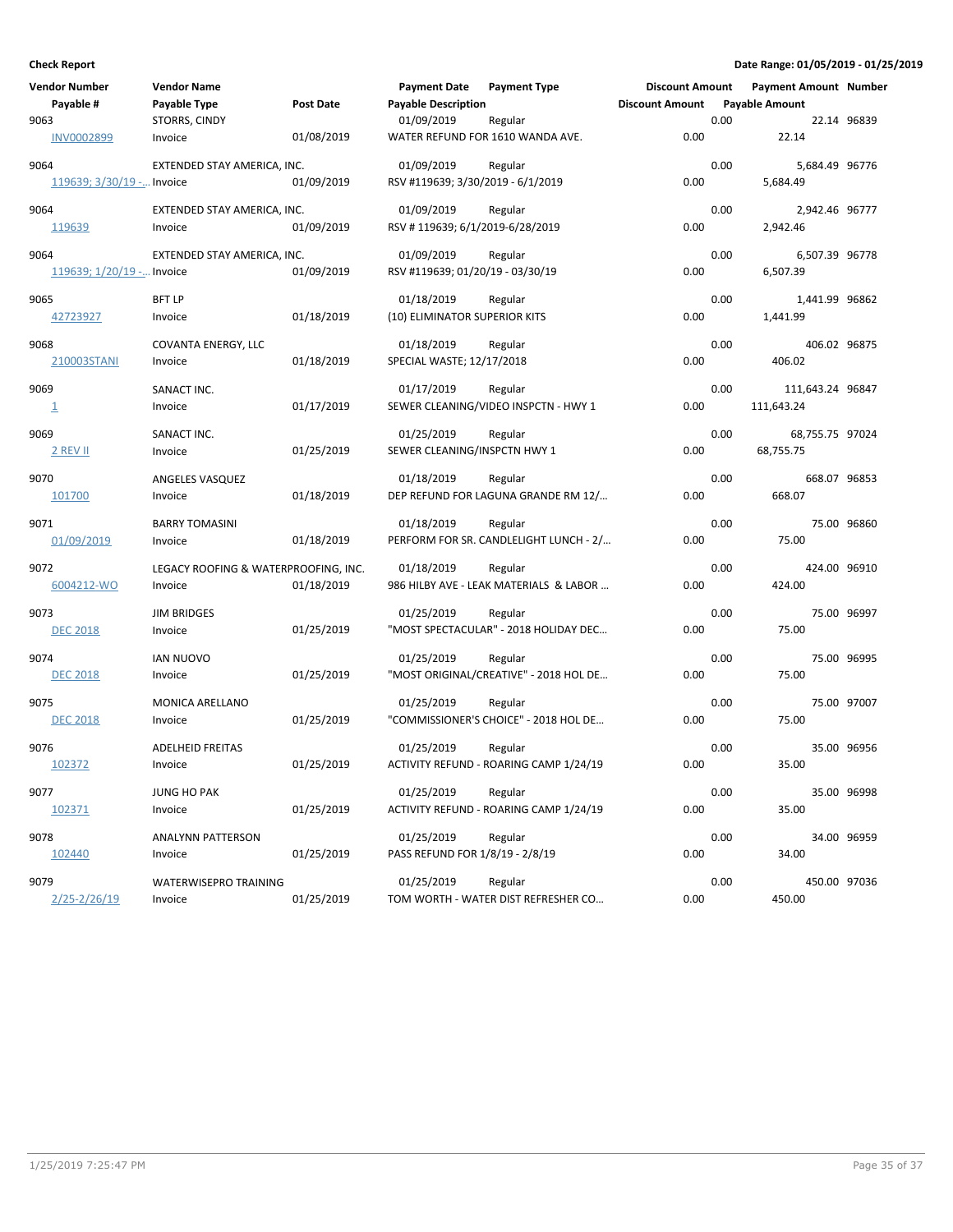**Check Report** | **Date Range: 01/05/2019 - 01/25/2019**

| Vendor Number / Payable # | Vendor Name / Payable Type | Post Date | Payment Date / Payable Description | Payment Type | Discount Amount / Discount Amount | Payment Amount / Payable Amount | Number |
|---|---|---|---|---|---|---|---|
| 9063 | STORRS, CINDY | | 01/09/2019 | Regular | 0.00 | 22.14 | 96839 |
| INV0002899 | Invoice | 01/08/2019 | WATER REFUND FOR 1610 WANDA AVE. | | 0.00 | 22.14 | |
| 9064 | EXTENDED STAY AMERICA, INC. | | 01/09/2019 | Regular | 0.00 | 5,684.49 | 96776 |
| 119639; 3/30/19 -... | Invoice | 01/09/2019 | RSV #119639; 3/30/2019 - 6/1/2019 | | 0.00 | 5,684.49 | |
| 9064 | EXTENDED STAY AMERICA, INC. | | 01/09/2019 | Regular | 0.00 | 2,942.46 | 96777 |
| 119639 | Invoice | 01/09/2019 | RSV # 119639; 6/1/2019-6/28/2019 | | 0.00 | 2,942.46 | |
| 9064 | EXTENDED STAY AMERICA, INC. | | 01/09/2019 | Regular | 0.00 | 6,507.39 | 96778 |
| 119639; 1/20/19 -... | Invoice | 01/09/2019 | RSV #119639; 01/20/19 - 03/30/19 | | 0.00 | 6,507.39 | |
| 9065 | BFT LP | | 01/18/2019 | Regular | 0.00 | 1,441.99 | 96862 |
| 42723927 | Invoice | 01/18/2019 | (10) ELIMINATOR SUPERIOR KITS | | 0.00 | 1,441.99 | |
| 9068 | COVANTA ENERGY, LLC | | 01/18/2019 | Regular | 0.00 | 406.02 | 96875 |
| 210003STANI | Invoice | 01/18/2019 | SPECIAL WASTE; 12/17/2018 | | 0.00 | 406.02 | |
| 9069 | SANACT INC. | | 01/17/2019 | Regular | 0.00 | 111,643.24 | 96847 |
| 1 | Invoice | 01/17/2019 | SEWER CLEANING/VIDEO INSPCTN - HWY 1 | | 0.00 | 111,643.24 | |
| 9069 | SANACT INC. | | 01/25/2019 | Regular | 0.00 | 68,755.75 | 97024 |
| 2 REV II | Invoice | 01/25/2019 | SEWER CLEANING/INSPCTN HWY 1 | | 0.00 | 68,755.75 | |
| 9070 | ANGELES VASQUEZ | | 01/18/2019 | Regular | 0.00 | 668.07 | 96853 |
| 101700 | Invoice | 01/18/2019 | DEP REFUND FOR LAGUNA GRANDE RM 12/... | | 0.00 | 668.07 | |
| 9071 | BARRY TOMASINI | | 01/18/2019 | Regular | 0.00 | 75.00 | 96860 |
| 01/09/2019 | Invoice | 01/18/2019 | PERFORM FOR SR. CANDLELIGHT LUNCH - 2/... | | 0.00 | 75.00 | |
| 9072 | LEGACY ROOFING & WATERPROOFING, INC. | | 01/18/2019 | Regular | 0.00 | 424.00 | 96910 |
| 6004212-WO | Invoice | 01/18/2019 | 986 HILBY AVE - LEAK MATERIALS & LABOR ... | | 0.00 | 424.00 | |
| 9073 | JIM BRIDGES | | 01/25/2019 | Regular | 0.00 | 75.00 | 96997 |
| DEC 2018 | Invoice | 01/25/2019 | "MOST SPECTACULAR" - 2018 HOLIDAY DEC... | | 0.00 | 75.00 | |
| 9074 | IAN NUOVO | | 01/25/2019 | Regular | 0.00 | 75.00 | 96995 |
| DEC 2018 | Invoice | 01/25/2019 | "MOST ORIGINAL/CREATIVE" - 2018 HOL DE... | | 0.00 | 75.00 | |
| 9075 | MONICA ARELLANO | | 01/25/2019 | Regular | 0.00 | 75.00 | 97007 |
| DEC 2018 | Invoice | 01/25/2019 | "COMMISSIONER'S CHOICE" - 2018 HOL DE... | | 0.00 | 75.00 | |
| 9076 | ADELHEID FREITAS | | 01/25/2019 | Regular | 0.00 | 35.00 | 96956 |
| 102372 | Invoice | 01/25/2019 | ACTIVITY REFUND - ROARING CAMP 1/24/19 | | 0.00 | 35.00 | |
| 9077 | JUNG HO PAK | | 01/25/2019 | Regular | 0.00 | 35.00 | 96998 |
| 102371 | Invoice | 01/25/2019 | ACTIVITY REFUND - ROARING CAMP 1/24/19 | | 0.00 | 35.00 | |
| 9078 | ANALYNN PATTERSON | | 01/25/2019 | Regular | 0.00 | 34.00 | 96959 |
| 102440 | Invoice | 01/25/2019 | PASS REFUND FOR 1/8/19 - 2/8/19 | | 0.00 | 34.00 | |
| 9079 | WATERWISEPRO TRAINING | | 01/25/2019 | Regular | 0.00 | 450.00 | 97036 |
| 2/25-2/26/19 | Invoice | 01/25/2019 | TOM WORTH - WATER DIST REFRESHER CO... | | 0.00 | 450.00 | |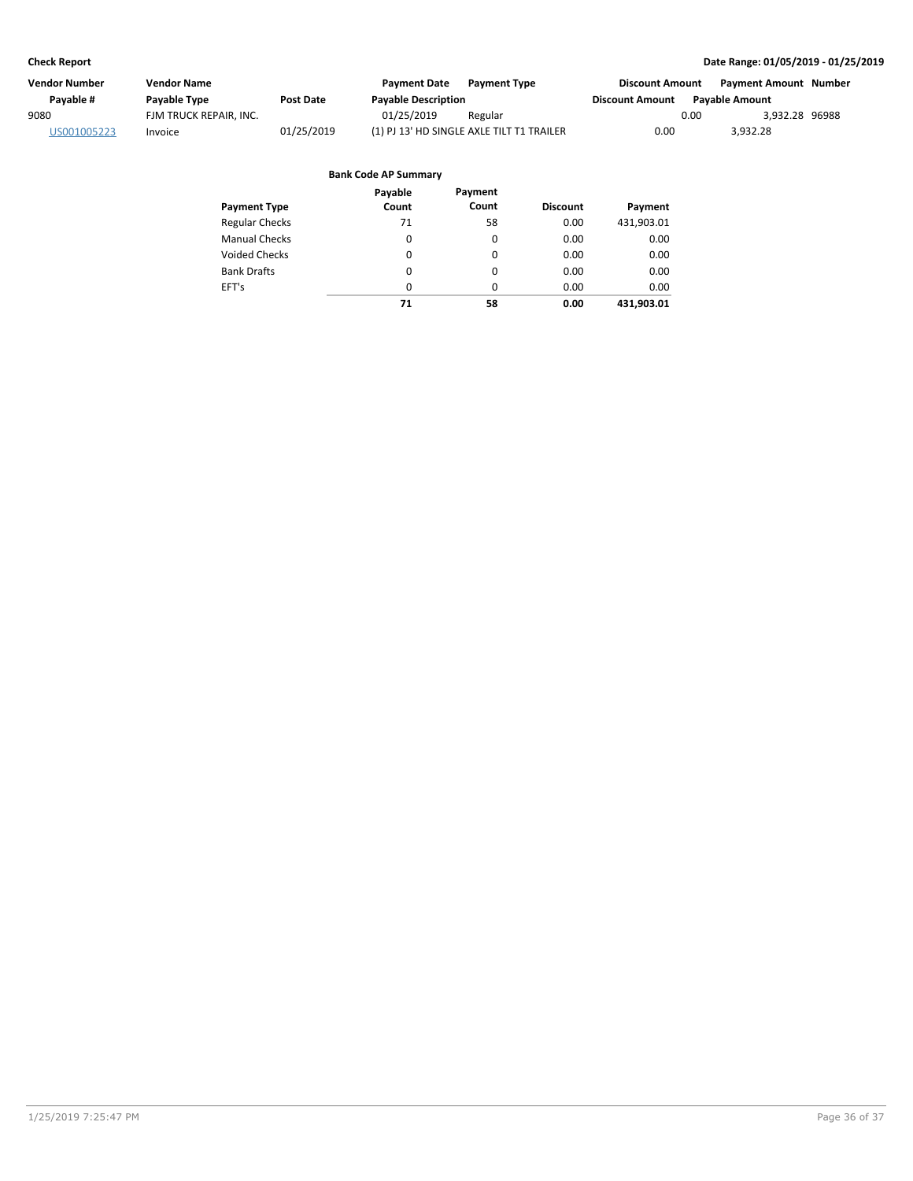| Vendor Number | Vendor Name | | Payment Date | Payment Type | Discount Amount | Payment Amount | Number |
|---|---|---|---|---|---|---|---|
| Payable # | Payable Type | Post Date | Payable Description | | Discount Amount | Payable Amount | |
| 9080 | FJM TRUCK REPAIR, INC. | | 01/25/2019 | Regular | 0.00 | 3,932.28 | 96988 |
| US001005223 | Invoice | 01/25/2019 | (1) PJ 13' HD SINGLE AXLE TILT T1 TRAILER | | 0.00 | 3,932.28 | |

**Bank Code AP Summary**

| Payment Type | Payable Count | Payment Count | Discount | Payment |
|---|---|---|---|---|
| Regular Checks | 71 | 58 | 0.00 | 431,903.01 |
| Manual Checks | 0 | 0 | 0.00 | 0.00 |
| Voided Checks | 0 | 0 | 0.00 | 0.00 |
| Bank Drafts | 0 | 0 | 0.00 | 0.00 |
| EFT's | 0 | 0 | 0.00 | 0.00 |
| | **71** | **58** | **0.00** | **431,903.01** |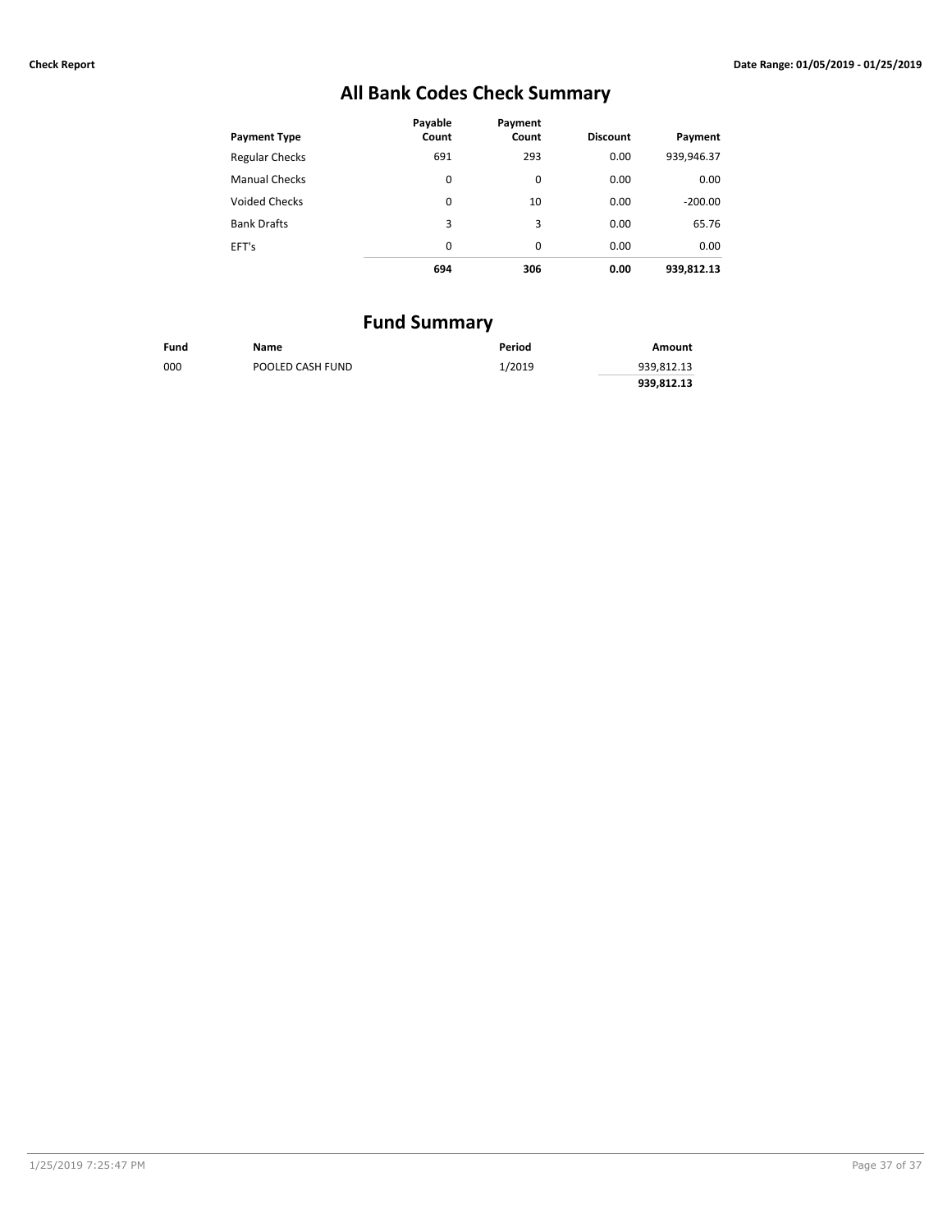## All Bank Codes Check Summary

| Payment Type | Payable Count | Payment Count | Discount | Payment |
|---|---|---|---|---|
| Regular Checks | 691 | 293 | 0.00 | 939,946.37 |
| Manual Checks | 0 | 0 | 0.00 | 0.00 |
| Voided Checks | 0 | 10 | 0.00 | -200.00 |
| Bank Drafts | 3 | 3 | 0.00 | 65.76 |
| EFT's | 0 | 0 | 0.00 | 0.00 |
| | **694** | **306** | **0.00** | **939,812.13** |

## Fund Summary

| Fund | Name | Period | Amount |
|---|---|---|---|
| 000 | POOLED CASH FUND | 1/2019 | 939,812.13 |
| | | | **939,812.13** |